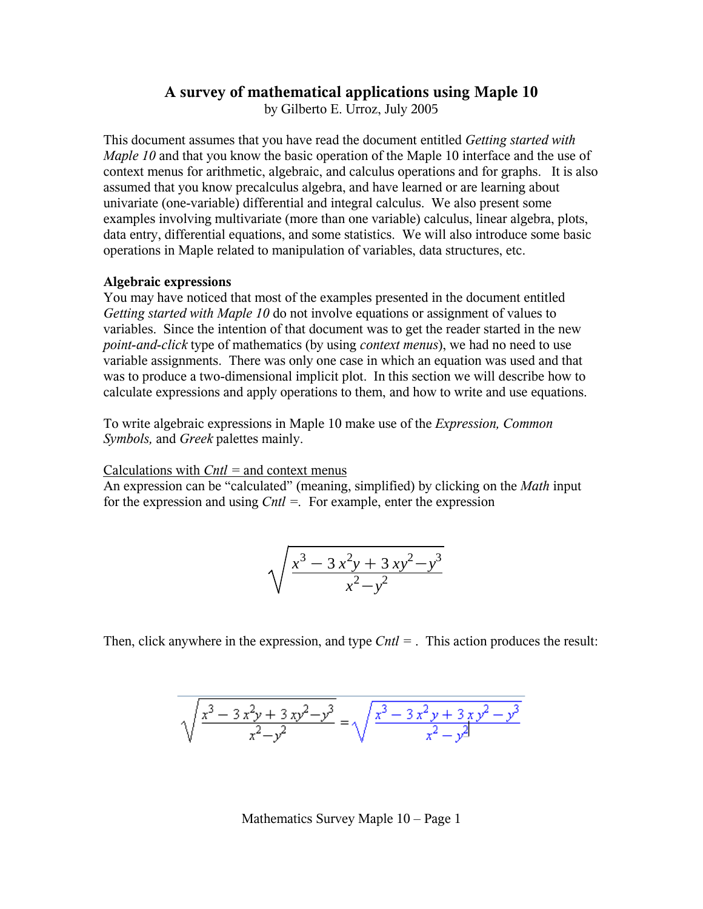# A survey of mathematical applications using Maple 10

by Gilberto E. Urroz, July 2005

This document assumes that you have read the document entitled *Getting started with Maple 10* and that you know the basic operation of the Maple 10 interface and the use of context menus for arithmetic, algebraic, and calculus operations and for graphs. It is also assumed that you know precalculus algebra, and have learned or are learning about univariate (one-variable) differential and integral calculus. We also present some examples involving multivariate (more than one variable) calculus, linear algebra, plots, data entry, differential equations, and some statistics. We will also introduce some basic operations in Maple related to manipulation of variables, data structures, etc.

**Algebraic expressions**

You may have noticed that most of the examples presented in the document entitled *Getting started with Maple 10* do not involve equations or assignment of values to variables. Since the intention of that document was to get the reader started in the new *point-and-click* type of mathematics (by using *context menus*), we had no need to use variable assignments. There was only one case in which an equation was used and that was to produce a two-dimensional implicit plot. In this section we will describe how to calculate expressions and apply operations to them, and how to write and use equations.

To write algebraic expressions in Maple 10 make use of the *Expression, Common Symbols,* and *Greek* palettes mainly.

<u>Calculations with *Cntl* = and context menus</u>

An expression can be "calculated" (meaning, simplified) by clicking on the *Math* input for the expression and using *Cntl* =. For example, enter the expression

$$\sqrt{\frac{x^3 - 3\,x^2 y + 3\,x y^2 - y^3}{x^2 - y^2}}$$

Then, click anywhere in the expression, and type *Cntl* = . This action produces the result:

$$\sqrt{\frac{x^3 - 3\,x^2 y + 3\,x y^2 - y^3}{x^2 - y^2}} = \sqrt{\frac{x^3 - 3\,x^2 y + 3\,x\,y^2 - y^3}{x^2 - y^2}}$$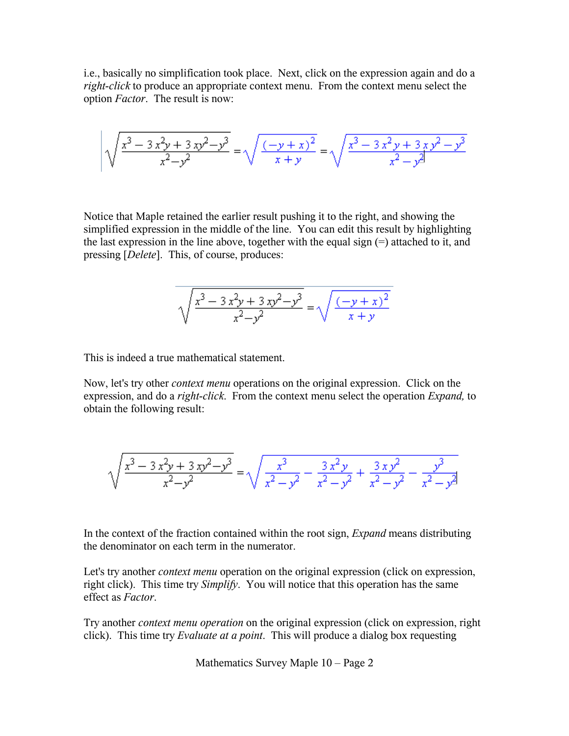i.e., basically no simplification took place. Next, click on the expression again and do a *right-click* to produce an appropriate context menu. From the context menu select the option *Factor*. The result is now:

$$\sqrt{\frac{x^3 - 3x^2y + 3xy^2 - y^3}{x^2 - y^2}} = \sqrt{\frac{(-y+x)^2}{x+y}} = \sqrt{\frac{x^3 - 3x^2y + 3xy^2 - y^3}{x^2 - y^2}}$$

Notice that Maple retained the earlier result pushing it to the right, and showing the simplified expression in the middle of the line. You can edit this result by highlighting the last expression in the line above, together with the equal sign (=) attached to it, and pressing [*Delete*]. This, of course, produces:

$$\sqrt{\frac{x^3 - 3x^2y + 3xy^2 - y^3}{x^2 - y^2}} = \sqrt{\frac{(-y+x)^2}{x+y}}$$

This is indeed a true mathematical statement.

Now, let's try other *context menu* operations on the original expression. Click on the expression, and do a *right-click*. From the context menu select the operation *Expand,* to obtain the following result:

$$\sqrt{\frac{x^3 - 3x^2y + 3xy^2 - y^3}{x^2 - y^2}} = \sqrt{\frac{x^3}{x^2 - y^2} - \frac{3x^2y}{x^2 - y^2} + \frac{3xy^2}{x^2 - y^2} - \frac{y^3}{x^2 - y^2}}$$

In the context of the fraction contained within the root sign, *Expand* means distributing the denominator on each term in the numerator.

Let's try another *context menu* operation on the original expression (click on expression, right click). This time try *Simplify*. You will notice that this operation has the same effect as *Factor*.

Try another *context menu operation* on the original expression (click on expression, right click). This time try *Evaluate at a point*. This will produce a dialog box requesting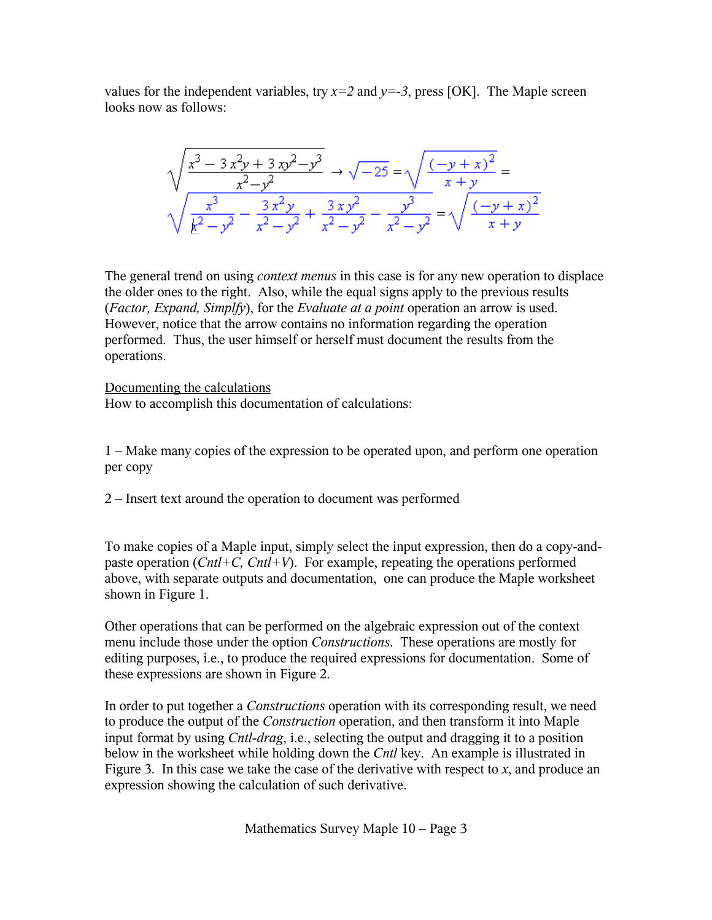values for the independent variables, try $x=2$ and $y=-3$, press [OK]. The Maple screen looks now as follows:

$$\sqrt{\frac{x^3 - 3x^2y + 3xy^2 - y^3}{x^2 - y^2}} \rightarrow \sqrt{-25} = \sqrt{\frac{(-y+x)^2}{x+y}} =$$

$$\sqrt{\frac{x^3}{x^2-y^2} - \frac{3x^2y}{x^2-y^2} + \frac{3xy^2}{x^2-y^2} - \frac{y^3}{x^2-y^2}} = \sqrt{\frac{(-y+x)^2}{x+y}}$$

The general trend on using *context menus* in this case is for any new operation to displace the older ones to the right. Also, while the equal signs apply to the previous results (*Factor, Expand, Simplfy*), for the *Evaluate at a point* operation an arrow is used. However, notice that the arrow contains no information regarding the operation performed. Thus, the user himself or herself must document the results from the operations.

Documenting the calculations

How to accomplish this documentation of calculations:

1 – Make many copies of the expression to be operated upon, and perform one operation per copy

2 – Insert text around the operation to document was performed

To make copies of a Maple input, simply select the input expression, then do a copy-and-paste operation (*Cntl+C, Cntl+V*). For example, repeating the operations performed above, with separate outputs and documentation, one can produce the Maple worksheet shown in Figure 1.

Other operations that can be performed on the algebraic expression out of the context menu include those under the option *Constructions*. These operations are mostly for editing purposes, i.e., to produce the required expressions for documentation. Some of these expressions are shown in Figure 2.

In order to put together a *Constructions* operation with its corresponding result, we need to produce the output of the *Construction* operation, and then transform it into Maple input format by using *Cntl-drag*, i.e., selecting the output and dragging it to a position below in the worksheet while holding down the *Cntl* key. An example is illustrated in Figure 3. In this case we take the case of the derivative with respect to $x$, and produce an expression showing the calculation of such derivative.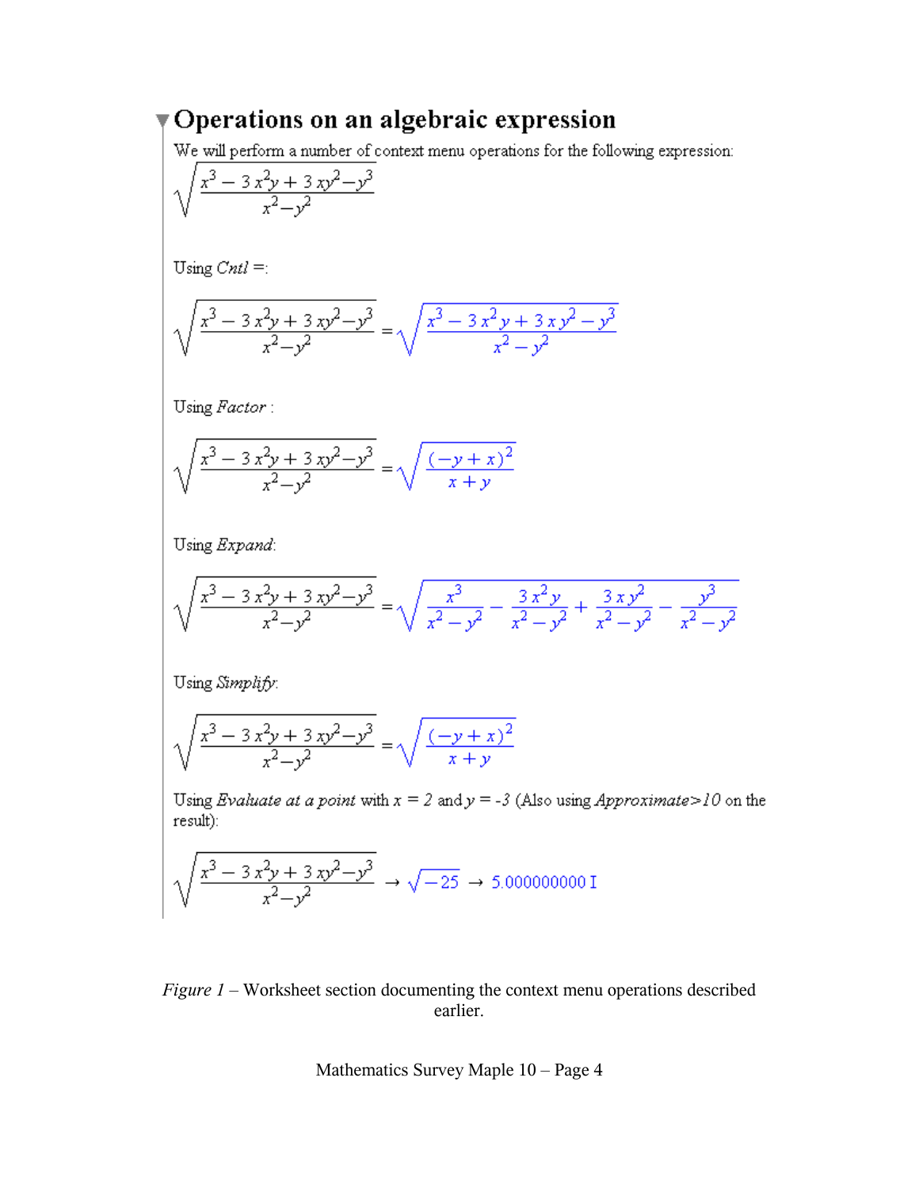## Operations on an algebraic expression

We will perform a number of context menu operations for the following expression:

$$\sqrt{\frac{x^3 - 3x^2y + 3xy^2 - y^3}{x^2 - y^2}}$$

Using *Cntl =*:

$$\sqrt{\frac{x^3 - 3x^2y + 3xy^2 - y^3}{x^2 - y^2}} = \sqrt{\frac{x^3 - 3x^2y + 3xy^2 - y^3}{x^2 - y^2}}$$

Using *Factor* :

$$\sqrt{\frac{x^3 - 3x^2y + 3xy^2 - y^3}{x^2 - y^2}} = \sqrt{\frac{(-y + x)^2}{x + y}}$$

Using *Expand*:

$$\sqrt{\frac{x^3 - 3x^2y + 3xy^2 - y^3}{x^2 - y^2}} = \sqrt{\frac{x^3}{x^2 - y^2} - \frac{3x^2y}{x^2 - y^2} + \frac{3xy^2}{x^2 - y^2} - \frac{y^3}{x^2 - y^2}}$$

Using *Simplify*:

$$\sqrt{\frac{x^3 - 3x^2y + 3xy^2 - y^3}{x^2 - y^2}} = \sqrt{\frac{(-y + x)^2}{x + y}}$$

Using *Evaluate at a point* with $x = 2$ and $y = -3$ (Also using *Approximate>10* on the result):

$$\sqrt{\frac{x^3 - 3x^2y + 3xy^2 - y^3}{x^2 - y^2}} \rightarrow \sqrt{-25} \rightarrow 5.000000000\,I$$

*Figure 1* – Worksheet section documenting the context menu operations described earlier.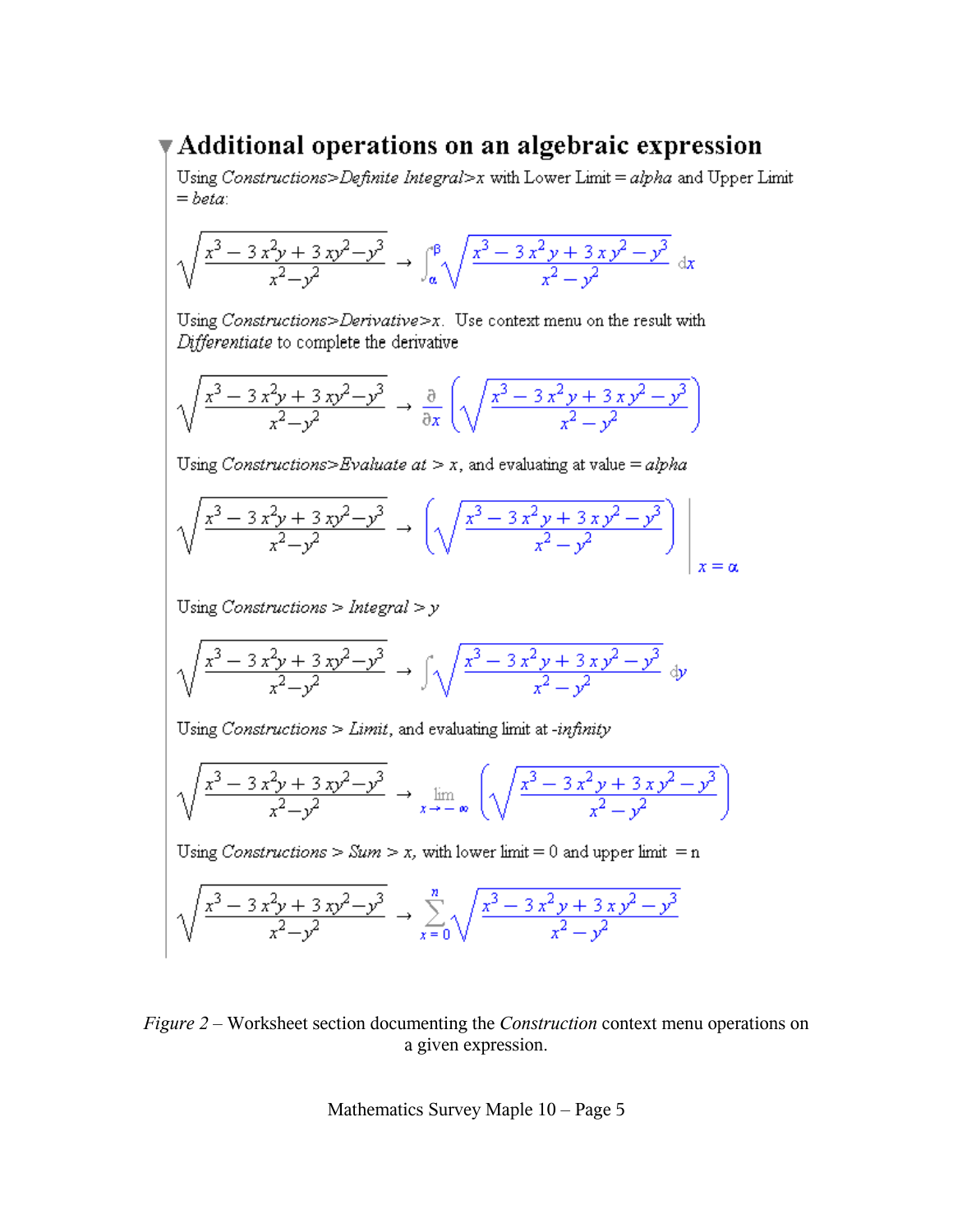## Additional operations on an algebraic expression

Using *Constructions>Definite Integral>x* with Lower Limit = *alpha* and Upper Limit = *beta*:

$$\sqrt{\frac{x^3 - 3x^2y + 3xy^2 - y^3}{x^2 - y^2}} \rightarrow \int_{\alpha}^{\beta} \sqrt{\frac{x^3 - 3x^2y + 3xy^2 - y^3}{x^2 - y^2}}\, dx$$

Using *Constructions>Derivative>x*. Use context menu on the result with *Differentiate* to complete the derivative

$$\sqrt{\frac{x^3 - 3x^2y + 3xy^2 - y^3}{x^2 - y^2}} \rightarrow \frac{\partial}{\partial x}\left(\sqrt{\frac{x^3 - 3x^2y + 3xy^2 - y^3}{x^2 - y^2}}\right)$$

Using *Constructions>Evaluate at* > $x$, and evaluating at value = *alpha*

$$\sqrt{\frac{x^3 - 3x^2y + 3xy^2 - y^3}{x^2 - y^2}} \rightarrow \left.\left(\sqrt{\frac{x^3 - 3x^2y + 3xy^2 - y^3}{x^2 - y^2}}\right)\right|_{x = \alpha}$$

Using *Constructions* > *Integral* > *y*

$$\sqrt{\frac{x^3 - 3x^2y + 3xy^2 - y^3}{x^2 - y^2}} \rightarrow \int \sqrt{\frac{x^3 - 3x^2y + 3xy^2 - y^3}{x^2 - y^2}}\, dy$$

Using *Constructions* > *Limit*, and evaluating limit at -*infinity*

$$\sqrt{\frac{x^3 - 3x^2y + 3xy^2 - y^3}{x^2 - y^2}} \rightarrow \lim_{x \to -\infty}\left(\sqrt{\frac{x^3 - 3x^2y + 3xy^2 - y^3}{x^2 - y^2}}\right)$$

Using *Constructions* > *Sum* > *x*, with lower limit = 0 and upper limit = n

$$\sqrt{\frac{x^3 - 3x^2y + 3xy^2 - y^3}{x^2 - y^2}} \rightarrow \sum_{x=0}^{n} \sqrt{\frac{x^3 - 3x^2y + 3xy^2 - y^3}{x^2 - y^2}}$$

*Figure 2* – Worksheet section documenting the *Construction* context menu operations on a given expression.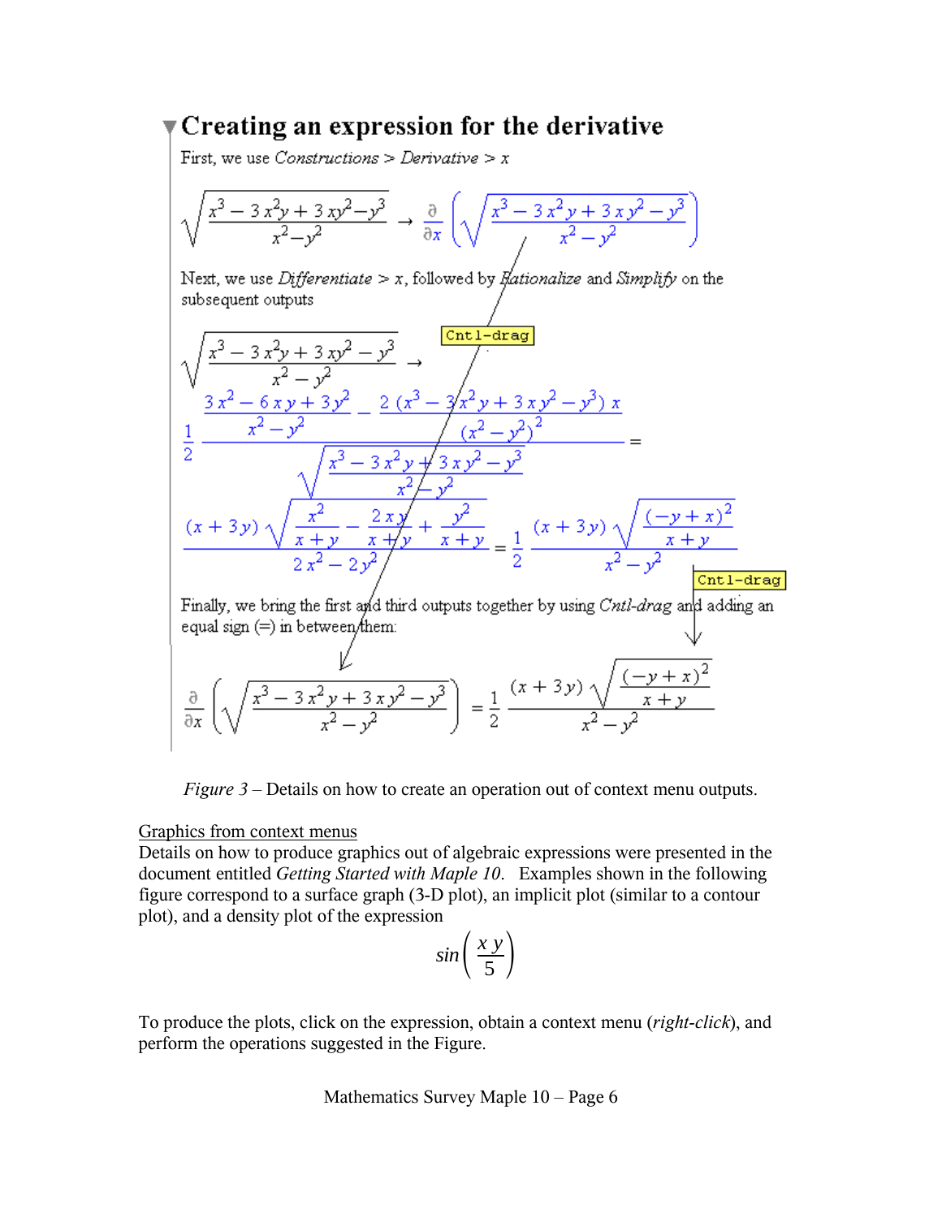## Creating an expression for the derivative

First, we use *Constructions* > *Derivative* > *x*

$$\sqrt{\frac{x^3 - 3x^2y + 3xy^2 - y^3}{x^2 - y^2}} \rightarrow \frac{\partial}{\partial x}\left(\sqrt{\frac{x^3 - 3x^2y + 3xy^2 - y^3}{x^2 - y^2}}\right)$$

Next, we use *Differentiate* > *x*, followed by *Rationalize* and *Simplify* on the subsequent outputs

$$\sqrt{\frac{x^3 - 3x^2y + 3xy^2 - y^3}{x^2 - y^2}} \rightarrow$$

$$\frac{1}{2} \frac{\frac{3x^2 - 6xy + 3y^2}{x^2 - y^2} - \frac{2(x^3 - 3x^2y + 3xy^2 - y^3)x}{(x^2 - y^2)^2}}{\sqrt{\frac{x^3 - 3x^2y + 3xy^2 - y^3}{x^2 - y^2}}} =$$

$$\frac{(x + 3y)\sqrt{\frac{x^2}{x+y} - \frac{2xy}{x+y} + \frac{y^2}{x+y}}}{2x^2 - 2y^2} = \frac{1}{2} \frac{(x + 3y)\sqrt{\frac{(-y + x)^2}{x+y}}}{x^2 - y^2}$$

Cntl-drag

Cntl-drag

Finally, we bring the first and third outputs together by using *Cntl-drag* and adding an equal sign (=) in between them:

$$\frac{\partial}{\partial x}\left(\sqrt{\frac{x^3 - 3x^2y + 3xy^2 - y^3}{x^2 - y^2}}\right) = \frac{1}{2} \frac{(x + 3y)\sqrt{\frac{(-y + x)^2}{x+y}}}{x^2 - y^2}$$

*Figure 3* – Details on how to create an operation out of context menu outputs.

<u>Graphics from context menus</u>

Details on how to produce graphics out of algebraic expressions were presented in the document entitled *Getting Started with Maple 10*. Examples shown in the following figure correspond to a surface graph (3-D plot), an implicit plot (similar to a contour plot), and a density plot of the expression

$$\sin\left(\frac{x\,y}{5}\right)$$

To produce the plots, click on the expression, obtain a context menu (*right-click*), and perform the operations suggested in the Figure.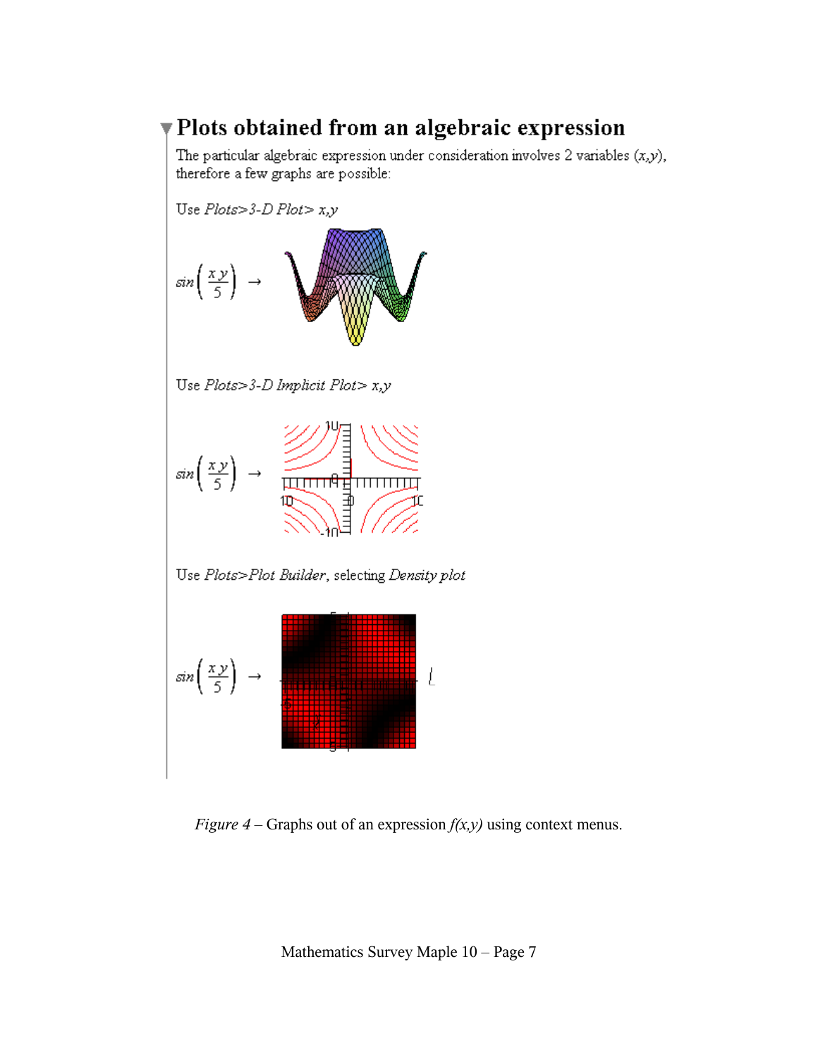## Plots obtained from an algebraic expression

The particular algebraic expression under consideration involves 2 variables $(x,y)$, therefore a few graphs are possible:

Use *Plots>3-D Plot> x,y*

$$\sin\left(\frac{x\,y}{5}\right) \rightarrow$$

Use *Plots>3-D Implicit Plot> x,y*

$$\sin\left(\frac{x\,y}{5}\right) \rightarrow$$

Use *Plots>Plot Builder*, selecting *Density plot*

$$\sin\left(\frac{x\,y}{5}\right) \rightarrow$$

*Figure 4* – Graphs out of an expression *f(x,y)* using context menus.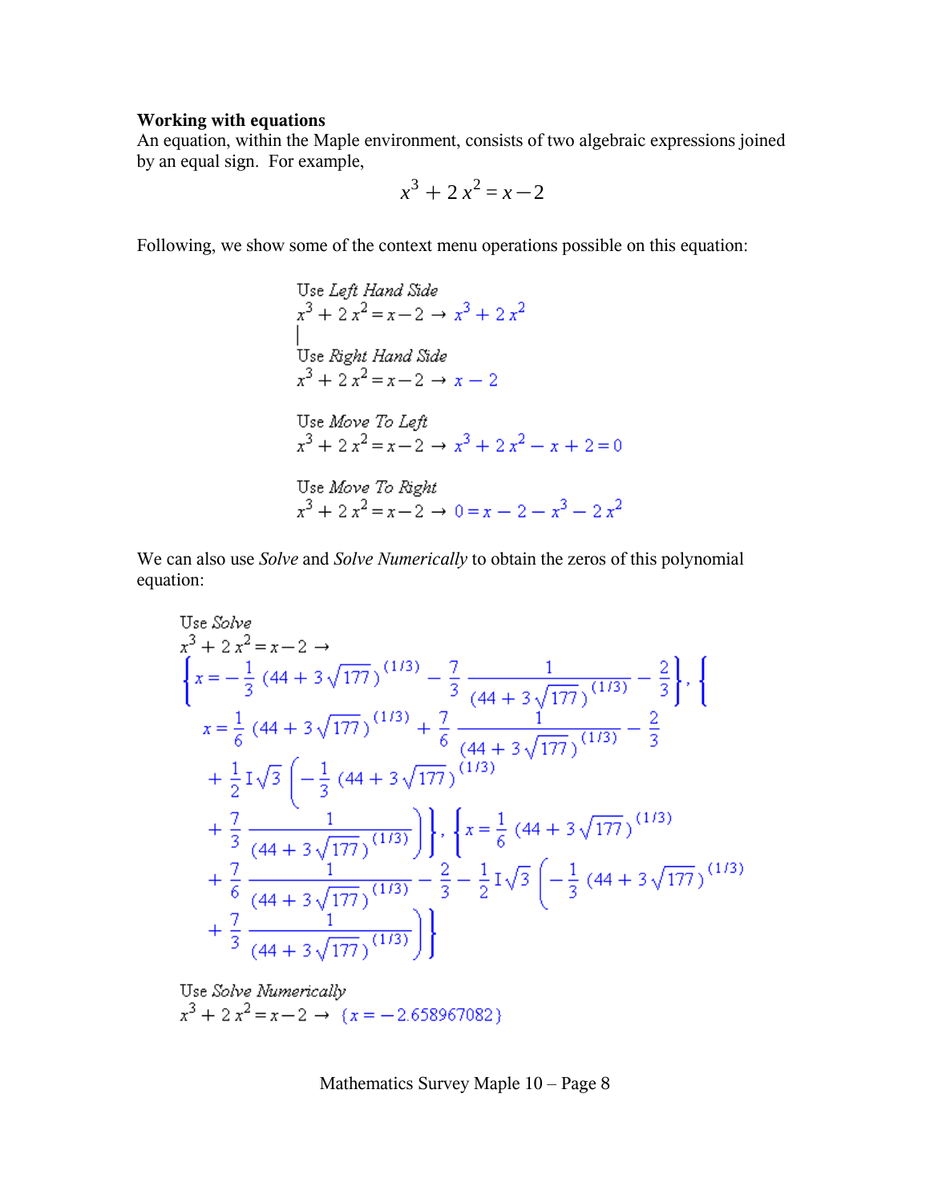**Working with equations**

An equation, within the Maple environment, consists of two algebraic expressions joined by an equal sign. For example,

$$x^3 + 2\,x^2 = x - 2$$

Following, we show some of the context menu operations possible on this equation:

Use *Left Hand Side*

$x^3 + 2\,x^2 = x - 2 \;\rightarrow\; x^3 + 2\,x^2$

Use *Right Hand Side*

$x^3 + 2\,x^2 = x - 2 \;\rightarrow\; x - 2$

Use *Move To Left*

$x^3 + 2\,x^2 = x - 2 \;\rightarrow\; x^3 + 2\,x^2 - x + 2 = 0$

Use *Move To Right*

$x^3 + 2\,x^2 = x - 2 \;\rightarrow\; 0 = x - 2 - x^3 - 2\,x^2$

We can also use *Solve* and *Solve Numerically* to obtain the zeros of this polynomial equation:

Use *Solve*

$x^3 + 2\,x^2 = x - 2 \;\rightarrow$

$$\left\{x = -\frac{1}{3}\left(44 + 3\sqrt{177}\right)^{(1/3)} - \frac{7}{3}\,\frac{1}{\left(44 + 3\sqrt{177}\right)^{(1/3)}} - \frac{2}{3}\right\}, \left\{ x = \frac{1}{6}\left(44 + 3\sqrt{177}\right)^{(1/3)} + \frac{7}{6}\,\frac{1}{\left(44 + 3\sqrt{177}\right)^{(1/3)}} - \frac{2}{3} + \frac{1}{2}\,\mathrm{I}\sqrt{3}\left(-\frac{1}{3}\left(44 + 3\sqrt{177}\right)^{(1/3)} + \frac{7}{3}\,\frac{1}{\left(44 + 3\sqrt{177}\right)^{(1/3)}}\right)\right\}, \left\{x = \frac{1}{6}\left(44 + 3\sqrt{177}\right)^{(1/3)} + \frac{7}{6}\,\frac{1}{\left(44 + 3\sqrt{177}\right)^{(1/3)}} - \frac{2}{3} - \frac{1}{2}\,\mathrm{I}\sqrt{3}\left(-\frac{1}{3}\left(44 + 3\sqrt{177}\right)^{(1/3)} + \frac{7}{3}\,\frac{1}{\left(44 + 3\sqrt{177}\right)^{(1/3)}}\right)\right\}$$

Use *Solve Numerically*

$x^3 + 2\,x^2 = x - 2 \;\rightarrow\; \{x = -2.658967082\}$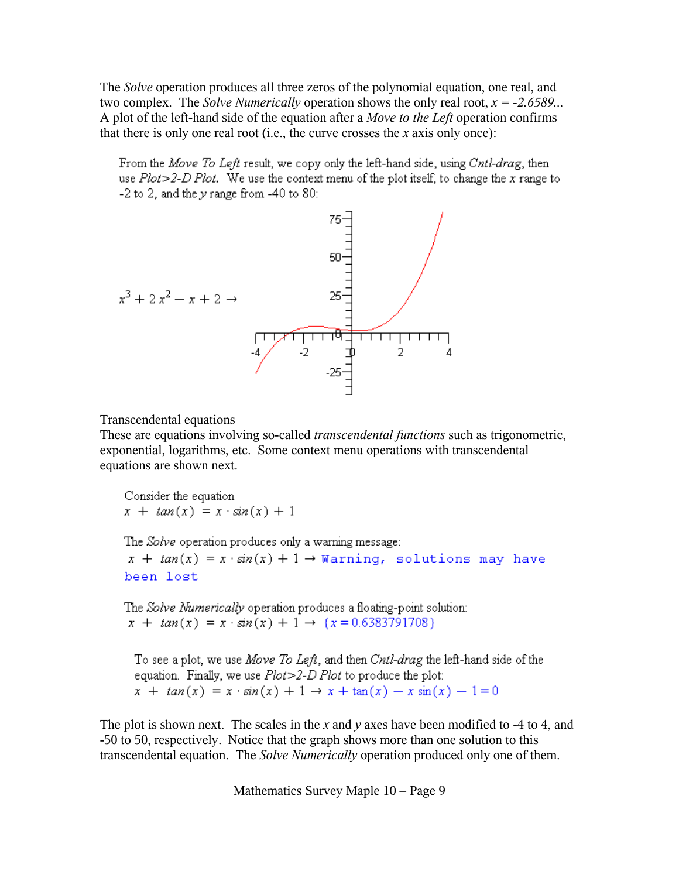The *Solve* operation produces all three zeros of the polynomial equation, one real, and two complex. The *Solve Numerically* operation shows the only real root, $x = -2.6589$... A plot of the left-hand side of the equation after a *Move to the Left* operation confirms that there is only one real root (i.e., the curve crosses the $x$ axis only once):

From the *Move To Left* result, we copy only the left-hand side, using *Cntl-drag*, then use *Plot>2-D Plot*. We use the context menu of the plot itself, to change the $x$ range to -2 to 2, and the $y$ range from -40 to 80:

$$x^3 + 2x^2 - x + 2 \rightarrow$$

Transcendental equations

These are equations involving so-called *transcendental functions* such as trigonometric, exponential, logarithms, etc. Some context menu operations with transcendental equations are shown next.

Consider the equation

$$x + \tan(x) = x \cdot \sin(x) + 1$$

The *Solve* operation produces only a warning message:

$x + \tan(x) = x \cdot \sin(x) + 1 \rightarrow$ `Warning, solutions may have been lost`

The *Solve Numerically* operation produces a floating-point solution:

$x + \tan(x) = x \cdot \sin(x) + 1 \rightarrow \{x = 0.6383791708\}$

To see a plot, we use *Move To Left*, and then *Cntl-drag* the left-hand side of the equation. Finally, we use *Plot>2-D Plot* to produce the plot:

$x + \tan(x) = x \cdot \sin(x) + 1 \rightarrow x + \tan(x) - x\sin(x) - 1 = 0$

The plot is shown next. The scales in the $x$ and $y$ axes have been modified to -4 to 4, and -50 to 50, respectively. Notice that the graph shows more than one solution to this transcendental equation. The *Solve Numerically* operation produced only one of them.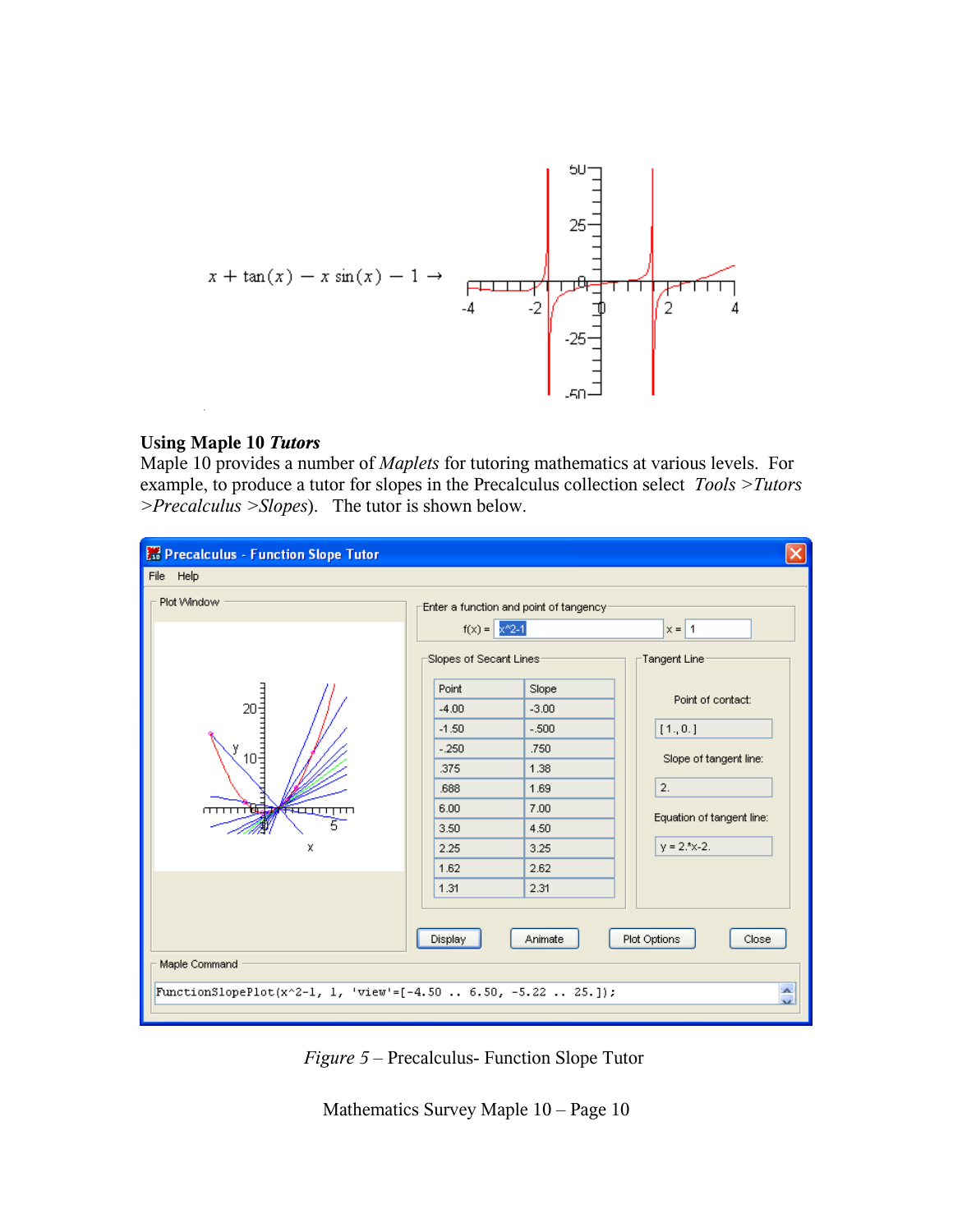$$x + \tan(x) - x\sin(x) - 1 \rightarrow$$

**Using Maple 10 *Tutors***

Maple 10 provides a number of *Maplets* for tutoring mathematics at various levels. For example, to produce a tutor for slopes in the Precalculus collection select *Tools >Tutors >Precalculus >Slopes*). The tutor is shown below.

*Figure 5* – Precalculus- Function Slope Tutor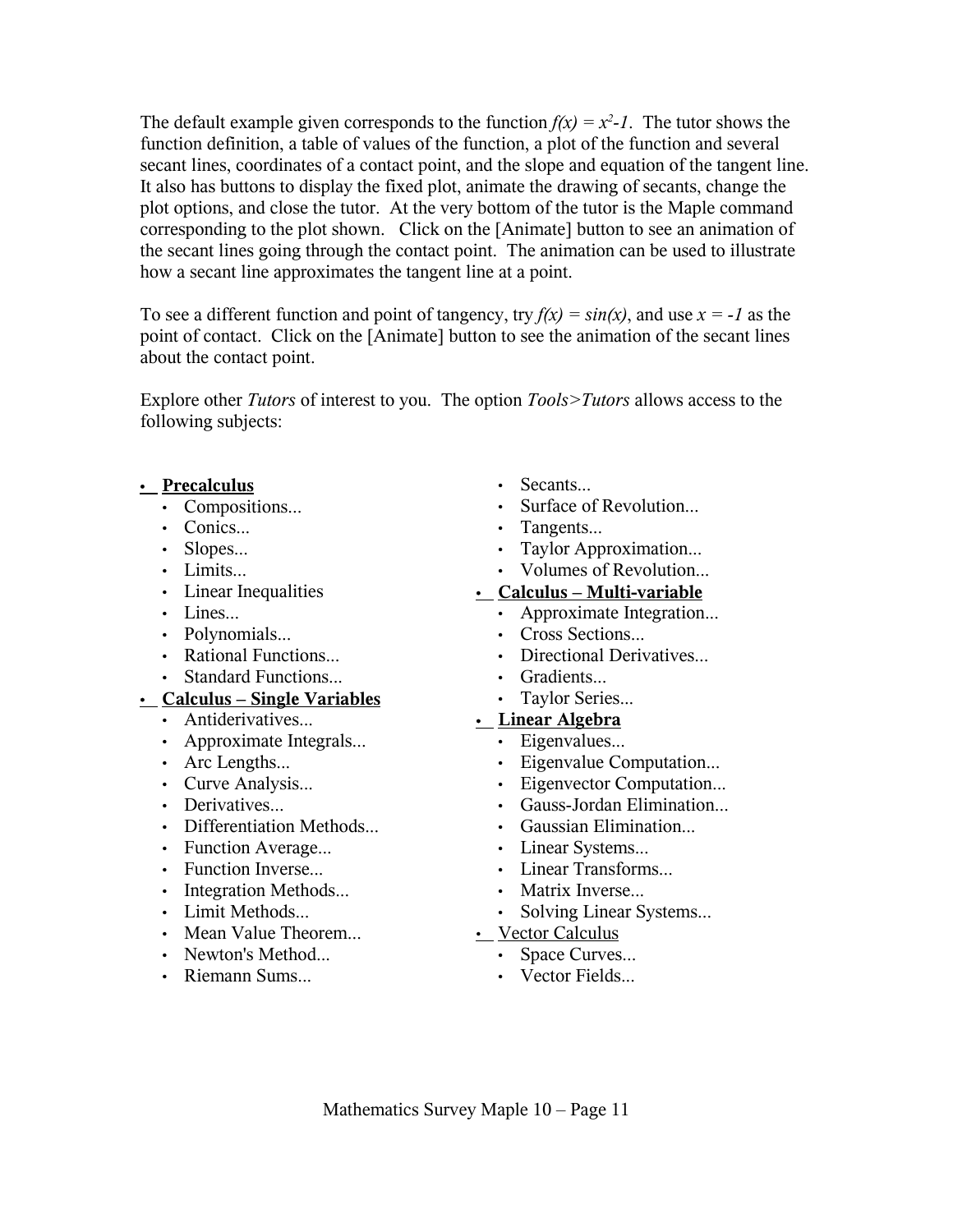The default example given corresponds to the function $f(x) = x^2-1$. The tutor shows the function definition, a table of values of the function, a plot of the function and several secant lines, coordinates of a contact point, and the slope and equation of the tangent line. It also has buttons to display the fixed plot, animate the drawing of secants, change the plot options, and close the tutor. At the very bottom of the tutor is the Maple command corresponding to the plot shown. Click on the [Animate] button to see an animation of the secant lines going through the contact point. The animation can be used to illustrate how a secant line approximates the tangent line at a point.

To see a different function and point of tangency, try $f(x) = sin(x)$, and use $x = -1$ as the point of contact. Click on the [Animate] button to see the animation of the secant lines about the contact point.

Explore other *Tutors* of interest to you. The option *Tools>Tutors* allows access to the following subjects:

- **Precalculus**
  - Compositions...
  - Conics...
  - Slopes...
  - Limits...
  - Linear Inequalities
  - Lines...
  - Polynomials...
  - Rational Functions...
  - Standard Functions...
- **Calculus – Single Variables**
  - Antiderivatives...
  - Approximate Integrals...
  - Arc Lengths...
  - Curve Analysis...
  - Derivatives...
  - Differentiation Methods...
  - Function Average...
  - Function Inverse...
  - Integration Methods...
  - Limit Methods...
  - Mean Value Theorem...
  - Newton's Method...
  - Riemann Sums...
  - Secants...
  - Surface of Revolution...
  - Tangents...
  - Taylor Approximation...
  - Volumes of Revolution...
- **Calculus – Multi-variable**
  - Approximate Integration...
  - Cross Sections...
  - Directional Derivatives...
  - Gradients...
  - Taylor Series...
- **Linear Algebra**
  - Eigenvalues...
  - Eigenvalue Computation...
  - Eigenvector Computation...
  - Gauss-Jordan Elimination...
  - Gaussian Elimination...
  - Linear Systems...
  - Linear Transforms...
  - Matrix Inverse...
  - Solving Linear Systems...
- Vector Calculus
  - Space Curves...
  - Vector Fields...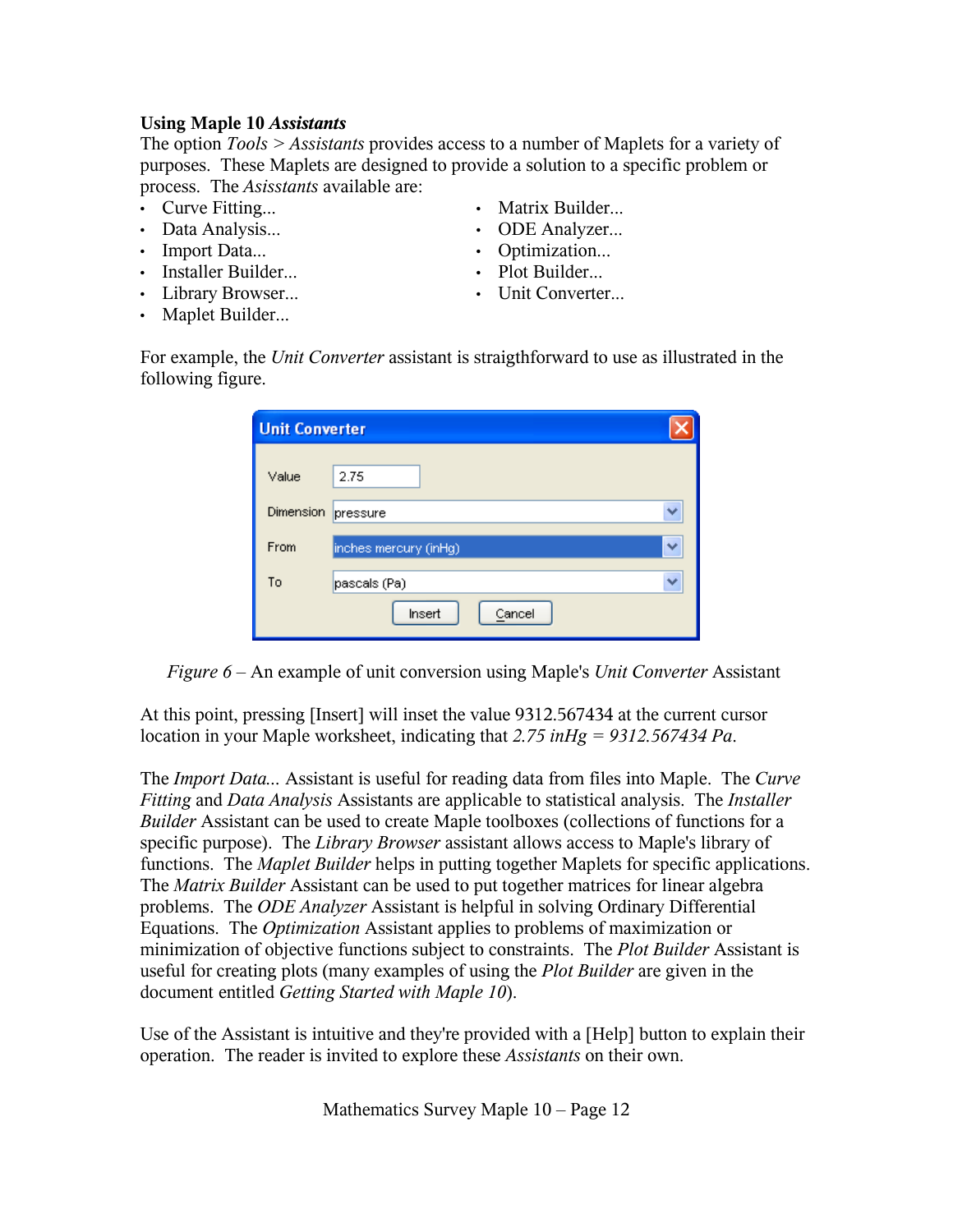**Using Maple 10 *Assistants***

The option *Tools* > *Assistants* provides access to a number of Maplets for a variety of purposes. These Maplets are designed to provide a solution to a specific problem or process. The *Assistants* available are:

- Curve Fitting...
- Data Analysis...
- Import Data...
- Installer Builder...
- Library Browser...
- Maplet Builder...
- Matrix Builder...
- ODE Analyzer...
- Optimization...
- Plot Builder...
- Unit Converter...

For example, the *Unit Converter* assistant is straigthforward to use as illustrated in the following figure.

*Figure 6* – An example of unit conversion using Maple's *Unit Converter* Assistant

At this point, pressing [Insert] will inset the value 9312.567434 at the current cursor location in your Maple worksheet, indicating that *2.75 inHg = 9312.567434 Pa*.

The *Import Data...* Assistant is useful for reading data from files into Maple. The *Curve Fitting* and *Data Analysis* Assistants are applicable to statistical analysis. The *Installer Builder* Assistant can be used to create Maple toolboxes (collections of functions for a specific purpose). The *Library Browser* assistant allows access to Maple's library of functions. The *Maplet Builder* helps in putting together Maplets for specific applications. The *Matrix Builder* Assistant can be used to put together matrices for linear algebra problems. The *ODE Analyzer* Assistant is helpful in solving Ordinary Differential Equations. The *Optimization* Assistant applies to problems of maximization or minimization of objective functions subject to constraints. The *Plot Builder* Assistant is useful for creating plots (many examples of using the *Plot Builder* are given in the document entitled *Getting Started with Maple 10*).

Use of the Assistant is intuitive and they're provided with a [Help] button to explain their operation. The reader is invited to explore these *Assistants* on their own.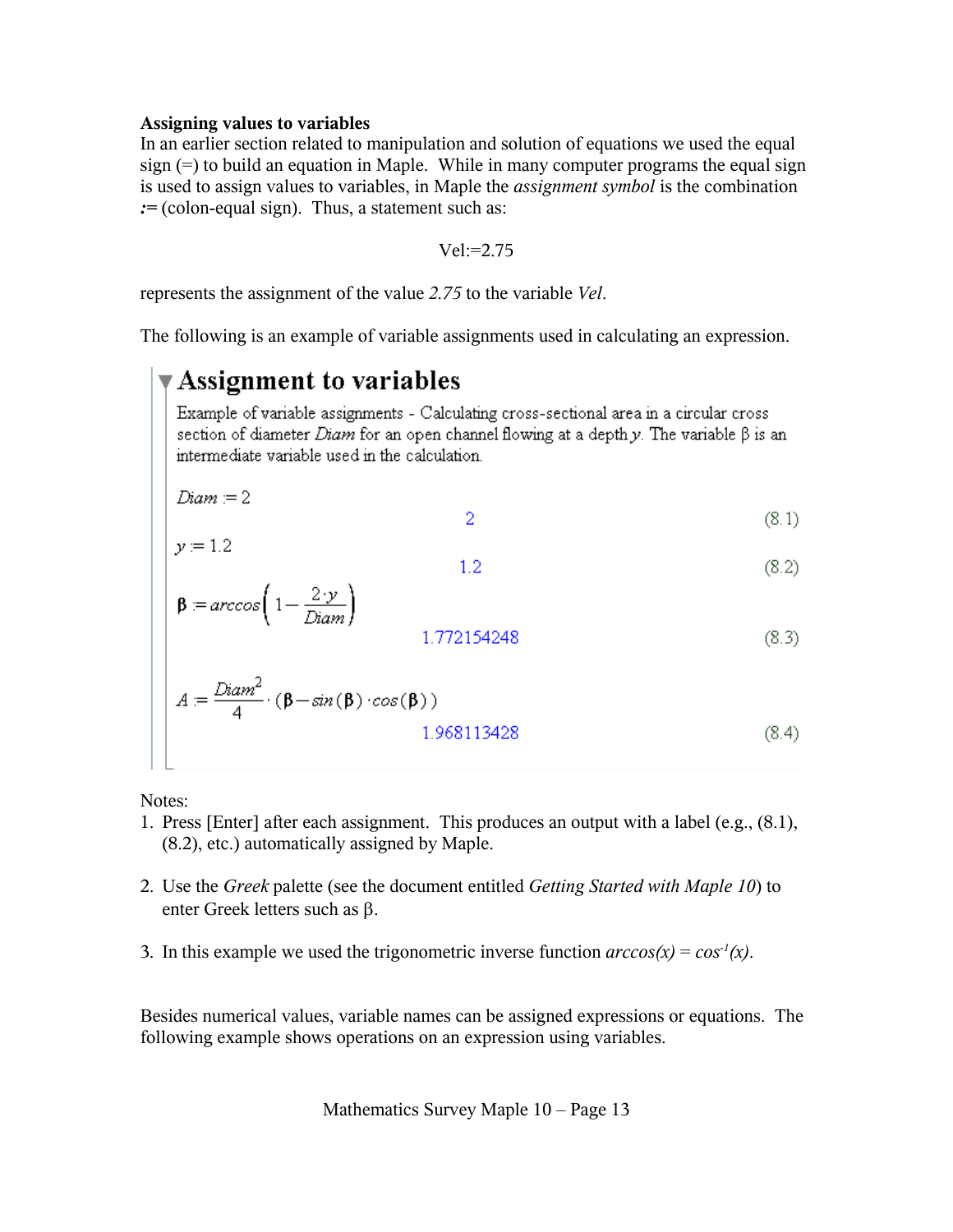**Assigning values to variables**

In an earlier section related to manipulation and solution of equations we used the equal sign (=) to build an equation in Maple. While in many computer programs the equal sign is used to assign values to variables, in Maple the *assignment symbol* is the combination ***:=*** (colon-equal sign). Thus, a statement such as:

Vel:=2.75

represents the assignment of the value *2.75* to the variable *Vel*.

The following is an example of variable assignments used in calculating an expression.

## Assignment to variables

Example of variable assignments - Calculating cross-sectional area in a circular cross section of diameter *Diam* for an open channel flowing at a depth *y*. The variable β is an intermediate variable used in the calculation.

$Diam := 2$

$$2 \qquad (8.1)$$

$y := 1.2$

$$1.2 \qquad (8.2)$$

$\beta := \arccos\left(1 - \frac{2 \cdot y}{Diam}\right)$

$$1.772154248 \qquad (8.3)$$

$A := \frac{Diam^2}{4} \cdot (\beta - \sin(\beta) \cdot \cos(\beta))$

$$1.968113428 \qquad (8.4)$$

Notes:

1. Press [Enter] after each assignment. This produces an output with a label (e.g., (8.1), (8.2), etc.) automatically assigned by Maple.

2. Use the *Greek* palette (see the document entitled *Getting Started with Maple 10*) to enter Greek letters such as β.

3. In this example we used the trigonometric inverse function $arccos(x) = cos^{-1}(x)$.

Besides numerical values, variable names can be assigned expressions or equations. The following example shows operations on an expression using variables.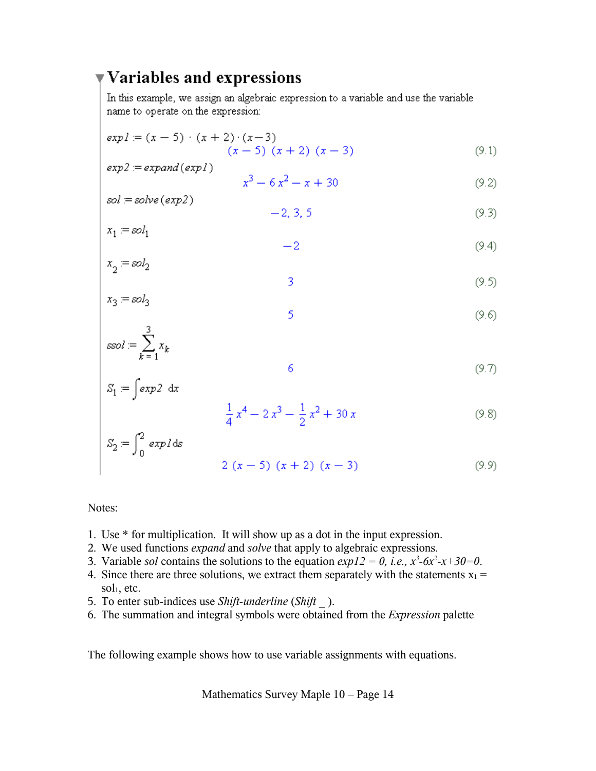# Variables and expressions

In this example, we assign an algebraic expression to a variable and use the variable name to operate on the expression:

$exp1 := (x-5)\cdot(x+2)\cdot(x-3)$

$$(x-5)\,(x+2)\,(x-3) \qquad (9.1)$$

$exp2 := expand(exp1)$

$$x^3 - 6\,x^2 - x + 30 \qquad (9.2)$$

$sol := solve(exp2)$

$$-2, 3, 5 \qquad (9.3)$$

$x_1 := sol_1$

$$-2 \qquad (9.4)$$

$x_2 := sol_2$

$$3 \qquad (9.5)$$

$x_3 := sol_3$

$$5 \qquad (9.6)$$

$ssol := \sum_{k=1}^{3} x_k$

$$6 \qquad (9.7)$$

$S_1 := \int exp2\ dx$

$$\frac{1}{4}\,x^4 - 2\,x^3 - \frac{1}{2}\,x^2 + 30\,x \qquad (9.8)$$

$S_2 := \int_0^2 exp1\,ds$

$$2\,(x-5)\,(x+2)\,(x-3) \qquad (9.9)$$

Notes:

1. Use * for multiplication. It will show up as a dot in the input expression.
2. We used functions *expand* and *solve* that apply to algebraic expressions.
3. Variable *sol* contains the solutions to the equation *exp12 = 0, i.e.,* $x^3-6x^2-x+30=0$.
4. Since there are three solutions, we extract them separately with the statements $x_1 = sol_1$, etc.
5. To enter sub-indices use *Shift-underline* (*Shift* _ ).
6. The summation and integral symbols were obtained from the *Expression* palette

The following example shows how to use variable assignments with equations.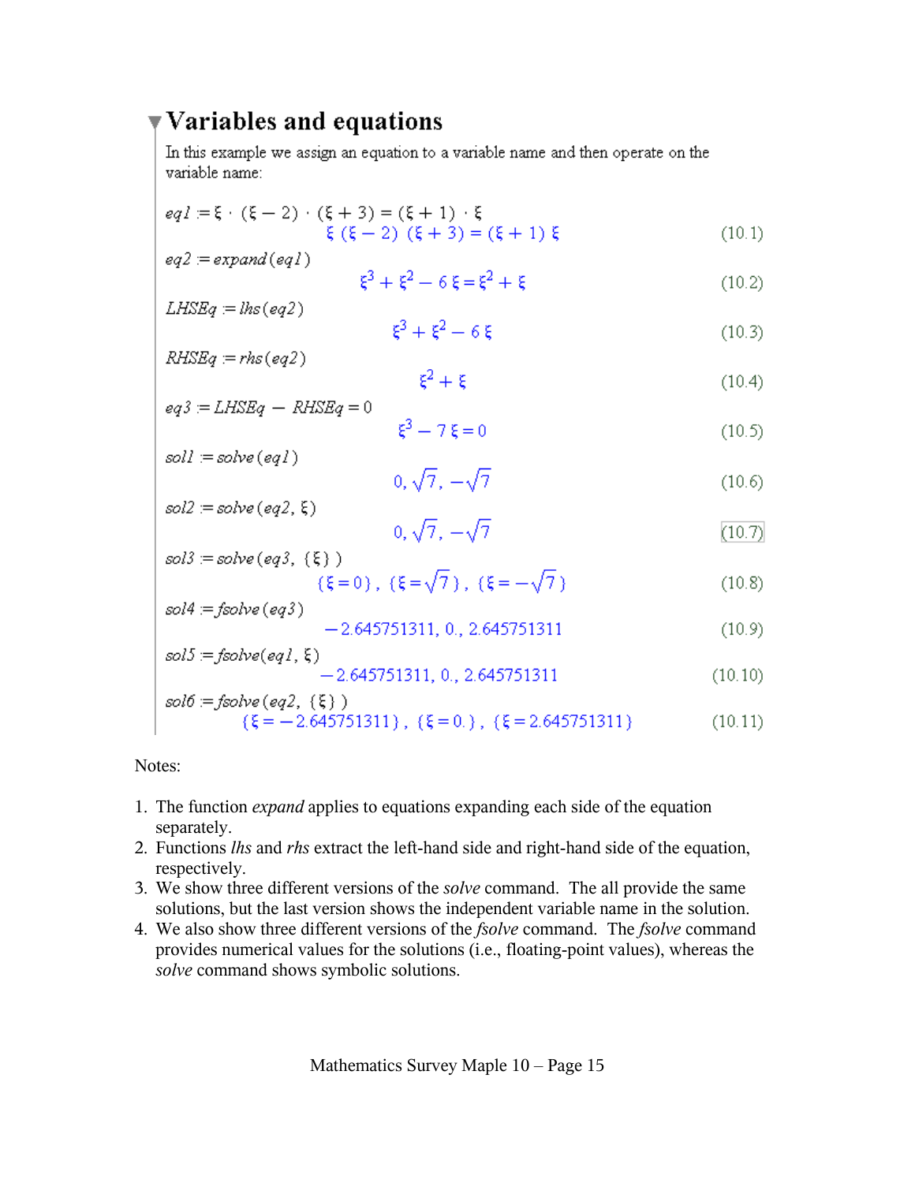# Variables and equations

In this example we assign an equation to a variable name and then operate on the variable name:

$eq1 := \xi \cdot (\xi - 2) \cdot (\xi + 3) = (\xi + 1) \cdot \xi$

$$\xi\,(\xi - 2)\,(\xi + 3) = (\xi + 1)\,\xi \tag{10.1}$$

$eq2 := expand(eq1)$

$$\xi^3 + \xi^2 - 6\,\xi = \xi^2 + \xi \tag{10.2}$$

$LHSEq := lhs(eq2)$

$$\xi^3 + \xi^2 - 6\,\xi \tag{10.3}$$

$RHSEq := rhs(eq2)$

$$\xi^2 + \xi \tag{10.4}$$

$eq3 := LHSEq - RHSEq = 0$

$$\xi^3 - 7\,\xi = 0 \tag{10.5}$$

$sol1 := solve(eq1)$

$$0, \sqrt{7}, -\sqrt{7} \tag{10.6}$$

$sol2 := solve(eq2, \xi)$

$$0, \sqrt{7}, -\sqrt{7} \tag{10.7}$$

$sol3 := solve(eq3, \{\xi\})$

$$\{\xi = 0\}, \{\xi = \sqrt{7}\}, \{\xi = -\sqrt{7}\} \tag{10.8}$$

$sol4 := fsolve(eq3)$

$$-2.645751311, 0., 2.645751311 \tag{10.9}$$

$sol5 := fsolve(eq1, \xi)$

$$-2.645751311, 0., 2.645751311 \tag{10.10}$$

$sol6 := fsolve(eq2, \{\xi\})$

$$\{\xi = -2.645751311\}, \{\xi = 0.\}, \{\xi = 2.645751311\} \tag{10.11}$$

Notes:

1. The function *expand* applies to equations expanding each side of the equation separately.
2. Functions *lhs* and *rhs* extract the left-hand side and right-hand side of the equation, respectively.
3. We show three different versions of the *solve* command. The all provide the same solutions, but the last version shows the independent variable name in the solution.
4. We also show three different versions of the *fsolve* command. The *fsolve* command provides numerical values for the solutions (i.e., floating-point values), whereas the *solve* command shows symbolic solutions.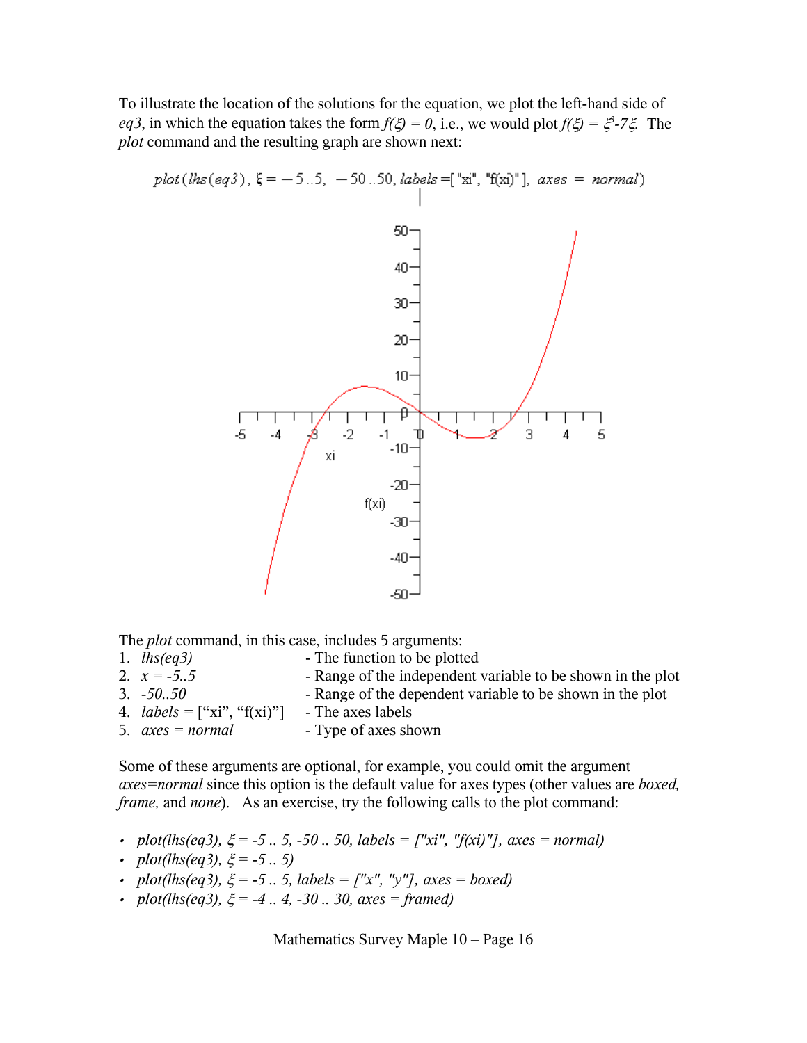To illustrate the location of the solutions for the equation, we plot the left-hand side of *eq3*, in which the equation takes the form $f(\xi) = 0$, i.e., we would plot $f(\xi) = \xi^3 - 7\xi$. The *plot* command and the resulting graph are shown next:

```
plot(lhs(eq3), ξ = -5..5, -50..50, labels=["xi", "f(xi)"], axes = normal)
```

The *plot* command, in this case, includes 5 arguments:

1. *lhs(eq3)* - The function to be plotted
2. *x = -5..5* - Range of the independent variable to be shown in the plot
3. *-50..50* - Range of the dependent variable to be shown in the plot
4. *labels* = ["xi", "f(xi)"] - The axes labels
5. *axes = normal* - Type of axes shown

Some of these arguments are optional, for example, you could omit the argument *axes=normal* since this option is the default value for axes types (other values are *boxed, frame,* and *none*). As an exercise, try the following calls to the plot command:

- *plot(lhs(eq3), ξ = -5 .. 5, -50 .. 50, labels = ["xi", "f(xi)"], axes = normal)*
- *plot(lhs(eq3), ξ = -5 .. 5)*
- *plot(lhs(eq3), ξ = -5 .. 5, labels = ["x", "y"], axes = boxed)*
- *plot(lhs(eq3), ξ = -4 .. 4, -30 .. 30, axes = framed)*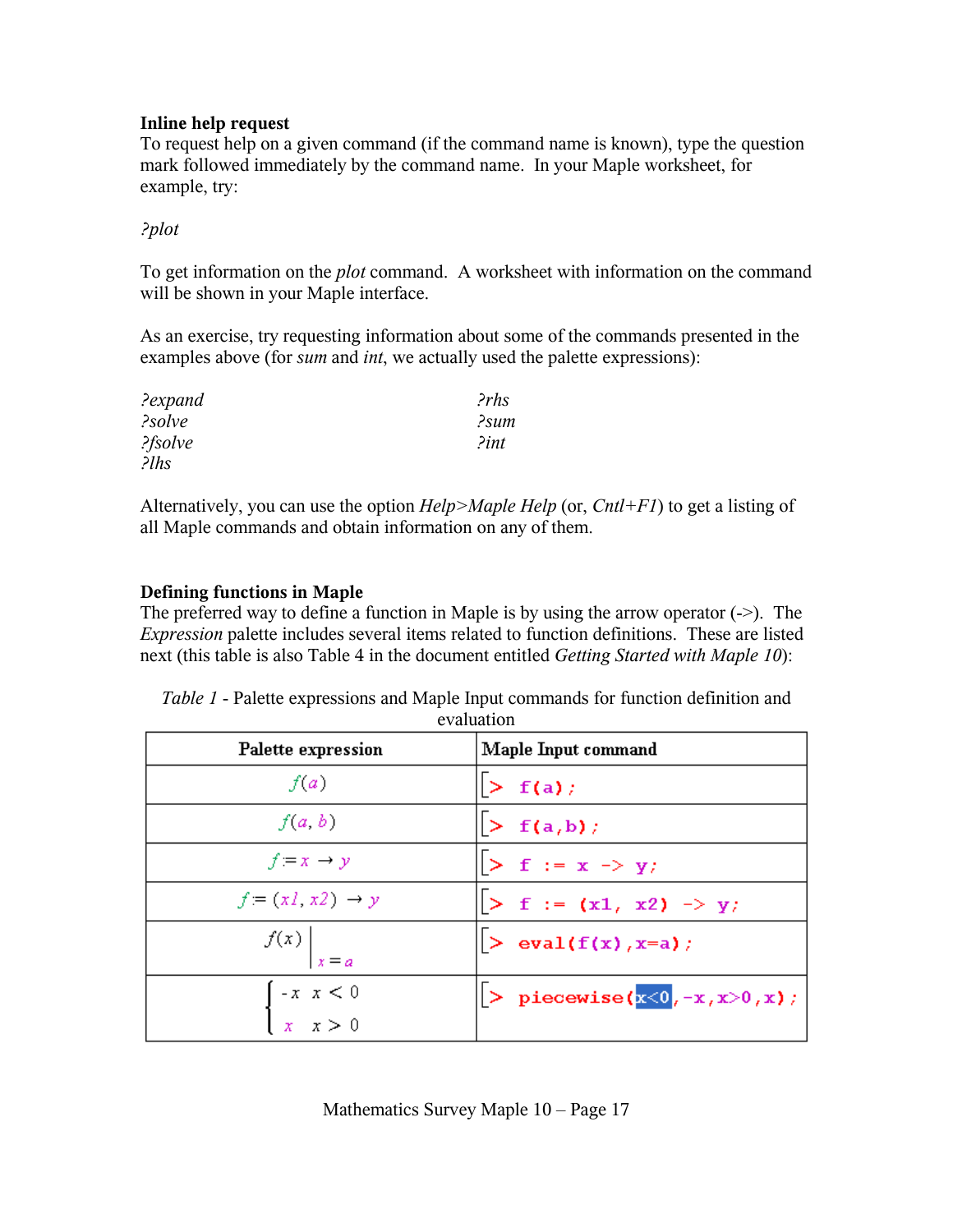**Inline help request**

To request help on a given command (if the command name is known), type the question mark followed immediately by the command name. In your Maple worksheet, for example, try:

*?plot*

To get information on the *plot* command. A worksheet with information on the command will be shown in your Maple interface.

As an exercise, try requesting information about some of the commands presented in the examples above (for *sum* and *int*, we actually used the palette expressions):

| | |
|---|---|
| *?expand* | *?rhs* |
| *?solve* | *?sum* |
| *?fsolve* | *?int* |
| *?lhs* | |

Alternatively, you can use the option *Help>Maple Help* (or, *Cntl+F1*) to get a listing of all Maple commands and obtain information on any of them.

**Defining functions in Maple**

The preferred way to define a function in Maple is by using the arrow operator (->). The *Expression* palette includes several items related to function definitions. These are listed next (this table is also Table 4 in the document entitled *Getting Started with Maple 10*):

*Table 1* - Palette expressions and Maple Input commands for function definition and evaluation

| Palette expression | Maple Input command |
|---|---|
| $f(a)$ | `> f(a);` |
| $f(a, b)$ | `> f(a,b);` |
| $f := x \to y$ | `> f := x -> y;` |
| $f := (x1, x2) \to y$ | `> f := (x1, x2) -> y;` |
| $f(x)\Big\vert_{x=a}$ | `> eval(f(x),x=a);` |
| $\begin{cases} -x & x < 0 \\ x & x > 0 \end{cases}$ | `> piecewise(x<0,-x,x>0,x);` |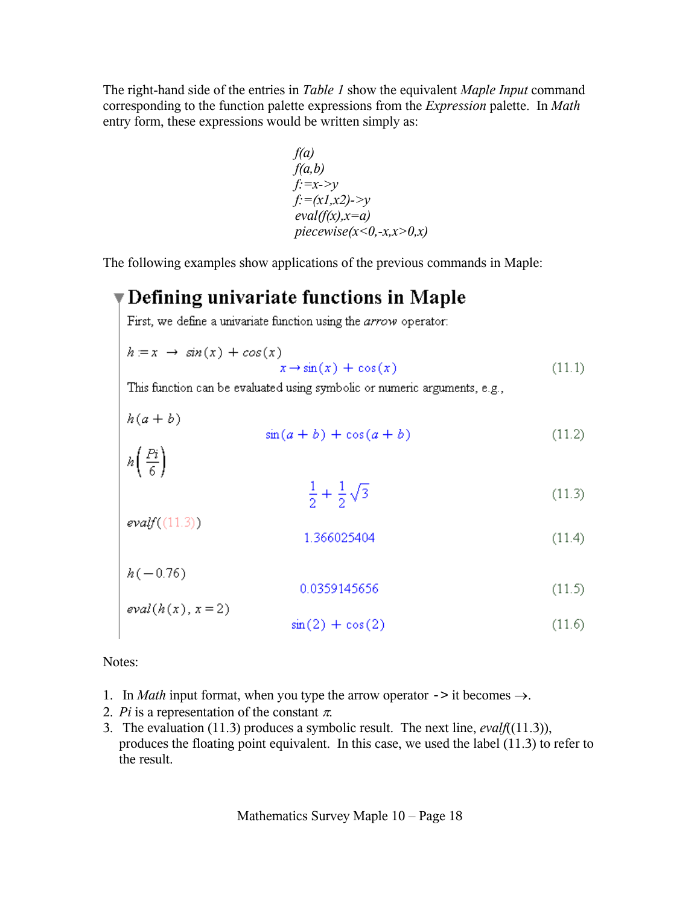The right-hand side of the entries in *Table 1* show the equivalent *Maple Input* command corresponding to the function palette expressions from the *Expression* palette. In *Math* entry form, these expressions would be written simply as:

```
f(a)
f(a,b)
f:=x->y
f:=(x1,x2)->y
eval(f(x),x=a)
piecewise(x<0,-x,x>0,x)
```

The following examples show applications of the previous commands in Maple:

## Defining univariate functions in Maple

First, we define a univariate function using the *arrow* operator:

$h := x \rightarrow \sin(x) + \cos(x)$

$$x \rightarrow \sin(x) + \cos(x) \qquad (11.1)$$

This function can be evaluated using symbolic or numeric arguments, e.g.,

$h(a+b)$

$$\sin(a+b) + \cos(a+b) \qquad (11.2)$$

$h\left(\frac{Pi}{6}\right)$

$$\frac{1}{2} + \frac{1}{2}\sqrt{3} \qquad (11.3)$$

$evalf((11.3))$

$$1.366025404 \qquad (11.4)$$

$h(-0.76)$

$$0.0359145656 \qquad (11.5)$$

$eval(h(x), x = 2)$

$$\sin(2) + \cos(2) \qquad (11.6)$$

Notes:

1. In *Math* input format, when you type the arrow operator `->` it becomes $\rightarrow$.
2. *Pi* is a representation of the constant $\pi$.
3. The evaluation (11.3) produces a symbolic result. The next line, *evalf*((11.3)), produces the floating point equivalent. In this case, we used the label (11.3) to refer to the result.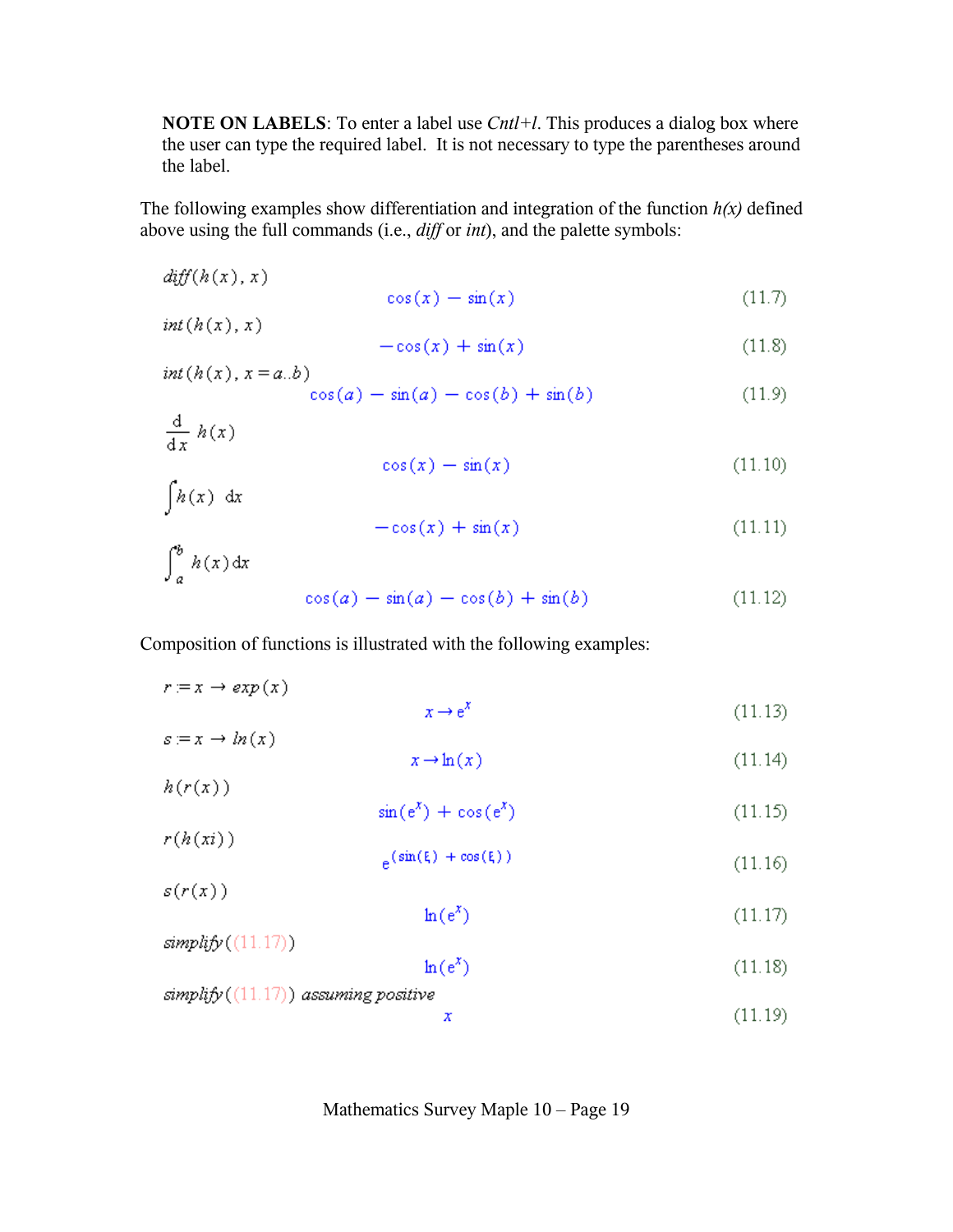**NOTE ON LABELS**: To enter a label use *Cntl+l*. This produces a dialog box where the user can type the required label. It is not necessary to type the parentheses around the label.

The following examples show differentiation and integration of the function *h(x)* defined above using the full commands (i.e., *diff* or *int*), and the palette symbols:

$diff(h(x), x)$

$$\cos(x) - \sin(x) \tag{11.7}$$

$int(h(x), x)$

$$-\cos(x) + \sin(x) \tag{11.8}$$

$int(h(x), x = a..b)$

$$\cos(a) - \sin(a) - \cos(b) + \sin(b) \tag{11.9}$$

$\frac{d}{dx} h(x)$

$$\cos(x) - \sin(x) \tag{11.10}$$

$\int h(x)\, dx$

$$-\cos(x) + \sin(x) \tag{11.11}$$

$\int_a^b h(x)\, dx$

$$\cos(a) - \sin(a) - \cos(b) + \sin(b) \tag{11.12}$$

Composition of functions is illustrated with the following examples:

$r := x \rightarrow exp(x)$

$$x \rightarrow e^x \tag{11.13}$$

$s := x \rightarrow ln(x)$

$$x \rightarrow \ln(x) \tag{11.14}$$

$h(r(x))$

$$\sin(e^x) + \cos(e^x) \tag{11.15}$$

$r(h(xi))$

$$e^{(\sin(\xi) + \cos(\xi))} \tag{11.16}$$

$s(r(x))$

$$\ln(e^x) \tag{11.17}$$

$simplify((11.17))$

$$\ln(e^x) \tag{11.18}$$

$simplify((11.17))$ *assuming positive*

$$x \tag{11.19}$$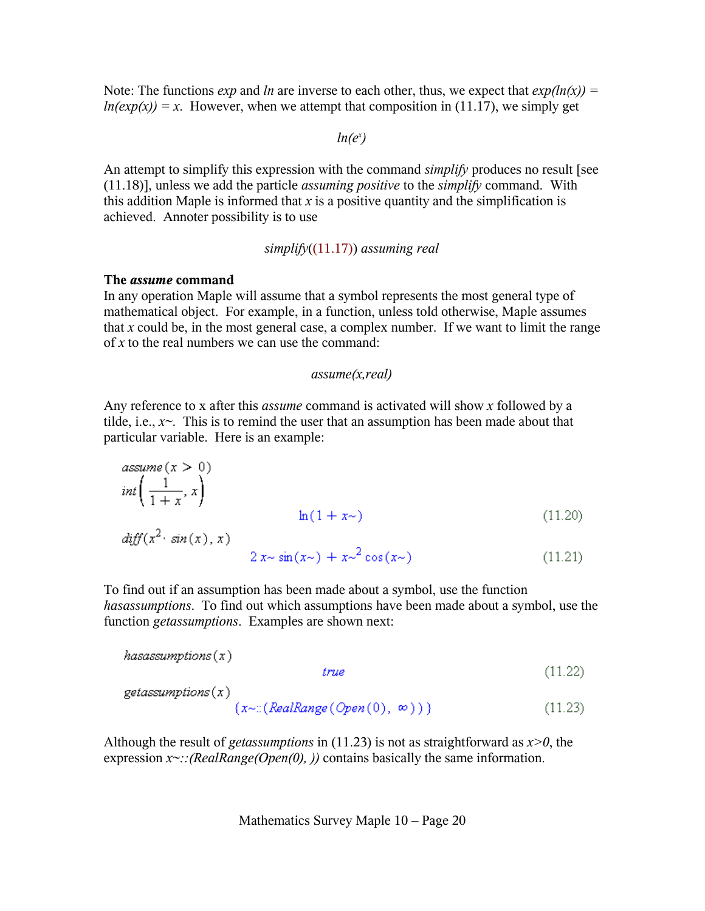Note: The functions *exp* and *ln* are inverse to each other, thus, we expect that *exp(ln(x))* = *ln(exp(x))* = *x*. However, when we attempt that composition in (11.17), we simply get

$$ln(e^x)$$

An attempt to simplify this expression with the command *simplify* produces no result [see (11.18)], unless we add the particle *assuming positive* to the *simplify* command. With this addition Maple is informed that *x* is a positive quantity and the simplification is achieved. Annoter possibility is to use

*simplify*((11.17)) *assuming real*

**The *assume* command**

In any operation Maple will assume that a symbol represents the most general type of mathematical object. For example, in a function, unless told otherwise, Maple assumes that *x* could be, in the most general case, a complex number. If we want to limit the range of *x* to the real numbers we can use the command:

*assume(x,real)*

Any reference to x after this *assume* command is activated will show *x* followed by a tilde, i.e., *x~*. This is to remind the user that an assumption has been made about that particular variable. Here is an example:

```
assume(x > 0)
int(1/(1 + x), x)
                              ln(1 + x~)                              (11.20)
diff(x^2 · sin(x), x)
                      2 x~ sin(x~) + x~^2 cos(x~)                     (11.21)
```

To find out if an assumption has been made about a symbol, use the function *hasassumptions*. To find out which assumptions have been made about a symbol, use the function *getassumptions*. Examples are shown next:

```
hasassumptions(x)
                                 true                                 (11.22)
getassumptions(x)
                    {x~::(RealRange(Open(0), ∞))}                     (11.23)
```

Although the result of *getassumptions* in (11.23) is not as straightforward as *x>0*, the expression *x~::(RealRange(Open(0), ))* contains basically the same information.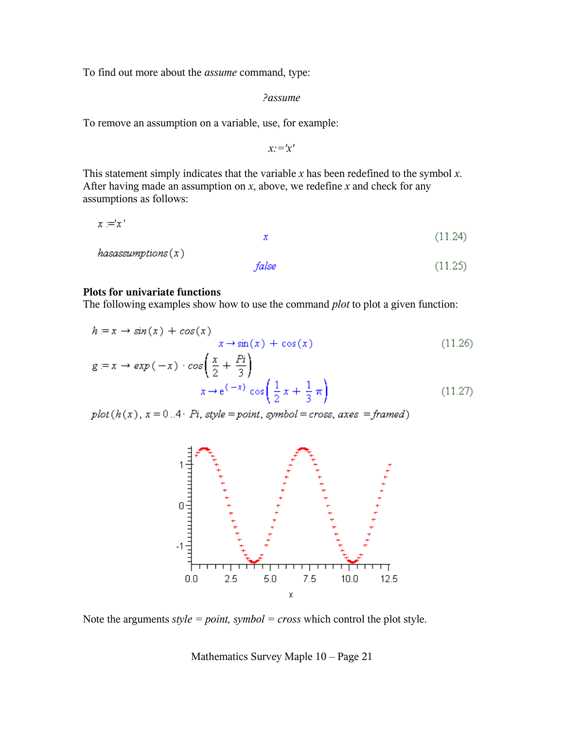To find out more about the *assume* command, type:

```
?assume
```

To remove an assumption on a variable, use, for example:

```
x:='x'
```

This statement simply indicates that the variable $x$ has been redefined to the symbol $x$. After having made an assumption on $x$, above, we redefine $x$ and check for any assumptions as follows:

```
x :='x'
```

$$x \tag{11.24}$$

```
hasassumptions(x)
```

$$false \tag{11.25}$$

**Plots for univariate functions**
The following examples show how to use the command *plot* to plot a given function:

```
h := x → sin(x) + cos(x)
```

$$x \rightarrow \sin(x) + \cos(x) \tag{11.26}$$

```
g := x → exp(−x) · cos(x/2 + Pi/3)
```

$$x \rightarrow e^{(-x)} \cos\left(\frac{1}{2}x + \frac{1}{3}\pi\right) \tag{11.27}$$

```
plot(h(x), x = 0..4· Pi, style = point, symbol = cross, axes = framed)
```

Note the arguments *style = point, symbol = cross* which control the plot style.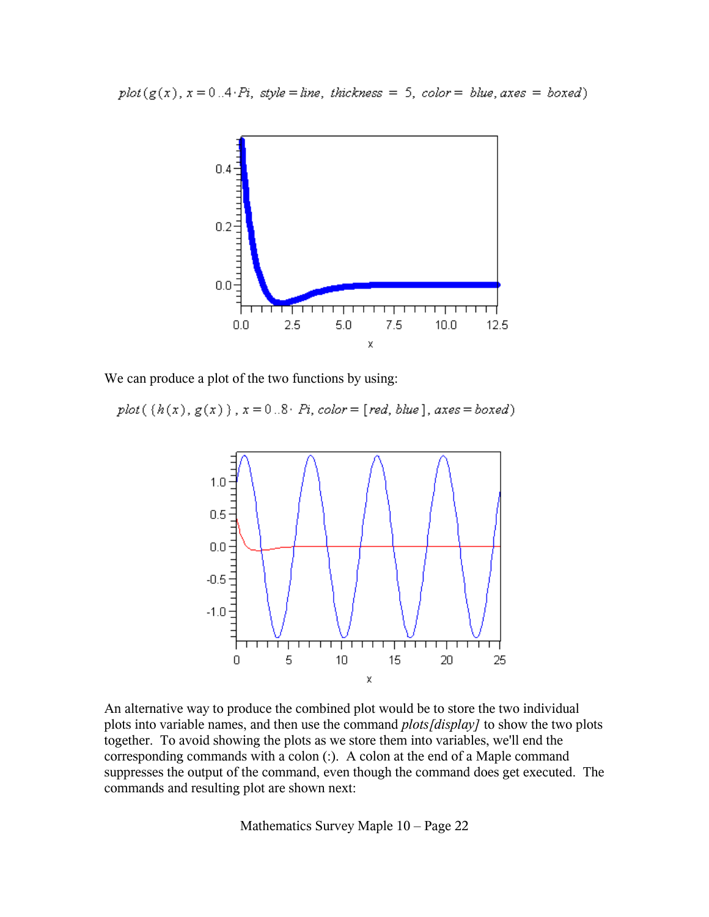$plot(g(x), x = 0..4 \cdot Pi, style = line, thickness = 5, color = blue, axes = boxed)$

We can produce a plot of the two functions by using:

$plot(\{h(x), g(x)\}, x = 0..8 \cdot Pi, color = [red, blue], axes = boxed)$

An alternative way to produce the combined plot would be to store the two individual plots into variable names, and then use the command *plots[display]* to show the two plots together. To avoid showing the plots as we store them into variables, we'll end the corresponding commands with a colon (:). A colon at the end of a Maple command suppresses the output of the command, even though the command does get executed. The commands and resulting plot are shown next: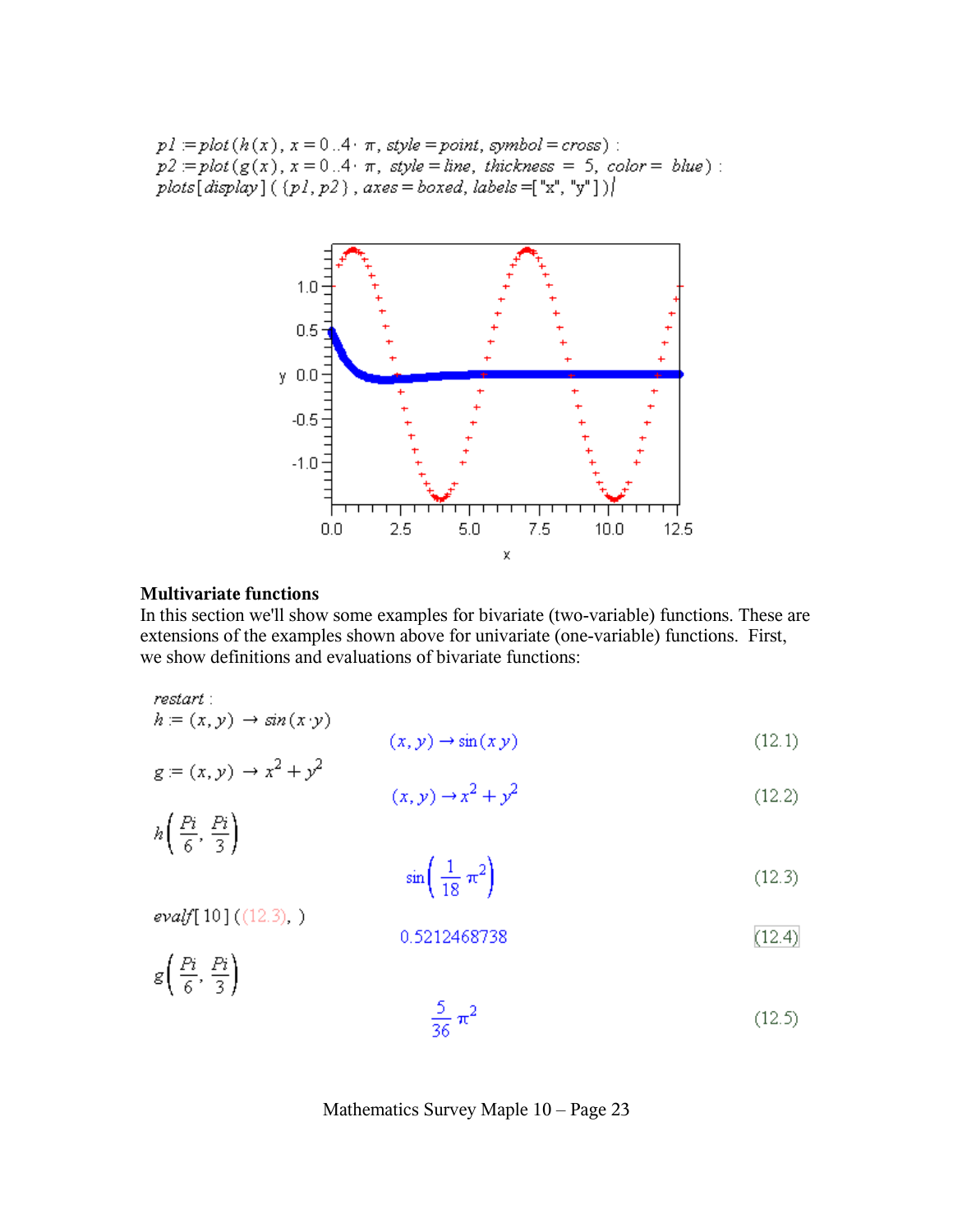```
p1 := plot(h(x), x = 0..4·π, style = point, symbol = cross) :
p2 := plot(g(x), x = 0..4·π, style = line, thickness = 5, color = blue) :
plots[display]({p1, p2}, axes = boxed, labels = ["x", "y"])
```

### Multivariate functions

In this section we'll show some examples for bivariate (two-variable) functions. These are extensions of the examples shown above for univariate (one-variable) functions. First, we show definitions and evaluations of bivariate functions:

```
restart :
h := (x, y) → sin(x·y)
```

$$(x, y) \rightarrow \sin(x\, y) \qquad (12.1)$$

```
g := (x, y) → x^2 + y^2
```

$$(x, y) \rightarrow x^2 + y^2 \qquad (12.2)$$

$h\left(\frac{Pi}{6}, \frac{Pi}{3}\right)$

$$\sin\left(\frac{1}{18}\pi^2\right) \qquad (12.3)$$

```
evalf[10]((12.3), )
```

$$0.5212468738 \qquad (12.4)$$

$g\left(\frac{Pi}{6}, \frac{Pi}{3}\right)$

$$\frac{5}{36}\pi^2 \qquad (12.5)$$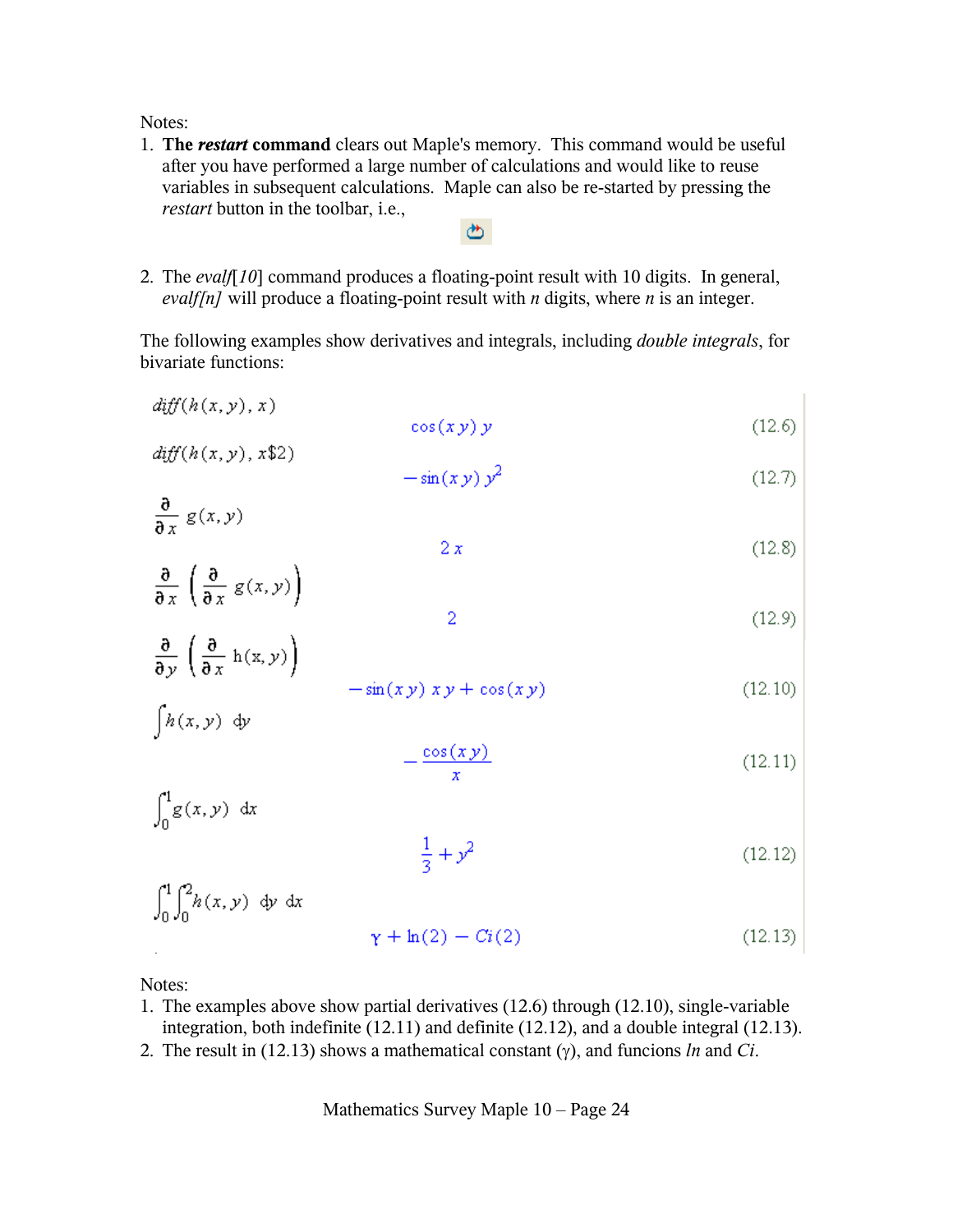Notes:

1. **The *restart* command** clears out Maple's memory. This command would be useful after you have performed a large number of calculations and would like to reuse variables in subsequent calculations. Maple can also be re-started by pressing the *restart* button in the toolbar, i.e.,

2. The *evalf*[*10*] command produces a floating-point result with 10 digits. In general, *evalf[n]* will produce a floating-point result with *n* digits, where *n* is an integer.

The following examples show derivatives and integrals, including *double integrals*, for bivariate functions:

```
diff(h(x, y), x)
```

$$\cos(x\,y)\,y \qquad (12.6)$$

```
diff(h(x, y), x$2)
```

$$-\sin(x\,y)\,y^2 \qquad (12.7)$$

$$\frac{\partial}{\partial x}\,g(x,y)$$

$$2\,x \qquad (12.8)$$

$$\frac{\partial}{\partial x}\left(\frac{\partial}{\partial x}\,g(x,y)\right)$$

$$2 \qquad (12.9)$$

$$\frac{\partial}{\partial y}\left(\frac{\partial}{\partial x}\,h(x,y)\right)$$

$$-\sin(x\,y)\,x\,y+\cos(x\,y) \qquad (12.10)$$

$$\int h(x,y)\;dy$$

$$-\frac{\cos(x\,y)}{x} \qquad (12.11)$$

$$\int_0^1 g(x,y)\;dx$$

$$\frac{1}{3}+y^2 \qquad (12.12)$$

$$\int_0^1\int_0^2 h(x,y)\;dy\;dx$$

$$\gamma+\ln(2)-Ci(2) \qquad (12.13)$$

Notes:

1. The examples above show partial derivatives (12.6) through (12.10), single-variable integration, both indefinite (12.11) and definite (12.12), and a double integral (12.13).
2. The result in (12.13) shows a mathematical constant ($\gamma$), and funcions *ln* and *Ci*.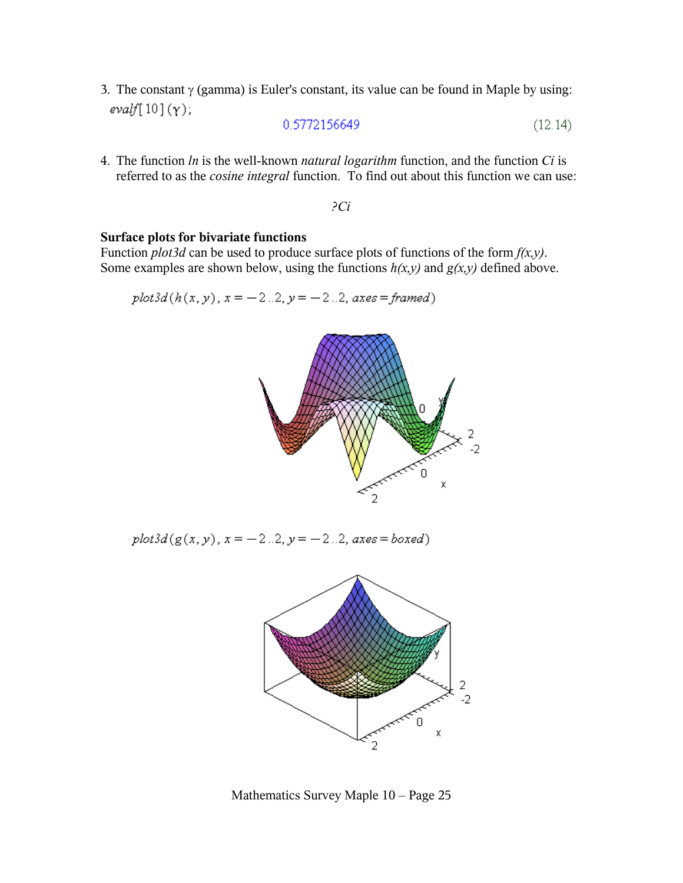3. The constant γ (gamma) is Euler's constant, its value can be found in Maple by using:

```
evalf[10](γ);
```

$$0.5772156649 \tag{12.14}$$

4. The function *ln* is the well-known *natural logarithm* function, and the function *Ci* is referred to as the *cosine integral* function. To find out about this function we can use:

*?Ci*

**Surface plots for bivariate functions**

Function *plot3d* can be used to produce surface plots of functions of the form *f(x,y)*. Some examples are shown below, using the functions *h(x,y)* and *g(x,y)* defined above.

```
plot3d(h(x, y), x = -2..2, y = -2..2, axes = framed)
```

```
plot3d(g(x, y), x = -2..2, y = -2..2, axes = boxed)
```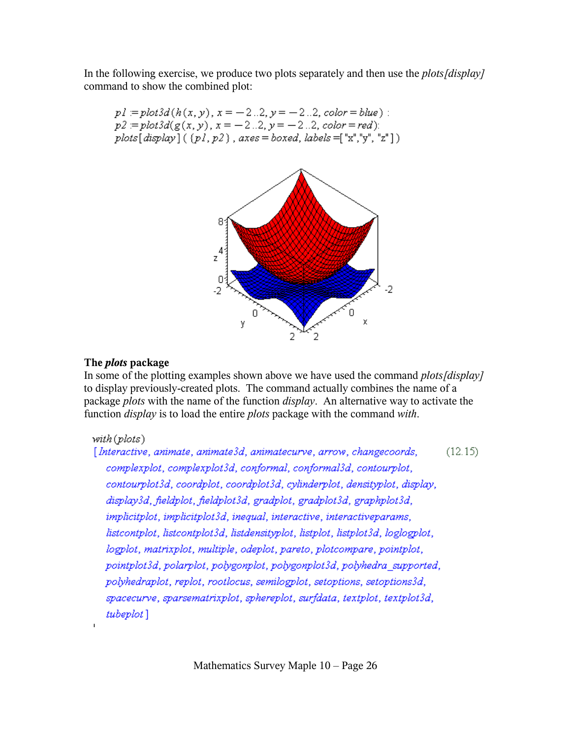In the following exercise, we produce two plots separately and then use the *plots[display]* command to show the combined plot:

```
p1 := plot3d(h(x, y), x = -2..2, y = -2..2, color = blue) :
p2 := plot3d(g(x, y), x = -2..2, y = -2..2, color = red):
plots[display]({p1, p2}, axes = boxed, labels =["x","y", "z"])
```

### The *plots* package

In some of the plotting examples shown above we have used the command *plots[display]* to display previously-created plots. The command actually combines the name of a package *plots* with the name of the function *display*. An alternative way to activate the function *display* is to load the entire *plots* package with the command *with*.

```
with(plots)
```

[Interactive, animate, animate3d, animatecurve, arrow, changecoords, complexplot, complexplot3d, conformal, conformal3d, contourplot, contourplot3d, coordplot, coordplot3d, cylinderplot, densityplot, display, display3d, fieldplot, fieldplot3d, gradplot, gradplot3d, graphplot3d, implicitplot, implicitplot3d, inequal, interactive, interactiveparams, listcontplot, listcontplot3d, listdensityplot, listplot, listplot3d, loglogplot, logplot, matrixplot, multiple, odeplot, pareto, plotcompare, pointplot, pointplot3d, polarplot, polygonplot, polygonplot3d, polyhedra_supported, polyhedraplot, replot, rootlocus, semilogplot, setoptions, setoptions3d, spacecurve, sparsematrixplot, sphereplot, surfdata, textplot, textplot3d, tubeplot] (12.15)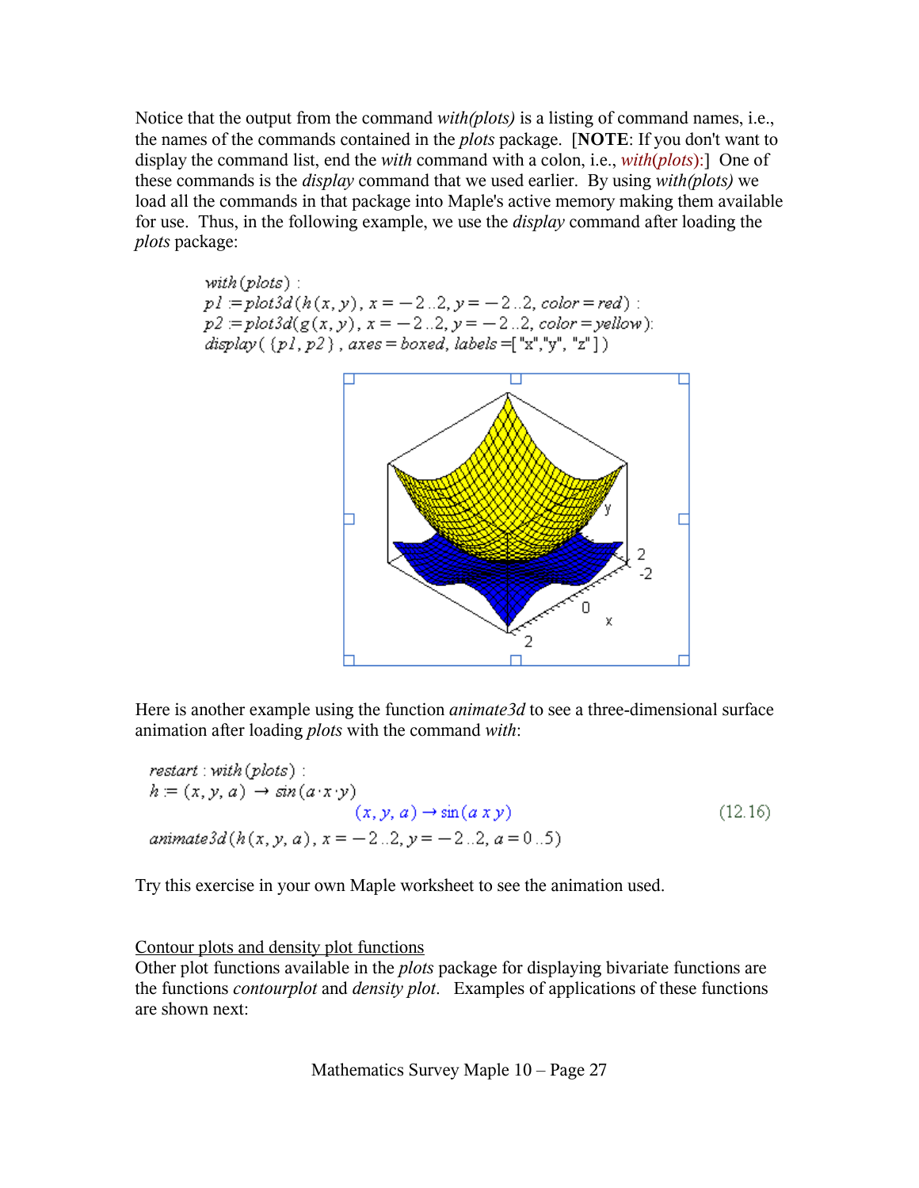Notice that the output from the command *with(plots)* is a listing of command names, i.e., the names of the commands contained in the *plots* package. [**NOTE**: If you don't want to display the command list, end the *with* command with a colon, i.e., *with*(*plots*):] One of these commands is the *display* command that we used earlier. By using *with(plots)* we load all the commands in that package into Maple's active memory making them available for use. Thus, in the following example, we use the *display* command after loading the *plots* package:

```
with(plots) :
p1 := plot3d(h(x, y), x = -2..2, y = -2..2, color = red) :
p2 := plot3d(g(x, y), x = -2..2, y = -2..2, color = yellow):
display( {p1, p2} , axes = boxed, labels =["x","y", "z"])
```

Here is another example using the function *animate3d* to see a three-dimensional surface animation after loading *plots* with the command *with*:

```
restart : with(plots) :
h := (x, y, a) → sin(a·x·y)
```

$$(x, y, a) \rightarrow \sin(a\, x\, y) \tag{12.16}$$

```
animate3d(h(x, y, a), x = -2..2, y = -2..2, a = 0..5)
```

Try this exercise in your own Maple worksheet to see the animation used.

Contour plots and density plot functions

Other plot functions available in the *plots* package for displaying bivariate functions are the functions *contourplot* and *density plot*. Examples of applications of these functions are shown next: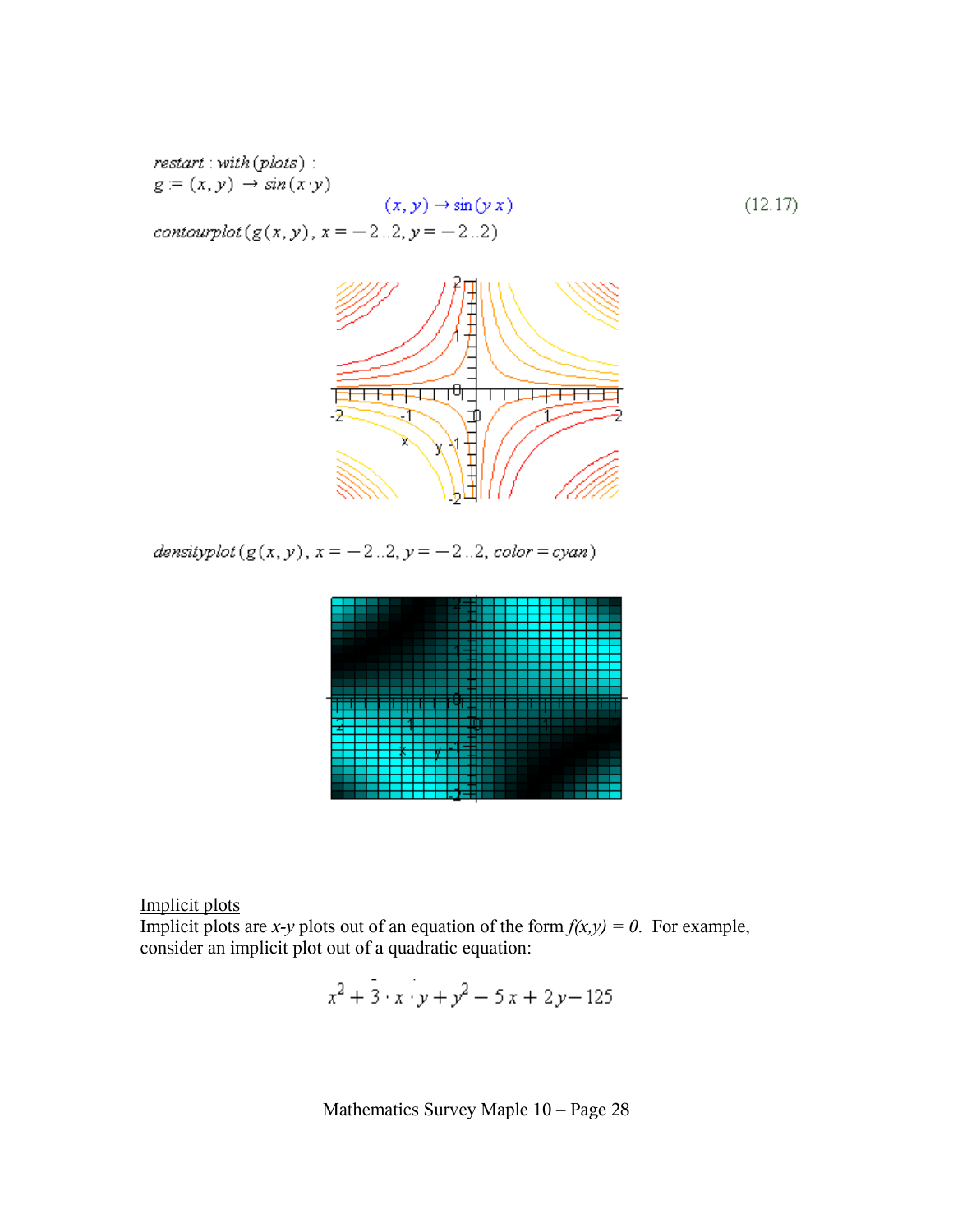```
restart : with(plots) :
g := (x, y) → sin(x·y)
```

$$(x, y) \rightarrow \sin(y\,x) \qquad (12.17)$$

```
contourplot(g(x, y), x = -2..2, y = -2..2)
```

```
densityplot(g(x, y), x = -2..2, y = -2..2, color = cyan)
```

<u>Implicit plots</u>

Implicit plots are *x-y* plots out of an equation of the form $f(x,y) = 0$. For example, consider an implicit plot out of a quadratic equation:

$$x^2 + 3 \cdot x \cdot y + y^2 - 5\,x + 2\,y - 125$$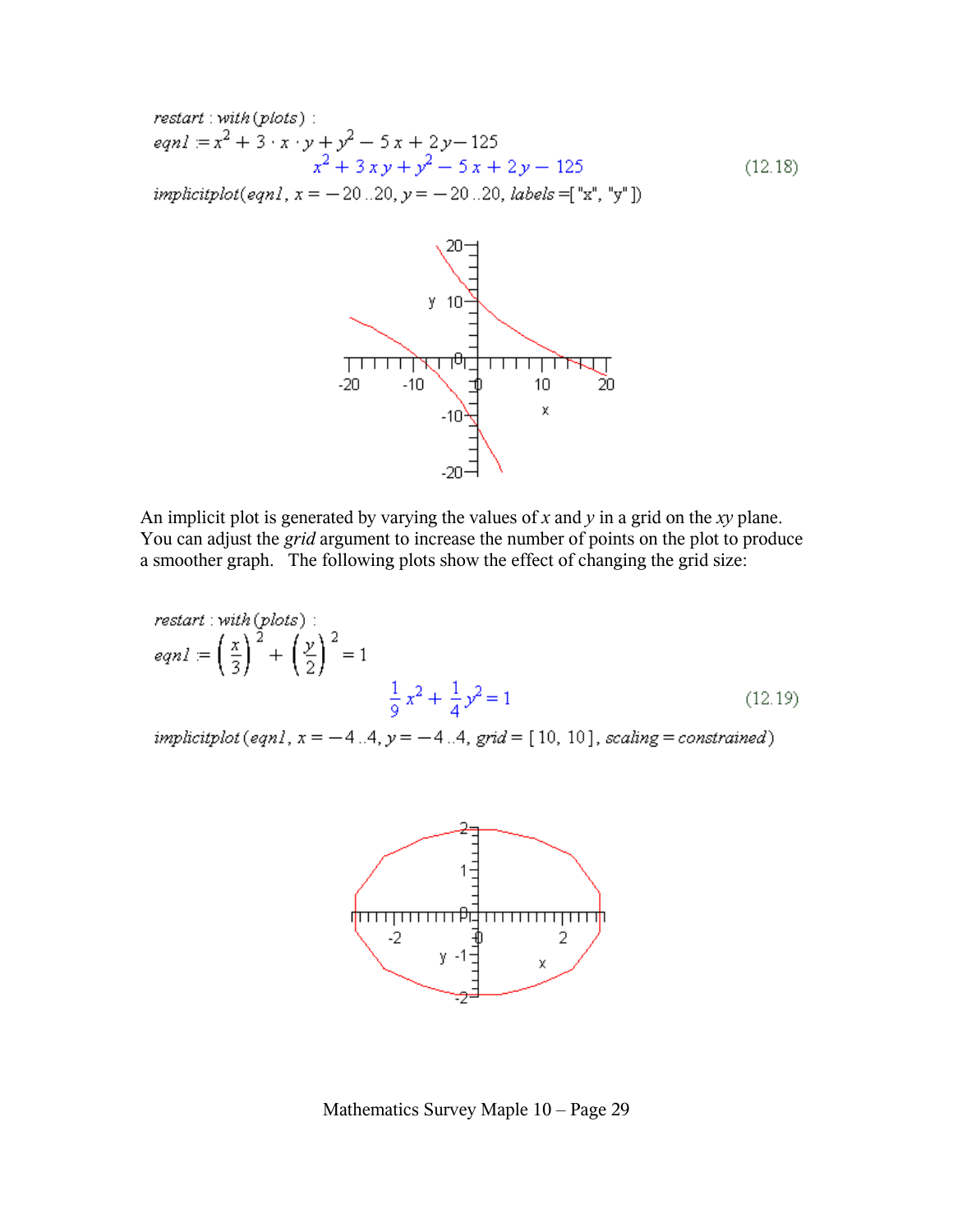```
restart : with(plots) :
eqn1 := x^2 + 3·x·y + y^2 − 5x + 2y − 125
```

$$x^2 + 3\,x\,y + y^2 - 5\,x + 2\,y - 125 \tag{12.18}$$

```
implicitplot(eqn1, x = −20..20, y = −20..20, labels =["x", "y"])
```

An implicit plot is generated by varying the values of $x$ and $y$ in a grid on the $xy$ plane. You can adjust the *grid* argument to increase the number of points on the plot to produce a smoother graph. The following plots show the effect of changing the grid size:

```
restart : with(plots) :
eqn1 := (x/3)^2 + (y/2)^2 = 1
```

$$\frac{1}{9}\,x^2 + \frac{1}{4}\,y^2 = 1 \tag{12.19}$$

```
implicitplot(eqn1, x = −4..4, y = −4..4, grid = [10, 10], scaling = constrained)
```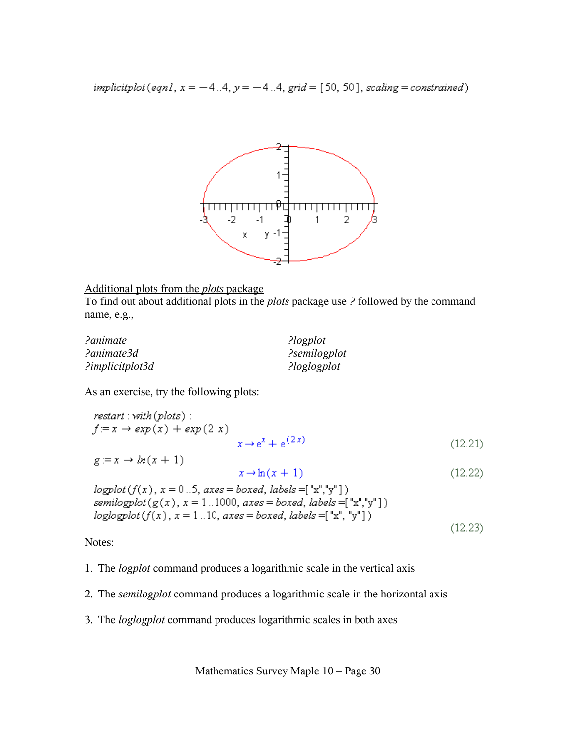$implicitplot(eqn1, x = -4..4, y = -4..4, grid = [50, 50], scaling = constrained)$

Additional plots from the *plots* package

To find out about additional plots in the *plots* package use *?* followed by the command name, e.g.,

*?animate*
*?animate3d*
*?implicitplot3d*
*?logplot*
*?semilogplot*
*?loglogplot*

As an exercise, try the following plots:

```
restart : with(plots) :
f := x → exp(x) + exp(2·x)
```

$$x \rightarrow e^{x} + e^{(2\,x)} \tag{12.21}$$

```
g := x → ln(x + 1)
```

$$x \rightarrow \ln(x + 1) \tag{12.22}$$

```
logplot(f(x), x = 0..5, axes = boxed, labels =["x","y"])
semilogplot(g(x), x = 1..1000, axes = boxed, labels =["x","y"])
loglogplot(f(x), x = 1..10, axes = boxed, labels =["x", "y"])
```

(12.23)

Notes:

1. The *logplot* command produces a logarithmic scale in the vertical axis
2. The *semilogplot* command produces a logarithmic scale in the horizontal axis
3. The *loglogplot* command produces logarithmic scales in both axes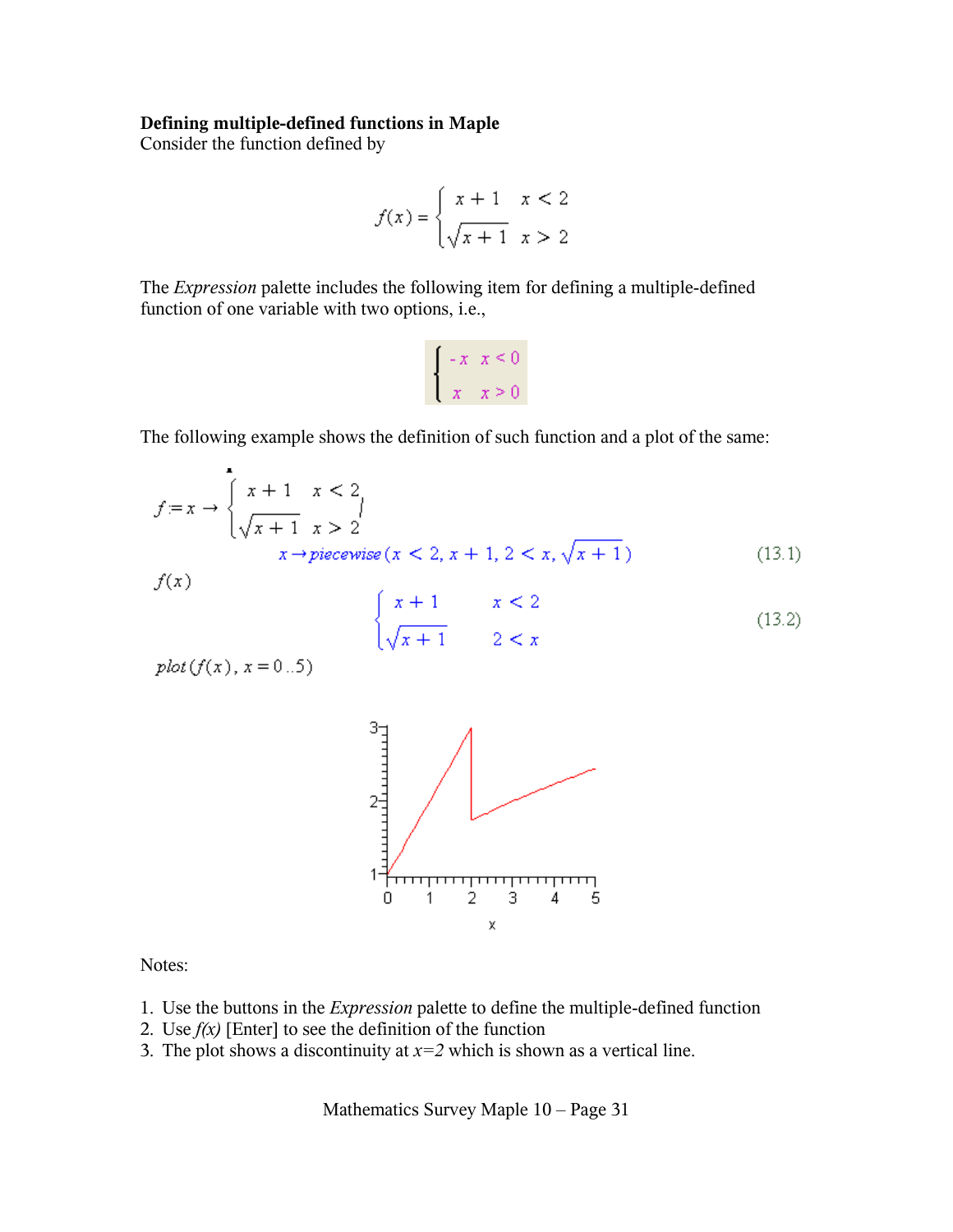**Defining multiple-defined functions in Maple**

Consider the function defined by

$$f(x) = \begin{cases} x+1 & x < 2 \\ \sqrt{x+1} & x > 2 \end{cases}$$

The *Expression* palette includes the following item for defining a multiple-defined function of one variable with two options, i.e.,

$$\begin{cases} -x & x < 0 \\ x & x > 0 \end{cases}$$

The following example shows the definition of such function and a plot of the same:

$$f := x \to \begin{cases} x+1 & x < 2 \\ \sqrt{x+1} & x > 2 \end{cases}$$

$$x \to \mathit{piecewise}\left(x < 2, x+1, 2 < x, \sqrt{x+1}\right) \tag{13.1}$$

$f(x)$

$$\begin{cases} x+1 & x < 2 \\ \sqrt{x+1} & 2 < x \end{cases} \tag{13.2}$$

$\mathit{plot}(f(x), x = 0..5)$

Notes:

1. Use the buttons in the *Expression* palette to define the multiple-defined function
2. Use *f(x)* [Enter] to see the definition of the function
3. The plot shows a discontinuity at $x=2$ which is shown as a vertical line.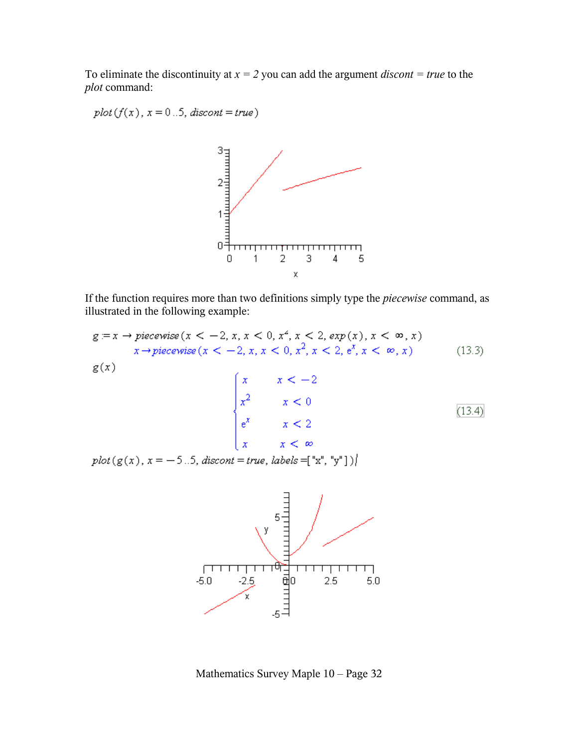To eliminate the discontinuity at $x = 2$ you can add the argument *discont* = *true* to the *plot* command:

$$plot(f(x),\ x = 0..5,\ discont = true)$$

If the function requires more than two definitions simply type the *piecewise* command, as illustrated in the following example:

$$g := x \rightarrow piecewise(x < -2,\ x,\ x < 0,\ x^2,\ x < 2,\ exp(x),\ x < \infty,\ x)$$

$$x \rightarrow piecewise(x < -2,\ x,\ x < 0,\ x^2,\ x < 2,\ e^x,\ x < \infty,\ x) \tag{13.3}$$

$$g(x)$$

$$\begin{cases} x & x < -2 \\ x^2 & x < 0 \\ e^x & x < 2 \\ x & x < \infty \end{cases} \tag{13.4}$$

$$plot(g(x),\ x = -5..5,\ discont = true,\ labels = ["x", "y"])$$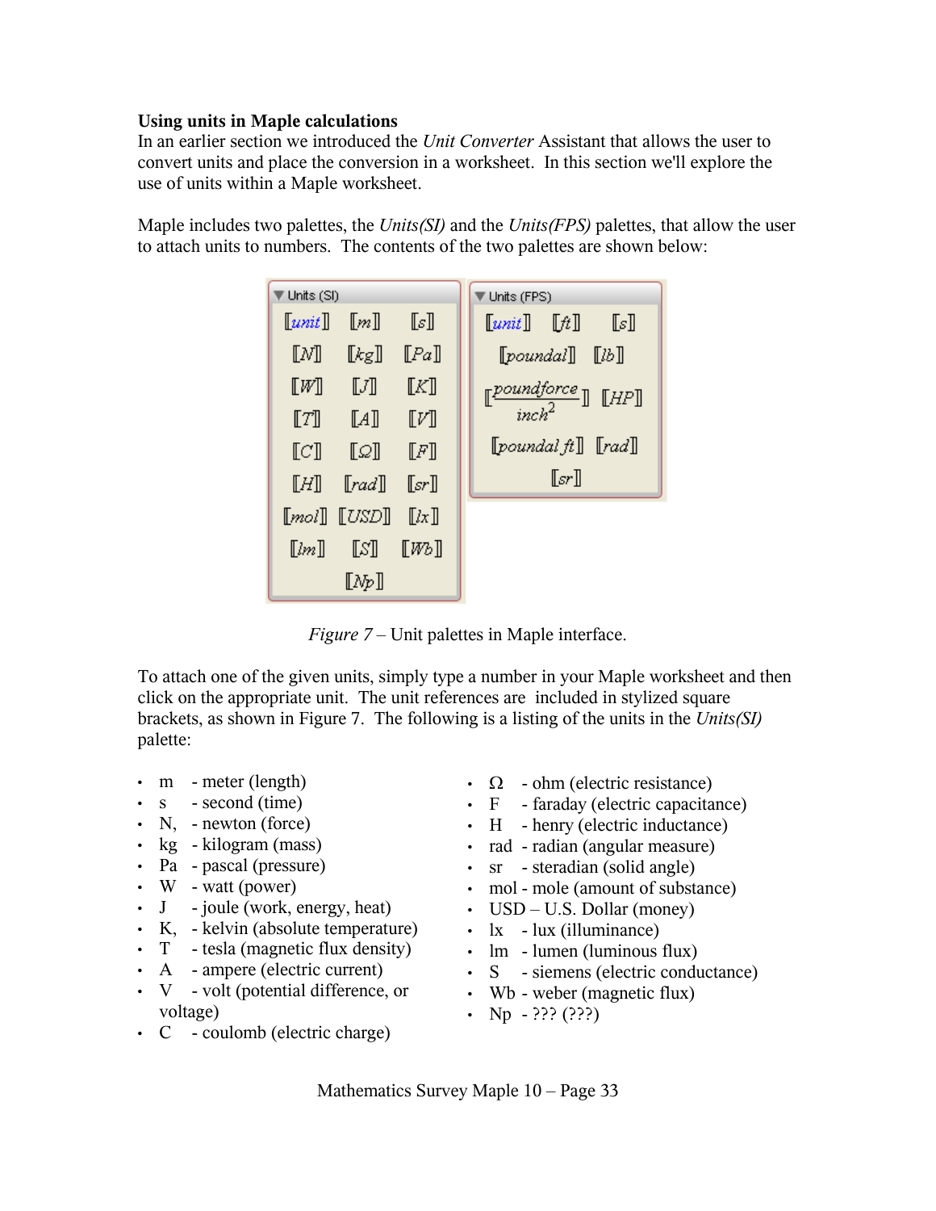**Using units in Maple calculations**
In an earlier section we introduced the *Unit Converter* Assistant that allows the user to convert units and place the conversion in a worksheet. In this section we'll explore the use of units within a Maple worksheet.

Maple includes two palettes, the *Units(SI)* and the *Units(FPS)* palettes, that allow the user to attach units to numbers. The contents of the two palettes are shown below:

*Figure 7* – Unit palettes in Maple interface.

To attach one of the given units, simply type a number in your Maple worksheet and then click on the appropriate unit. The unit references are included in stylized square brackets, as shown in Figure 7. The following is a listing of the units in the *Units(SI)* palette:

- m - meter (length)
- s - second (time)
- N, - newton (force)
- kg - kilogram (mass)
- Pa - pascal (pressure)
- W - watt (power)
- J - joule (work, energy, heat)
- K, - kelvin (absolute temperature)
- T - tesla (magnetic flux density)
- A - ampere (electric current)
- V - volt (potential difference, or voltage)
- C - coulomb (electric charge)
- Ω - ohm (electric resistance)
- F - faraday (electric capacitance)
- H - henry (electric inductance)
- rad - radian (angular measure)
- sr - steradian (solid angle)
- mol - mole (amount of substance)
- USD – U.S. Dollar (money)
- lx - lux (illuminance)
- lm - lumen (luminous flux)
- S - siemens (electric conductance)
- Wb - weber (magnetic flux)
- Np - ??? (???)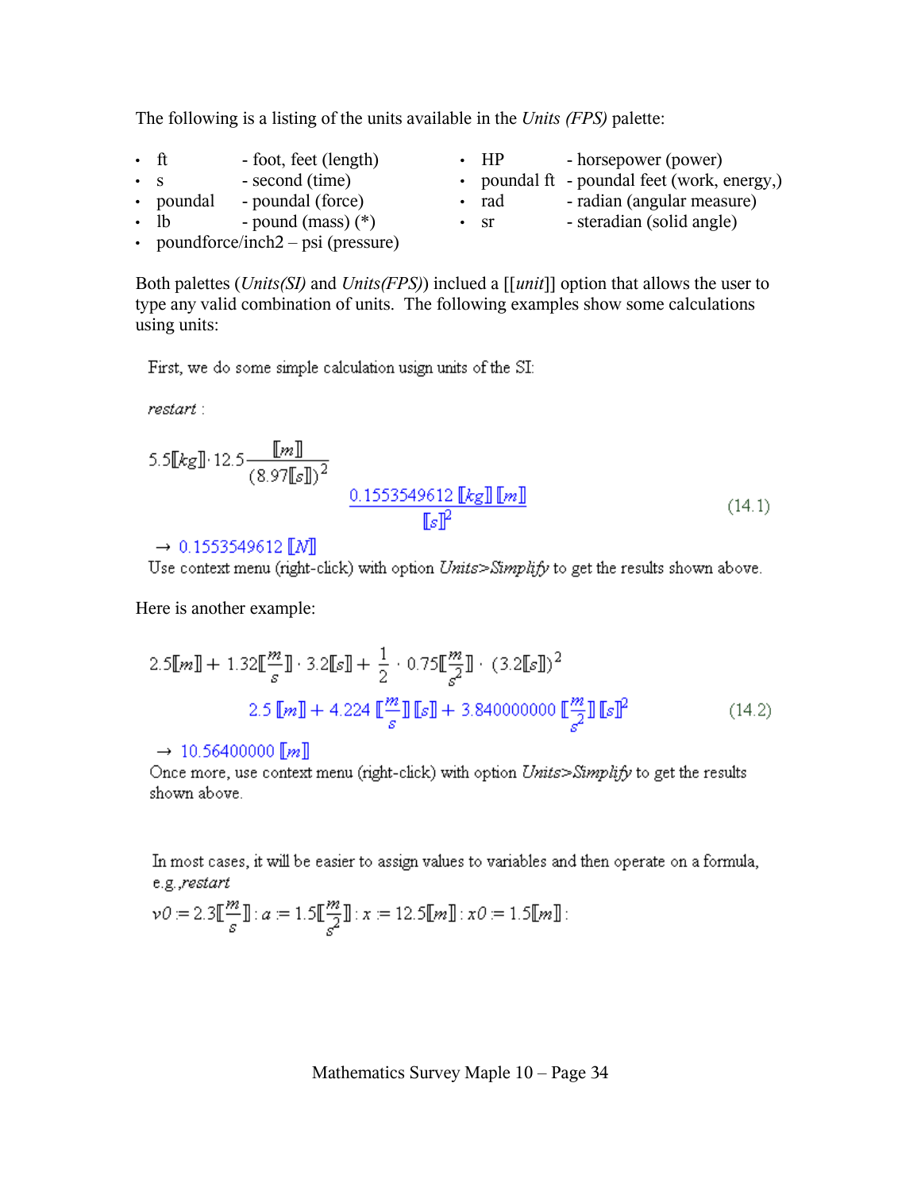The following is a listing of the units available in the *Units (FPS)* palette:

- ft - foot, feet (length)
- s - second (time)
- poundal - poundal (force)
- lb - pound (mass) (*)
- poundforce/inch2 – psi (pressure)
- HP - horsepower (power)
- poundal ft - poundal feet (work, energy,)
- rad - radian (angular measure)
- sr - steradian (solid angle)

Both palettes (*Units(SI)* and *Units(FPS)*) inclued a [[*unit*]] option that allows the user to type any valid combination of units. The following examples show some calculations using units:

First, we do some simple calculation usign units of the SI:

*restart* :

$$5.5[\![kg]\!] \cdot 12.5 \frac{[\![m]\!]}{(8.97[\![s]\!])^2}$$

$$\frac{0.1553549612\,[\![kg]\!]\,[\![m]\!]}{[\![s]\!]^2} \qquad (14.1)$$

$\rightarrow$ $0.1553549612\,[\![N]\!]$

Use context menu (right-click) with option *Units>Simplify* to get the results shown above.

Here is another example:

$$2.5[\![m]\!] + 1.32[\![\tfrac{m}{s}]\!] \cdot 3.2[\![s]\!] + \frac{1}{2} \cdot 0.75[\![\tfrac{m}{s^2}]\!] \cdot (3.2[\![s]\!])^2$$

$$2.5\,[\![m]\!] + 4.224\,[\![\tfrac{m}{s}]\!]\,[\![s]\!] + 3.840000000\,[\![\tfrac{m}{s^2}]\!]\,[\![s]\!]^2 \qquad (14.2)$$

$\rightarrow$ $10.56400000\,[\![m]\!]$

Once more, use context menu (right-click) with option *Units>Simplify* to get the results shown above.

In most cases, it will be easier to assign values to variables and then operate on a formula, e.g.,*restart*

$$v0 := 2.3[\![\tfrac{m}{s}]\!] : a := 1.5[\![\tfrac{m}{s^2}]\!] : x := 12.5[\![m]\!] : x0 := 1.5[\![m]\!] :$$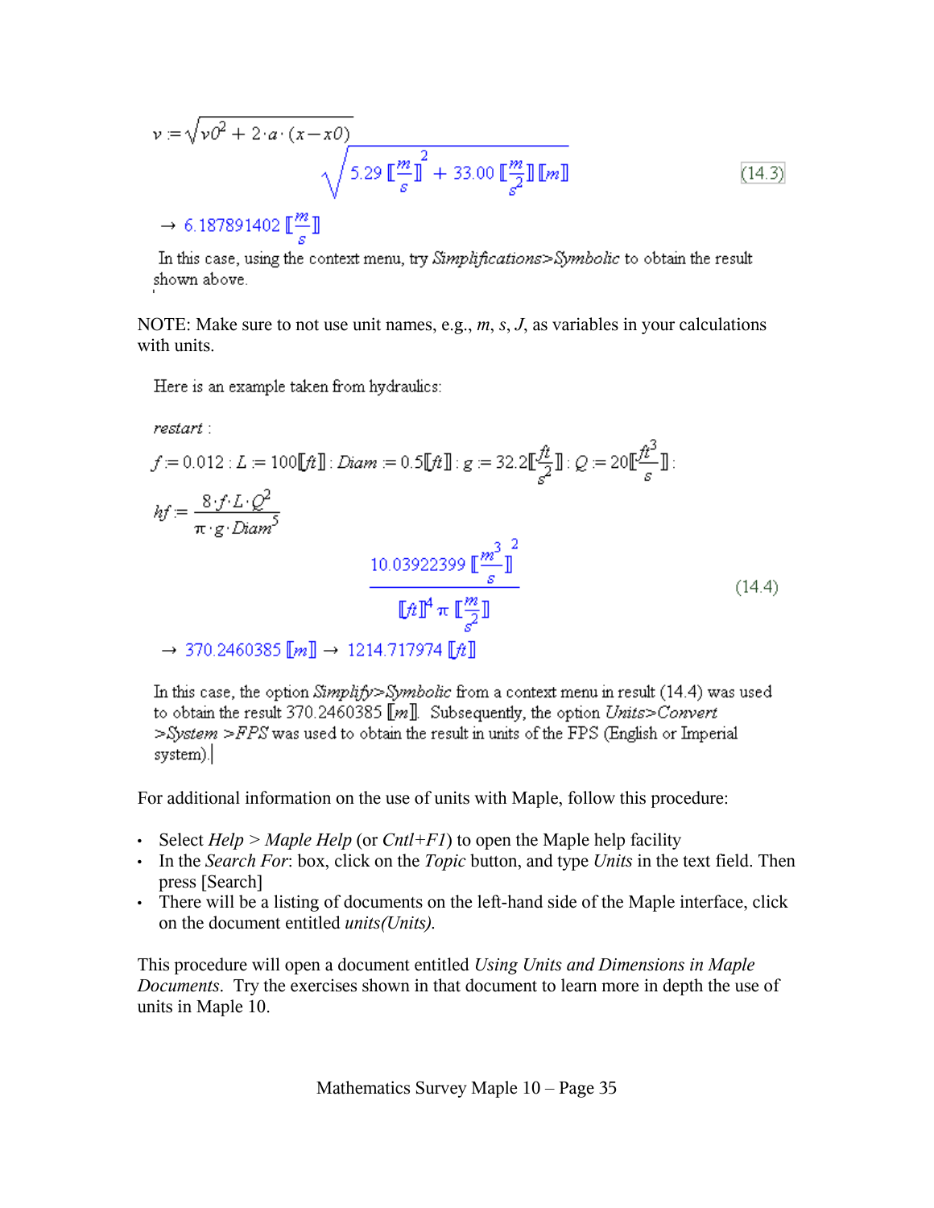$$v := \sqrt{v0^2 + 2 \cdot a \cdot (x - x0)}$$

$$\sqrt{5.29 \left[\!\left[\frac{m}{s}\right]\!\right]^2 + 33.00 \left[\!\left[\frac{m}{s^2}\right]\!\right] [\![m]\!]} \tag{14.3}$$

$$\rightarrow 6.187891402 \left[\!\left[\frac{m}{s}\right]\!\right]$$

In this case, using the context menu, try *Simplifications>Symbolic* to obtain the result shown above.

NOTE: Make sure to not use unit names, e.g., *m*, *s*, *J*, as variables in your calculations with units.

Here is an example taken from hydraulics:

*restart* :

$$f := 0.012 : L := 100[\![ft]\!] : Diam := 0.5[\![ft]\!] : g := 32.2\left[\!\left[\frac{ft}{s^2}\right]\!\right] : Q := 20\left[\!\left[\frac{ft^3}{s}\right]\!\right] :$$

$$hf := \frac{8 \cdot f \cdot L \cdot Q^2}{\pi \cdot g \cdot Diam^5}$$

$$\frac{10.03922399 \left[\!\left[\frac{m^3}{s}\right]\!\right]^2}{[\![ft]\!]^4 \, \pi \left[\!\left[\frac{m}{s^2}\right]\!\right]} \tag{14.4}$$

$$\rightarrow 370.2460385 [\![m]\!] \rightarrow 1214.717974 [\![ft]\!]$$

In this case, the option *Simplify>Symbolic* from a context menu in result (14.4) was used to obtain the result 370.2460385 [[m]]. Subsequently, the option *Units>Convert >System >FPS* was used to obtain the result in units of the FPS (English or Imperial system).

For additional information on the use of units with Maple, follow this procedure:

- Select *Help* > *Maple Help* (or *Cntl+F1*) to open the Maple help facility
- In the *Search For*: box, click on the *Topic* button, and type *Units* in the text field. Then press [Search]
- There will be a listing of documents on the left-hand side of the Maple interface, click on the document entitled *units(Units)*.

This procedure will open a document entitled *Using Units and Dimensions in Maple Documents*. Try the exercises shown in that document to learn more in depth the use of units in Maple 10.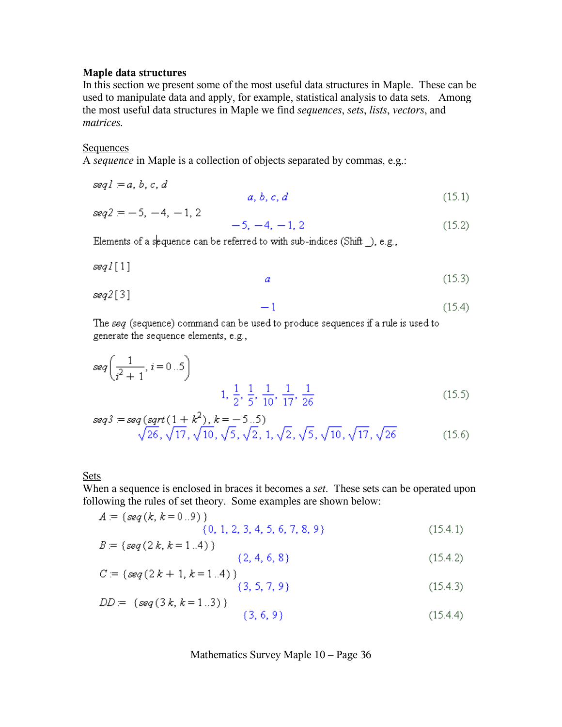**Maple data structures**

In this section we present some of the most useful data structures in Maple. These can be used to manipulate data and apply, for example, statistical analysis to data sets. Among the most useful data structures in Maple we find *sequences*, *sets*, *lists*, *vectors*, and *matrices.*

Sequences

A *sequence* in Maple is a collection of objects separated by commas, e.g.:

$seq1 := a, b, c, d$

$$a, b, c, d \tag{15.1}$$

$seq2 := -5, -4, -1, 2$

$$-5, -4, -1, 2 \tag{15.2}$$

Elements of a sequence can be referred to with sub-indices (Shift _), e.g.,

$seq1[1]$

$$a \tag{15.3}$$

$seq2[3]$

$$-1 \tag{15.4}$$

The *seq* (sequence) command can be used to produce sequences if a rule is used to generate the sequence elements, e.g.,

$seq\left(\frac{1}{i^2+1}, i = 0..5\right)$

$$1, \frac{1}{2}, \frac{1}{5}, \frac{1}{10}, \frac{1}{17}, \frac{1}{26} \tag{15.5}$$

$seq3 := seq(sqrt(1+k^2), k = -5..5)$

$$\sqrt{26}, \sqrt{17}, \sqrt{10}, \sqrt{5}, \sqrt{2}, 1, \sqrt{2}, \sqrt{5}, \sqrt{10}, \sqrt{17}, \sqrt{26} \tag{15.6}$$

Sets

When a sequence is enclosed in braces it becomes a *set*. These sets can be operated upon following the rules of set theory. Some examples are shown below:

$A := \{seq(k, k = 0..9)\}$

$$\{0, 1, 2, 3, 4, 5, 6, 7, 8, 9\} \tag{15.4.1}$$

$B := \{seq(2k, k = 1..4)\}$

$$\{2, 4, 6, 8\} \tag{15.4.2}$$

$C := \{seq(2k+1, k = 1..4)\}$

$$\{3, 5, 7, 9\} \tag{15.4.3}$$

$DD := \{seq(3k, k = 1..3)\}$

$$\{3, 6, 9\} \tag{15.4.4}$$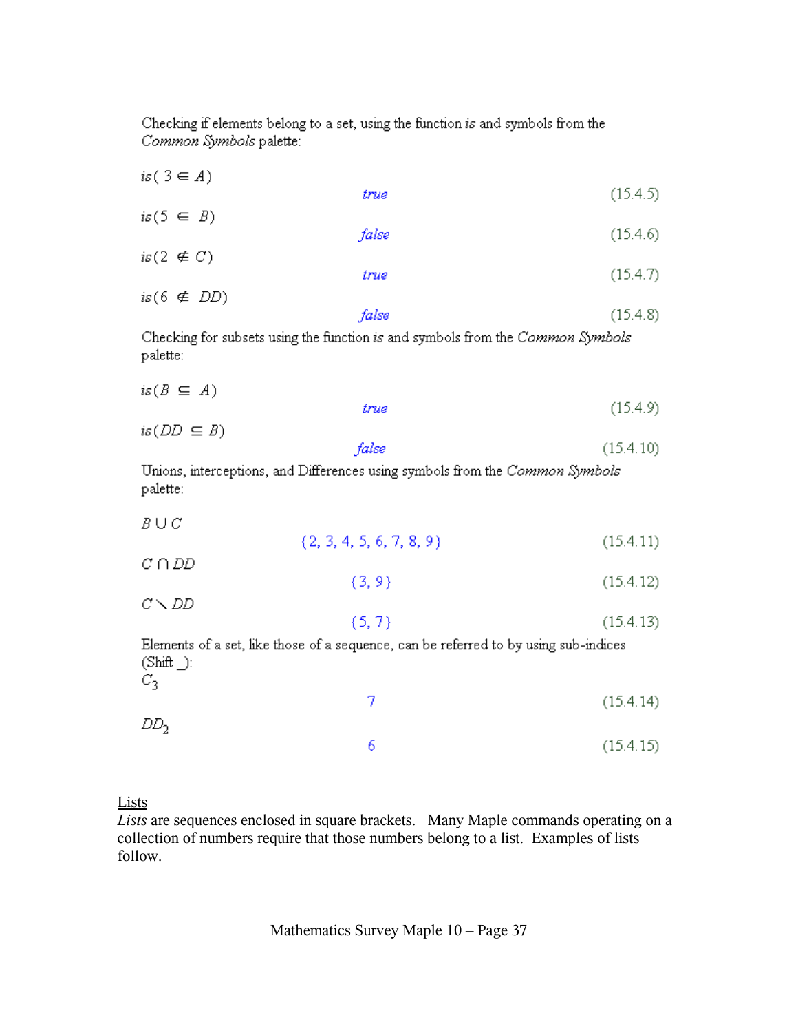Checking if elements belong to a set, using the function *is* and symbols from the *Common Symbols* palette:

$is(3 \in A)$

$$true \qquad (15.4.5)$$

$is(5 \in B)$

$$false \qquad (15.4.6)$$

$is(2 \notin C)$

$$true \qquad (15.4.7)$$

$is(6 \notin DD)$

$$false \qquad (15.4.8)$$

Checking for subsets using the function *is* and symbols from the *Common Symbols* palette:

$is(B \subseteq A)$

$$true \qquad (15.4.9)$$

$is(DD \subseteq B)$

$$false \qquad (15.4.10)$$

Unions, interceptions, and Differences using symbols from the *Common Symbols* palette:

$B \cup C$

$$\{2, 3, 4, 5, 6, 7, 8, 9\} \qquad (15.4.11)$$

$C \cap DD$

$$\{3, 9\} \qquad (15.4.12)$$

$C \setminus DD$

$$\{5, 7\} \qquad (15.4.13)$$

Elements of a set, like those of a sequence, can be referred to by using sub-indices (Shift _):

$C_3$

$$7 \qquad (15.4.14)$$

$DD_2$

$$6 \qquad (15.4.15)$$

<u>Lists</u>

*Lists* are sequences enclosed in square brackets. Many Maple commands operating on a collection of numbers require that those numbers belong to a list. Examples of lists follow.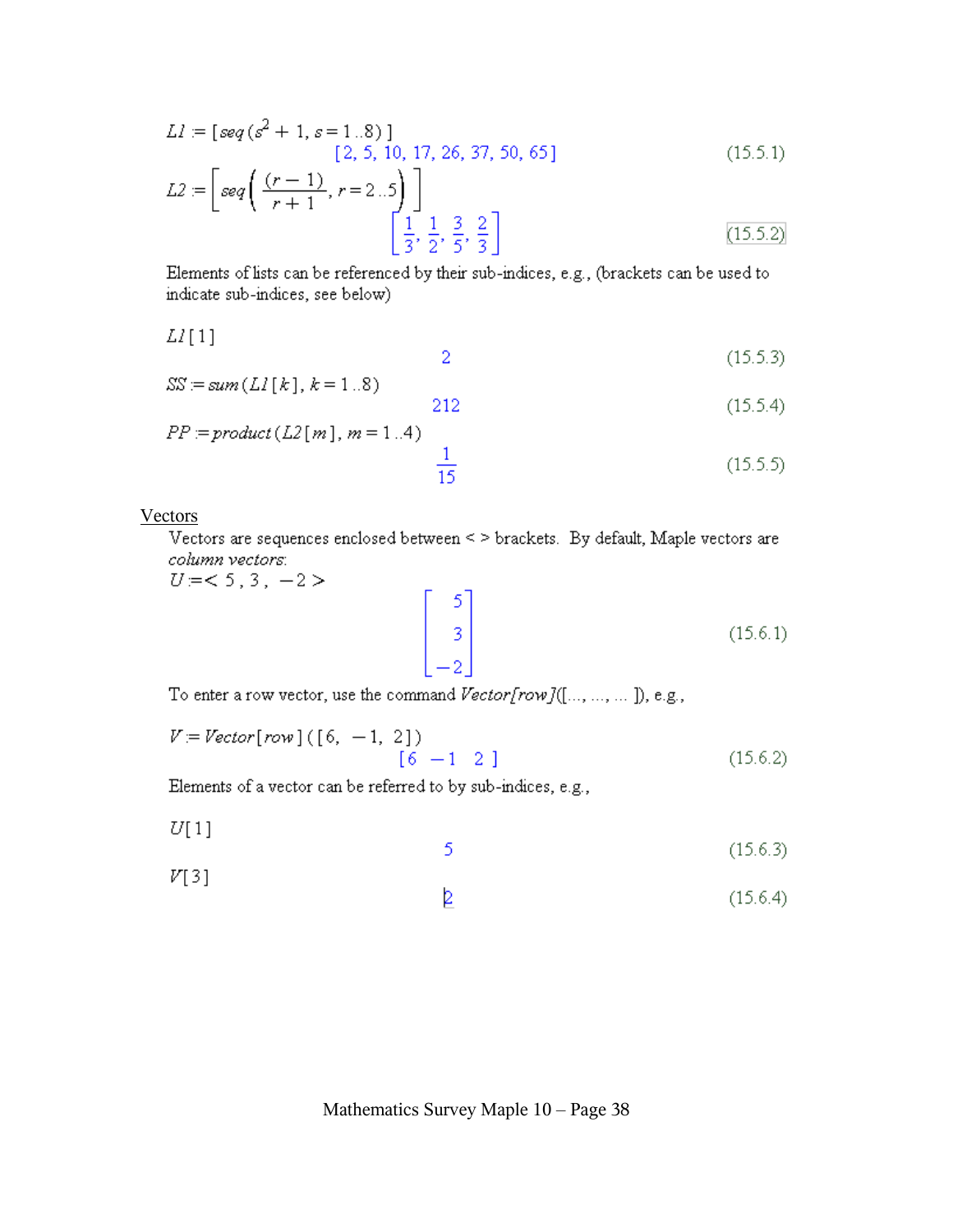$$L1 := [seq(s^2 + 1, s = 1..8)]$$

$$[2, 5, 10, 17, 26, 37, 50, 65] \tag{15.5.1}$$

$$L2 := \left[ seq\left( \frac{(r-1)}{r+1}, r = 2..5 \right) \right]$$

$$\left[ \frac{1}{3}, \frac{1}{2}, \frac{3}{5}, \frac{2}{3} \right] \tag{15.5.2}$$

Elements of lists can be referenced by their sub-indices, e.g., (brackets can be used to indicate sub-indices, see below)

$$L1[1]$$

$$2 \tag{15.5.3}$$

$$SS := sum(L1[k], k = 1..8)$$

$$212 \tag{15.5.4}$$

$$PP := product(L2[m], m = 1..4)$$

$$\frac{1}{15} \tag{15.5.5}$$

## Vectors

Vectors are sequences enclosed between < > brackets. By default, Maple vectors are *column vectors*:

$$U := \langle 5, 3, -2 \rangle$$

$$\begin{bmatrix} 5 \\ 3 \\ -2 \end{bmatrix} \tag{15.6.1}$$

To enter a row vector, use the command *Vector[row]*([..., ..., ... ]), e.g.,

$$V := Vector[row]([6, -1, 2])$$

$$\begin{bmatrix} 6 & -1 & 2 \end{bmatrix} \tag{15.6.2}$$

Elements of a vector can be referred to by sub-indices, e.g.,

$$U[1]$$

$$5 \tag{15.6.3}$$

$$V[3]$$

$$2 \tag{15.6.4}$$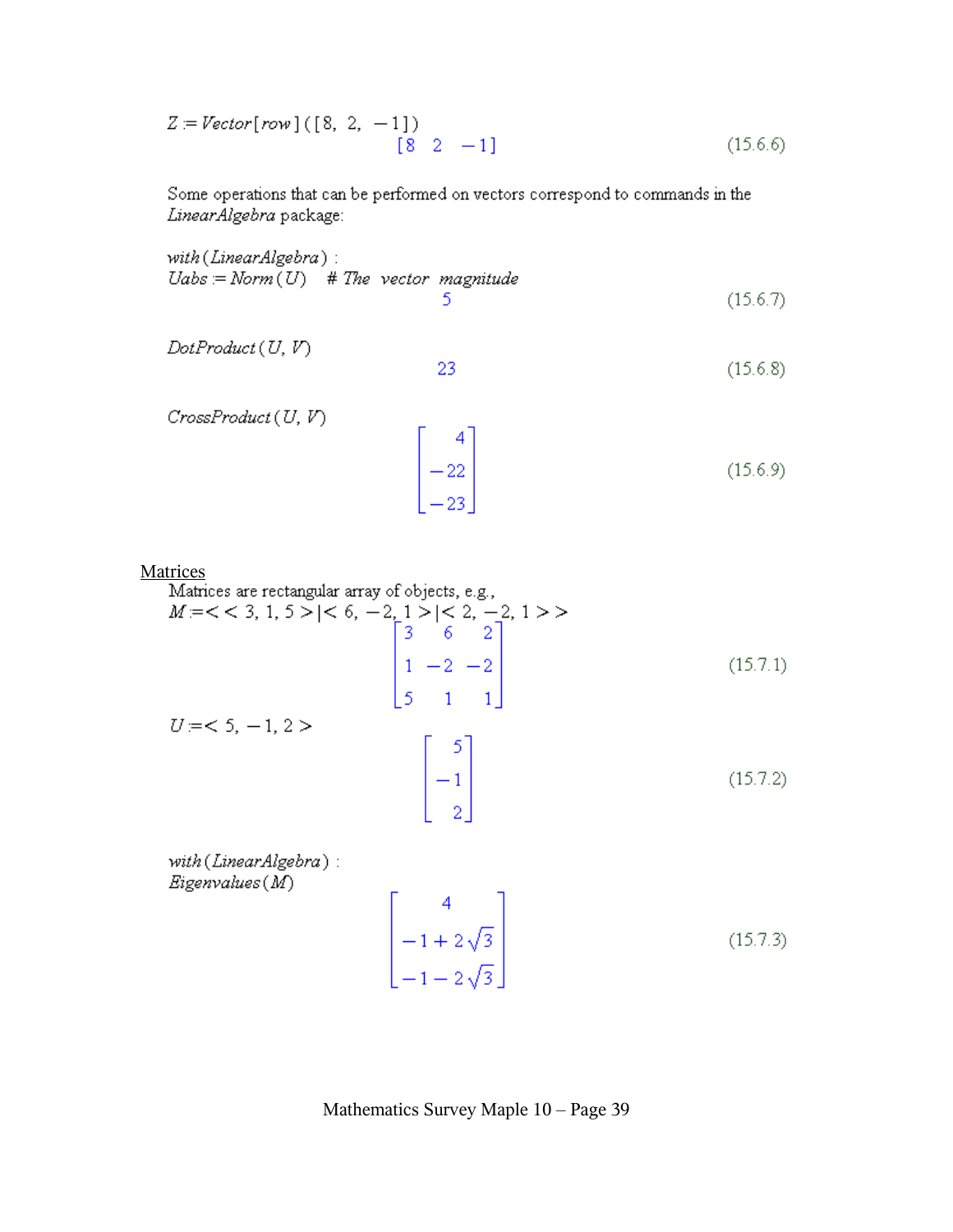$Z := Vector[row]([8, 2, -1])$

$$[8 \quad 2 \quad -1] \tag{15.6.6}$$

Some operations that can be performed on vectors correspond to commands in the *LinearAlgebra* package:

$with(LinearAlgebra):$
$Uabs := Norm(U)$ # *The vector magnitude*

$$5 \tag{15.6.7}$$

$DotProduct(U, V)$

$$23 \tag{15.6.8}$$

$CrossProduct(U, V)$

$$\begin{bmatrix} 4 \\ -22 \\ -23 \end{bmatrix} \tag{15.6.9}$$

<u>Matrices</u>

Matrices are rectangular array of objects, e.g.,
$M := << 3, 1, 5 > | < 6, -2, 1 > | < 2, -2, 1 >>$

$$\begin{bmatrix} 3 & 6 & 2 \\ 1 & -2 & -2 \\ 5 & 1 & 1 \end{bmatrix} \tag{15.7.1}$$

$U := < 5, -1, 2 >$

$$\begin{bmatrix} 5 \\ -1 \\ 2 \end{bmatrix} \tag{15.7.2}$$

$with(LinearAlgebra):$
$Eigenvalues(M)$

$$\begin{bmatrix} 4 \\ -1 + 2\sqrt{3} \\ -1 - 2\sqrt{3} \end{bmatrix} \tag{15.7.3}$$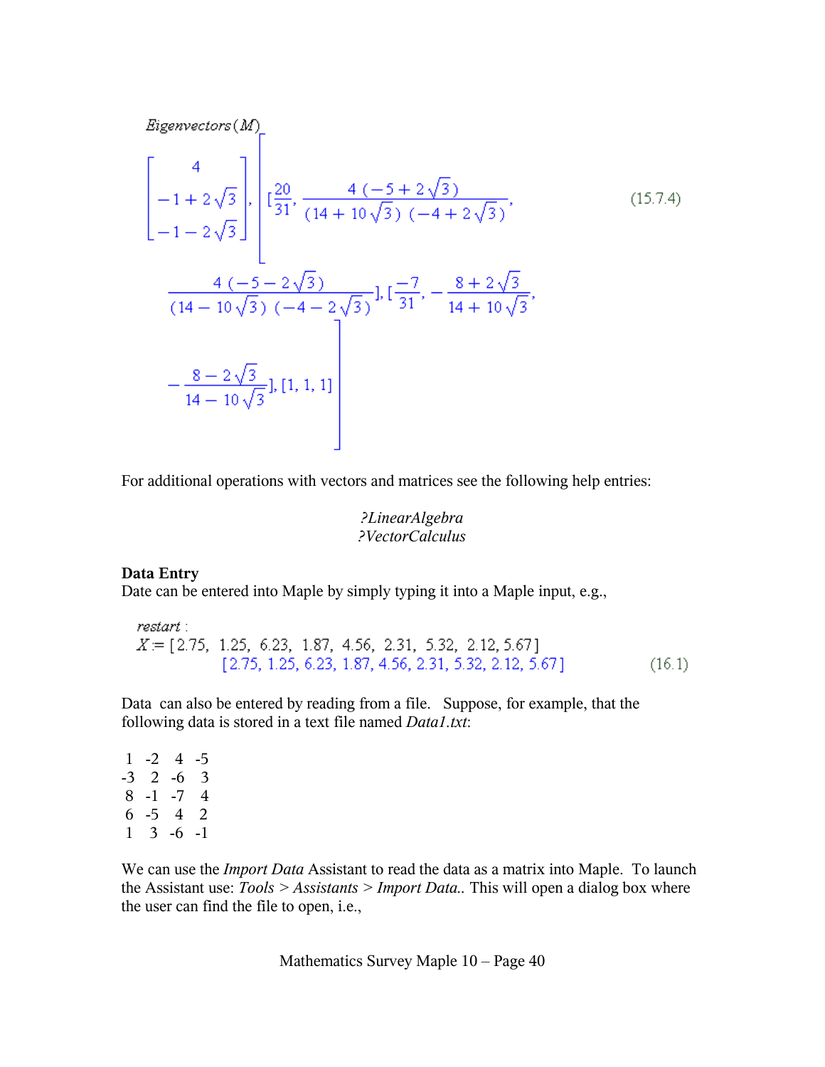*Eigenvectors*(*M*)

$$\left[\begin{bmatrix} 4 \\ -1+2\sqrt{3} \\ -1-2\sqrt{3} \end{bmatrix}, \left[ \left[\frac{20}{31}, \frac{4\,(-5+2\sqrt{3})}{(14+10\sqrt{3})\,(-4+2\sqrt{3})}, \frac{4\,(-5-2\sqrt{3})}{(14-10\sqrt{3})\,(-4-2\sqrt{3})}\right], \left[\frac{-7}{31}, -\frac{8+2\sqrt{3}}{14+10\sqrt{3}}, -\frac{8-2\sqrt{3}}{14-10\sqrt{3}}\right], [1, 1, 1] \right]\right] \quad (15.7.4)$$

For additional operations with vectors and matrices see the following help entries:

*?LinearAlgebra*
*?VectorCalculus*

**Data Entry**
Date can be entered into Maple by simply typing it into a Maple input, e.g.,

```
restart :
X := [2.75, 1.25, 6.23, 1.87, 4.56, 2.31, 5.32, 2.12, 5.67]
        [2.75, 1.25, 6.23, 1.87, 4.56, 2.31, 5.32, 2.12, 5.67]        (16.1)
```

Data can also be entered by reading from a file. Suppose, for example, that the following data is stored in a text file named *Data1.txt*:

```
 1  -2   4  -5
-3   2  -6   3
 8  -1  -7   4
 6  -5   4   2
 1   3  -6  -1
```

We can use the *Import Data* Assistant to read the data as a matrix into Maple. To launch the Assistant use: *Tools* > *Assistants* > *Import Data.*. This will open a dialog box where the user can find the file to open, i.e.,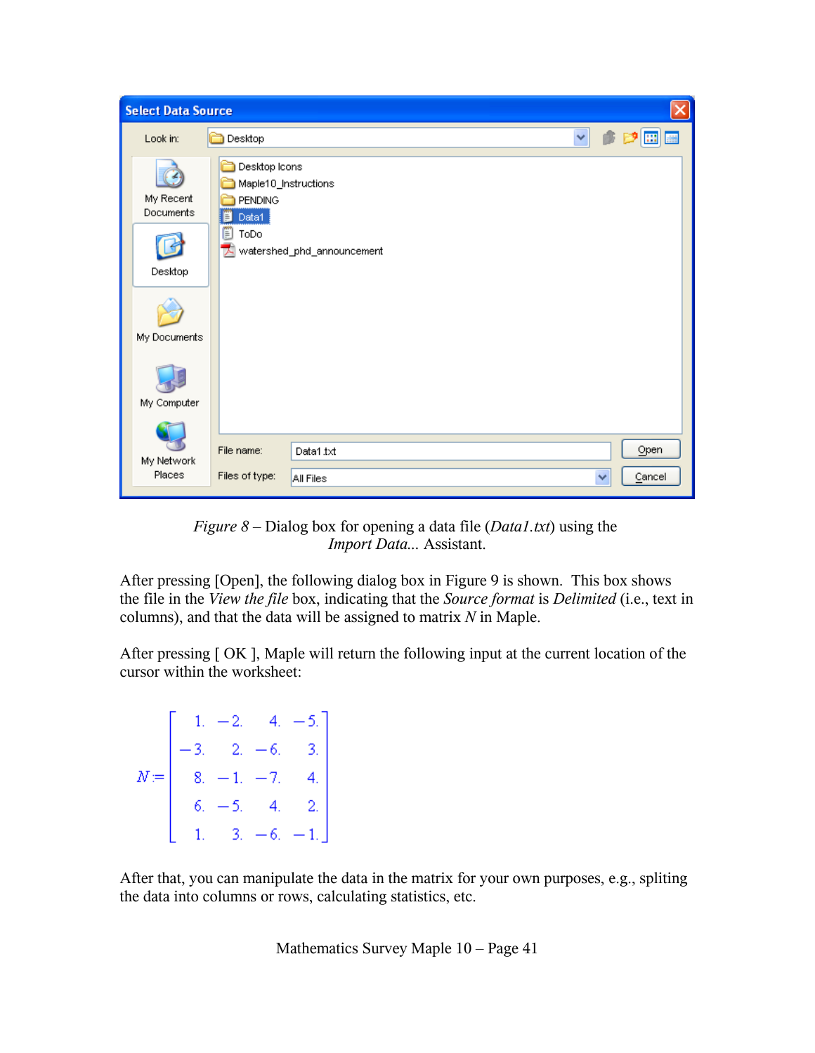*Figure 8* – Dialog box for opening a data file (*Data1.txt*) using the *Import Data...* Assistant.

After pressing [Open], the following dialog box in Figure 9 is shown. This box shows the file in the *View the file* box, indicating that the *Source format* is *Delimited* (i.e., text in columns), and that the data will be assigned to matrix *N* in Maple.

After pressing [ OK ], Maple will return the following input at the current location of the cursor within the worksheet:

$$N := \begin{bmatrix} 1. & -2. & 4. & -5. \\ -3. & 2. & -6. & 3. \\ 8. & -1. & -7. & 4. \\ 6. & -5. & 4. & 2. \\ 1. & 3. & -6. & -1. \end{bmatrix}$$

After that, you can manipulate the data in the matrix for your own purposes, e.g., spliting the data into columns or rows, calculating statistics, etc.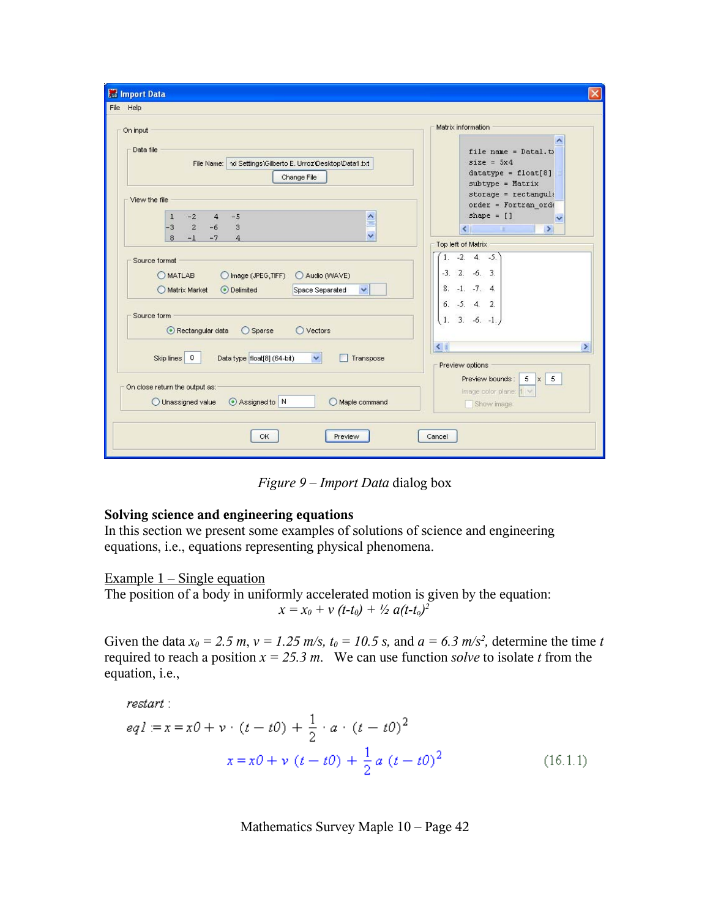Figure 9 – *Import Data* dialog box

**Solving science and engineering equations**

In this section we present some examples of solutions of science and engineering equations, i.e., equations representing physical phenomena.

Example 1 – Single equation

The position of a body in uniformly accelerated motion is given by the equation:

$$x = x_0 + v\,(t-t_0) + \tfrac{1}{2}\,a(t-t_o)^2$$

Given the data $x_0 = 2.5\ m$, $v = 1.25\ m/s$, $t_0 = 10.5\ s$, and $a = 6.3\ m/s^2$, determine the time $t$ required to reach a position $x = 25.3\ m$. We can use function *solve* to isolate $t$ from the equation, i.e.,

```
restart :
eq1 := x = x0 + v · (t − t0) + 1/2 · a · (t − t0)^2
```

$$x = x0 + v\,(t - t0) + \frac{1}{2}\,a\,(t - t0)^2 \qquad (16.1.1)$$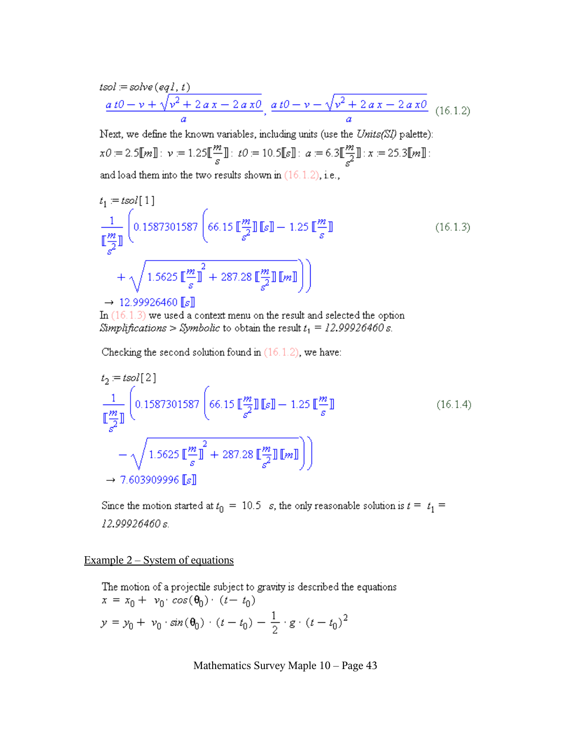$tsol := solve(eq1, t)$

$$\frac{a\,t0 - v + \sqrt{v^2 + 2\,a\,x - 2\,a\,x0}}{a},\ \frac{a\,t0 - v - \sqrt{v^2 + 2\,a\,x - 2\,a\,x0}}{a} \qquad (16.1.2)$$

Next, we define the known variables, including units (use the *Units(SI)* palette):

$x0 := 2.5[[m]]:\ v := 1.25\left[\left[\frac{m}{s}\right]\right]:\ t0 := 10.5[[s]]:\ a := 6.3\left[\left[\frac{m}{s^2}\right]\right]:\ x := 25.3[[m]]:$

and load them into the two results shown in (16.1.2), i.e.,

$t_1 := tsol[1]$

$$\frac{1}{\left[\left[\frac{m}{s^2}\right]\right]}\left(0.1587301587\left(66.15\left[\left[\frac{m}{s^2}\right]\right][[s]] - 1.25\left[\left[\frac{m}{s}\right]\right] + \sqrt{1.5625\left[\left[\frac{m}{s}\right]\right]^2 + 287.28\left[\left[\frac{m}{s^2}\right]\right][[m]]}\right)\right) \qquad (16.1.3)$$

$$\rightarrow\ 12.99926460\ [[s]]$$

In (16.1.3) we used a context menu on the result and selected the option *Simplifications > Symbolic* to obtain the result $t_1 = 12.99926460\ s$.

Checking the second solution found in (16.1.2), we have:

$t_2 := tsol[2]$

$$\frac{1}{\left[\left[\frac{m}{s^2}\right]\right]}\left(0.1587301587\left(66.15\left[\left[\frac{m}{s^2}\right]\right][[s]] - 1.25\left[\left[\frac{m}{s}\right]\right] - \sqrt{1.5625\left[\left[\frac{m}{s}\right]\right]^2 + 287.28\left[\left[\frac{m}{s^2}\right]\right][[m]]}\right)\right) \qquad (16.1.4)$$

$$\rightarrow\ 7.603909996\ [[s]]$$

Since the motion started at $t_0 = 10.5\ s$, the only reasonable solution is $t = t_1 = 12.99926460\ s$.

## Example 2 – System of equations

The motion of a projectile subject to gravity is described the equations

$$x = x_0 + v_0 \cdot \cos(\theta_0) \cdot (t - t_0)$$

$$y = y_0 + v_0 \cdot \sin(\theta_0) \cdot (t - t_0) - \frac{1}{2} \cdot g \cdot (t - t_0)^2$$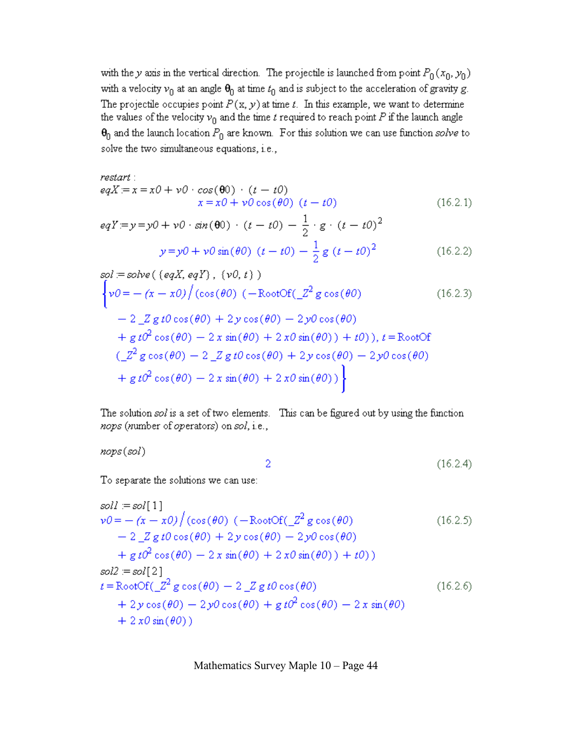with the $y$ axis in the vertical direction. The projectile is launched from point $P_0(x_0, y_0)$ with a velocity $v_0$ at an angle $\theta_0$ at time $t_0$ and is subject to the acceleration of gravity $g$. The projectile occupies point $P(x, y)$ at time $t$. In this example, we want to determine the values of the velocity $v_0$ and the time $t$ required to reach point $P$ if the launch angle $\theta_0$ and the launch location $P_0$ are known. For this solution we can use function *solve* to solve the two simultaneous equations, i.e.,

```
restart :
eqX := x = x0 + v0 · cos(θ0) · (t − t0)
```

$$x = x0 + v0\cos(\theta 0)\,(t - t0) \tag{16.2.1}$$

```
eqY := y = y0 + v0 · sin(θ0) · (t − t0) − 1/2 · g · (t − t0)^2
```

$$y = y0 + v0\sin(\theta 0)\,(t - t0) - \frac{1}{2}g\,(t - t0)^2 \tag{16.2.2}$$

```
sol := solve( {eqX, eqY}, {v0, t} )
```

$$\left\{v0 = -(x - x0)\Big/\Big(\cos(\theta 0)\,\big(-\mathrm{RootOf}(\_Z^2 g\cos(\theta 0) - 2\,\_Z\,g\,t0\cos(\theta 0) + 2\,y\cos(\theta 0) - 2\,y0\cos(\theta 0) + g\,t0^2\cos(\theta 0) - 2\,x\sin(\theta 0) + 2\,x0\sin(\theta 0)) + t0\big)\Big),\ t = \mathrm{RootOf}(\_Z^2 g\cos(\theta 0) - 2\,\_Z\,g\,t0\cos(\theta 0) + 2\,y\cos(\theta 0) - 2\,y0\cos(\theta 0) + g\,t0^2\cos(\theta 0) - 2\,x\sin(\theta 0) + 2\,x0\sin(\theta 0))\right\} \tag{16.2.3}$$

The solution *sol* is a set of two elements. This can be figured out by using the function *nops* (*n*umber of *op*erators) on *sol*, i.e.,

```
nops(sol)
```

$$2 \tag{16.2.4}$$

To separate the solutions we can use:

```
sol1 := sol[1]
```

$$v0 = -(x - x0)\Big/\Big(\cos(\theta 0)\,\big(-\mathrm{RootOf}(\_Z^2 g\cos(\theta 0) - 2\,\_Z\,g\,t0\cos(\theta 0) + 2\,y\cos(\theta 0) - 2\,y0\cos(\theta 0) + g\,t0^2\cos(\theta 0) - 2\,x\sin(\theta 0) + 2\,x0\sin(\theta 0)) + t0\big)\Big) \tag{16.2.5}$$

```
sol2 := sol[2]
```

$$t = \mathrm{RootOf}(\_Z^2 g\cos(\theta 0) - 2\,\_Z\,g\,t0\cos(\theta 0) + 2\,y\cos(\theta 0) - 2\,y0\cos(\theta 0) + g\,t0^2\cos(\theta 0) - 2\,x\sin(\theta 0) + 2\,x0\sin(\theta 0)) \tag{16.2.6}$$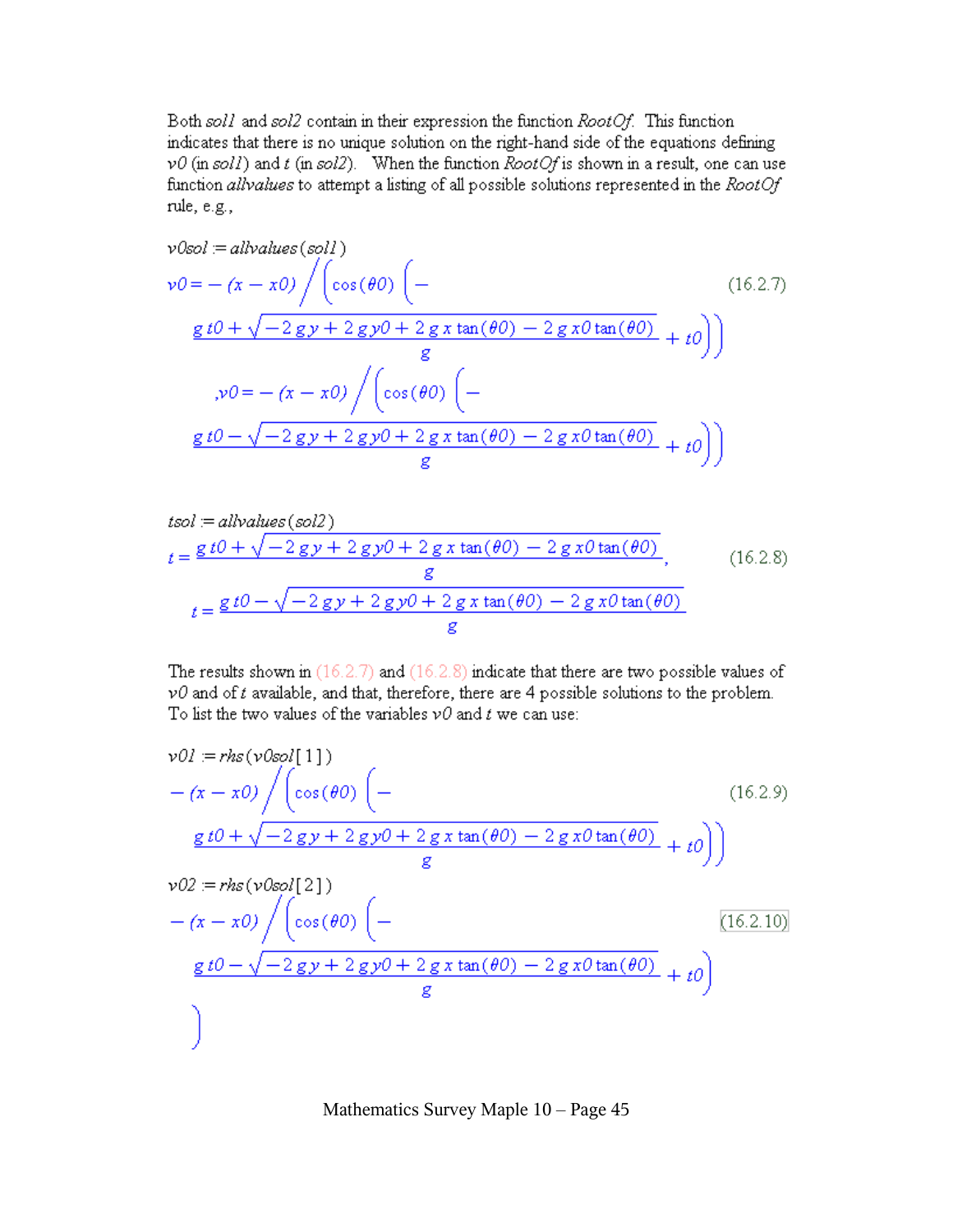Both *sol1* and *sol2* contain in their expression the function *RootOf*. This function indicates that there is no unique solution on the right-hand side of the equations defining *v0* (in *sol1*) and *t* (in *sol2*). When the function *RootOf* is shown in a result, one can use function *allvalues* to attempt a listing of all possible solutions represented in the *RootOf* rule, e.g.,

*v0sol* := *allvalues*(*sol1*)

$$v0 = -(x - x0) \Big/ \left(\cos(\theta 0) \left(-\frac{g\,t0 + \sqrt{-2\,g\,y + 2\,g\,y0 + 2\,g\,x\tan(\theta 0) - 2\,g\,x0\tan(\theta 0)}}{g} + t0\right)\right),$$
$$v0 = -(x - x0) \Big/ \left(\cos(\theta 0) \left(-\frac{g\,t0 - \sqrt{-2\,g\,y + 2\,g\,y0 + 2\,g\,x\tan(\theta 0) - 2\,g\,x0\tan(\theta 0)}}{g} + t0\right)\right) \tag{16.2.7}$$

*tsol* := *allvalues*(*sol2*)

$$t = \frac{g\,t0 + \sqrt{-2\,g\,y + 2\,g\,y0 + 2\,g\,x\tan(\theta 0) - 2\,g\,x0\tan(\theta 0)}}{g},$$
$$t = \frac{g\,t0 - \sqrt{-2\,g\,y + 2\,g\,y0 + 2\,g\,x\tan(\theta 0) - 2\,g\,x0\tan(\theta 0)}}{g} \tag{16.2.8}$$

The results shown in (16.2.7) and (16.2.8) indicate that there are two possible values of *v0* and of *t* available, and that, therefore, there are 4 possible solutions to the problem. To list the two values of the variables *v0* and *t* we can use:

*v01* := *rhs*(*v0sol*[1])

$$-(x - x0) \Big/ \left(\cos(\theta 0) \left(-\frac{g\,t0 + \sqrt{-2\,g\,y + 2\,g\,y0 + 2\,g\,x\tan(\theta 0) - 2\,g\,x0\tan(\theta 0)}}{g} + t0\right)\right) \tag{16.2.9}$$

*v02* := *rhs*(*v0sol*[2])

$$-(x - x0) \Big/ \left(\cos(\theta 0) \left(-\frac{g\,t0 - \sqrt{-2\,g\,y + 2\,g\,y0 + 2\,g\,x\tan(\theta 0) - 2\,g\,x0\tan(\theta 0)}}{g} + t0\right)\right) \tag{16.2.10}$$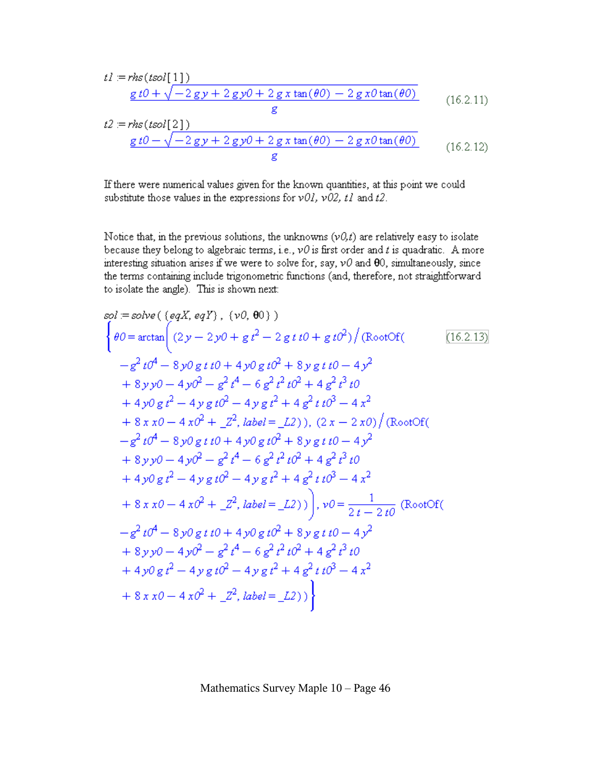```
t1 := rhs(tsol[1])
```

$$\frac{g\,t0+\sqrt{-2\,g\,y+2\,g\,y0+2\,g\,x\tan(\theta 0)-2\,g\,x0\tan(\theta 0)}}{g} \tag{16.2.11}$$

```
t2 := rhs(tsol[2])
```

$$\frac{g\,t0-\sqrt{-2\,g\,y+2\,g\,y0+2\,g\,x\tan(\theta 0)-2\,g\,x0\tan(\theta 0)}}{g} \tag{16.2.12}$$

If there were numerical values given for the known quantities, at this point we could substitute those values in the expressions for *v01, v02, t1* and *t2*.

Notice that, in the previous solutions, the unknowns (*v0,t*) are relatively easy to isolate because they belong to algebraic terms, i.e., *v0* is first order and *t* is quadratic. A more interesting situation arises if we were to solve for, say, *v0* and θ0, simultaneously, since the terms containing include trigonometric functions (and, therefore, not straightforward to isolate the angle). This is shown next:

```
sol := solve( {eqX, eqY} , {v0, θ0} )
```

$$\Big\{\theta 0=\arctan\Big((2\,y-2\,y0+g\,t^2-2\,g\,t\,t0+g\,t0^2)\big/(\mathrm{RootOf}(-g^2\,t0^4-8\,y0\,g\,t\,t0+4\,y0\,g\,t0^2+8\,y\,g\,t\,t0-4\,y^2+8\,y\,y0-4\,y0^2-g^2\,t^4-6\,g^2\,t^2\,t0^2+4\,g^2\,t^3\,t0+4\,y0\,g\,t^2-4\,y\,g\,t0^2-4\,y\,g\,t^2+4\,g^2\,t\,t0^3-4\,x^2+8\,x\,x0-4\,x0^2+\_Z^2, label=\_L2)),\ (2\,x-2\,x0)\big/(\mathrm{RootOf}(-g^2\,t0^4-8\,y0\,g\,t\,t0+4\,y0\,g\,t0^2+8\,y\,g\,t\,t0-4\,y^2+8\,y\,y0-4\,y0^2-g^2\,t^4-6\,g^2\,t^2\,t0^2+4\,g^2\,t^3\,t0+4\,y0\,g\,t^2-4\,y\,g\,t0^2-4\,y\,g\,t^2+4\,g^2\,t\,t0^3-4\,x^2+8\,x\,x0-4\,x0^2+\_Z^2, label=\_L2))\Big),\ v0=\frac{1}{2\,t-2\,t0}\,(\mathrm{RootOf}(-g^2\,t0^4-8\,y0\,g\,t\,t0+4\,y0\,g\,t0^2+8\,y\,g\,t\,t0-4\,y^2+8\,y\,y0-4\,y0^2-g^2\,t^4-6\,g^2\,t^2\,t0^2+4\,g^2\,t^3\,t0+4\,y0\,g\,t^2-4\,y\,g\,t0^2-4\,y\,g\,t^2+4\,g^2\,t\,t0^3-4\,x^2+8\,x\,x0-4\,x0^2+\_Z^2, label=\_L2))\Big\} \tag{16.2.13}$$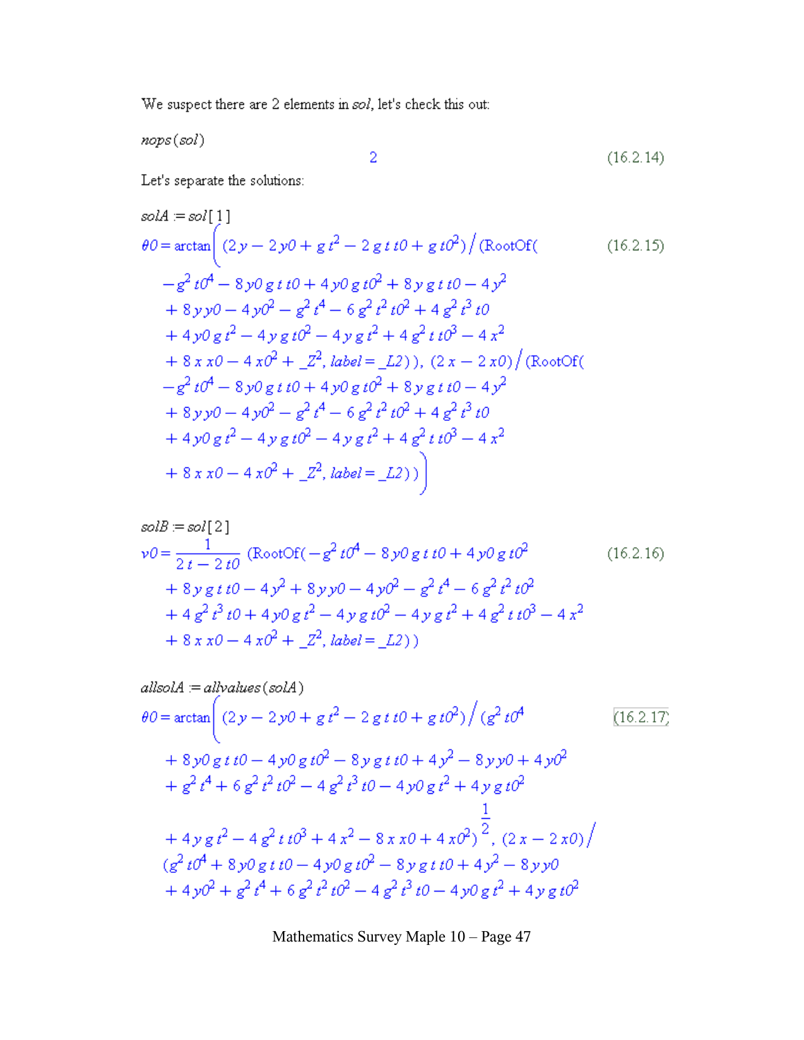We suspect there are 2 elements in *sol*, let's check this out:

*nops*(*sol*)

$$2 \tag{16.2.14}$$

Let's separate the solutions:

*solA* := *sol*[1]

$$\theta 0 = \arctan\left( (2\,y - 2\,y0 + g\,t^2 - 2\,g\,t\,t0 + g\,t0^2) \Big/ (\mathrm{RootOf}( -g^2\,t0^4 - 8\,y0\,g\,t\,t0 + 4\,y0\,g\,t0^2 + 8\,y\,g\,t\,t0 - 4\,y^2 + 8\,y\,y0 - 4\,y0^2 - g^2\,t^4 - 6\,g^2\,t^2\,t0^2 + 4\,g^2\,t^3\,t0 + 4\,y0\,g\,t^2 - 4\,y\,g\,t0^2 - 4\,y\,g\,t^2 + 4\,g^2\,t\,t0^3 - 4\,x^2 + 8\,x\,x0 - 4\,x0^2 + \_Z^2, label = \_L2)),\ (2\,x - 2\,x0) \Big/ (\mathrm{RootOf}( -g^2\,t0^4 - 8\,y0\,g\,t\,t0 + 4\,y0\,g\,t0^2 + 8\,y\,g\,t\,t0 - 4\,y^2 + 8\,y\,y0 - 4\,y0^2 - g^2\,t^4 - 6\,g^2\,t^2\,t0^2 + 4\,g^2\,t^3\,t0 + 4\,y0\,g\,t^2 - 4\,y\,g\,t0^2 - 4\,y\,g\,t^2 + 4\,g^2\,t\,t0^3 - 4\,x^2 + 8\,x\,x0 - 4\,x0^2 + \_Z^2, label = \_L2)) \right) \tag{16.2.15}$$

*solB* := *sol*[2]

$$v0 = \frac{1}{2\,t - 2\,t0} (\mathrm{RootOf}( -g^2\,t0^4 - 8\,y0\,g\,t\,t0 + 4\,y0\,g\,t0^2 + 8\,y\,g\,t\,t0 - 4\,y^2 + 8\,y\,y0 - 4\,y0^2 - g^2\,t^4 - 6\,g^2\,t^2\,t0^2 + 4\,g^2\,t^3\,t0 + 4\,y0\,g\,t^2 - 4\,y\,g\,t0^2 - 4\,y\,g\,t^2 + 4\,g^2\,t\,t0^3 - 4\,x^2 + 8\,x\,x0 - 4\,x0^2 + \_Z^2, label = \_L2)) \tag{16.2.16}$$

*allsolA* := *allvalues*(*solA*)

$$\theta 0 = \arctan\left( (2\,y - 2\,y0 + g\,t^2 - 2\,g\,t\,t0 + g\,t0^2) \Big/ (g^2\,t0^4 + 8\,y0\,g\,t\,t0 - 4\,y0\,g\,t0^2 - 8\,y\,g\,t\,t0 + 4\,y^2 - 8\,y\,y0 + 4\,y0^2 + g^2\,t^4 + 6\,g^2\,t^2\,t0^2 - 4\,g^2\,t^3\,t0 - 4\,y0\,g\,t^2 + 4\,y\,g\,t0^2 + 4\,y\,g\,t^2 - 4\,g^2\,t\,t0^3 + 4\,x^2 - 8\,x\,x0 + 4\,x0^2)^{\frac{1}{2}},\ (2\,x - 2\,x0) \Big/ (g^2\,t0^4 + 8\,y0\,g\,t\,t0 - 4\,y0\,g\,t0^2 - 8\,y\,g\,t\,t0 + 4\,y^2 - 8\,y\,y0 + 4\,y0^2 + g^2\,t^4 + 6\,g^2\,t^2\,t0^2 - 4\,g^2\,t^3\,t0 - 4\,y0\,g\,t^2 + 4\,y\,g\,t0^2 \tag{16.2.17}$$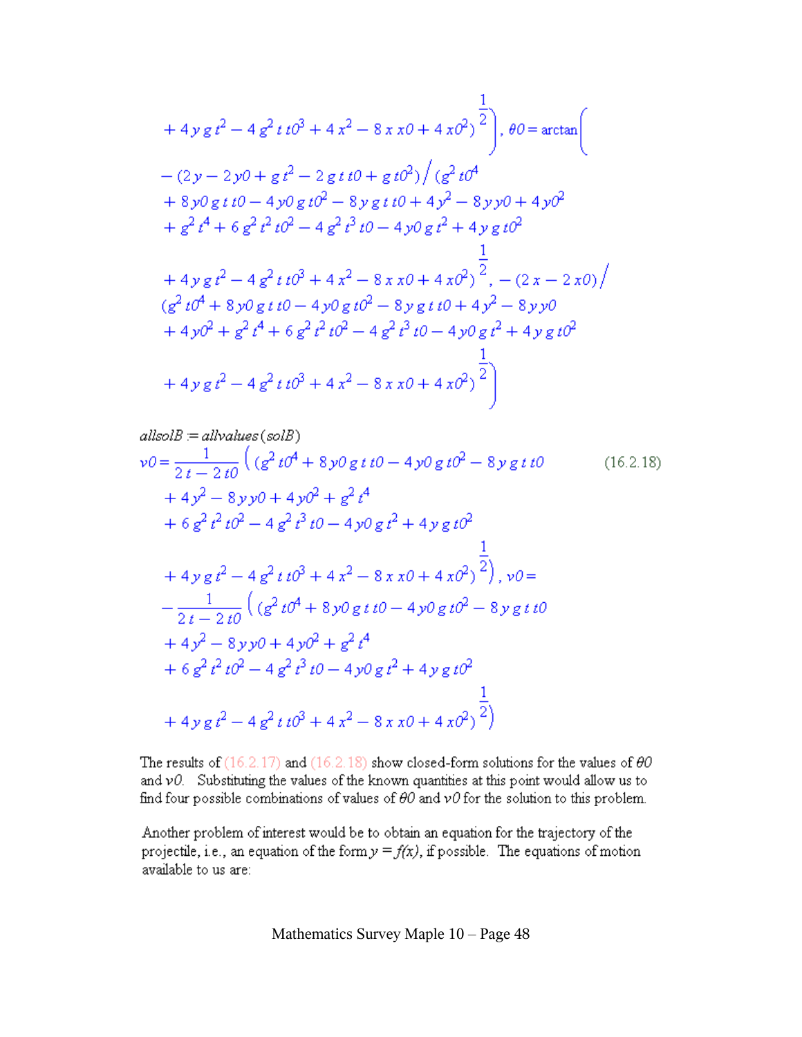$$+ 4\, y\, g\, t^2 - 4\, g^2\, t\, t0^3 + 4\, x^2 - 8\, x\, x0 + 4\, x0^2)^{\frac{1}{2}}\Big),\ \theta 0 = \arctan\Big($$

$$- (2\, y - 2\, y0 + g\, t^2 - 2\, g\, t\, t0 + g\, t0^2) \Big/ (g^2\, t0^4$$

$$+ 8\, y0\, g\, t\, t0 - 4\, y0\, g\, t0^2 - 8\, y\, g\, t\, t0 + 4\, y^2 - 8\, y\, y0 + 4\, y0^2$$

$$+ g^2\, t^4 + 6\, g^2\, t^2\, t0^2 - 4\, g^2\, t^3\, t0 - 4\, y0\, g\, t^2 + 4\, y\, g\, t0^2$$

$$+ 4\, y\, g\, t^2 - 4\, g^2\, t\, t0^3 + 4\, x^2 - 8\, x\, x0 + 4\, x0^2)^{\frac{1}{2}},\ - (2\, x - 2\, x0) \Big/$$

$$(g^2\, t0^4 + 8\, y0\, g\, t\, t0 - 4\, y0\, g\, t0^2 - 8\, y\, g\, t\, t0 + 4\, y^2 - 8\, y\, y0$$

$$+ 4\, y0^2 + g^2\, t^4 + 6\, g^2\, t^2\, t0^2 - 4\, g^2\, t^3\, t0 - 4\, y0\, g\, t^2 + 4\, y\, g\, t0^2$$

$$+ 4\, y\, g\, t^2 - 4\, g^2\, t\, t0^3 + 4\, x^2 - 8\, x\, x0 + 4\, x0^2)^{\frac{1}{2}}\Big)$$

*allsolB* := *allvalues*(*solB*)

$$v0 = \frac{1}{2\, t - 2\, t0} \Big( (g^2\, t0^4 + 8\, y0\, g\, t\, t0 - 4\, y0\, g\, t0^2 - 8\, y\, g\, t\, t0 \tag{16.2.18}$$

$$+ 4\, y^2 - 8\, y\, y0 + 4\, y0^2 + g^2\, t^4$$

$$+ 6\, g^2\, t^2\, t0^2 - 4\, g^2\, t^3\, t0 - 4\, y0\, g\, t^2 + 4\, y\, g\, t0^2$$

$$+ 4\, y\, g\, t^2 - 4\, g^2\, t\, t0^3 + 4\, x^2 - 8\, x\, x0 + 4\, x0^2)^{\frac{1}{2}}\Big),\ v0 =$$

$$- \frac{1}{2\, t - 2\, t0} \Big( (g^2\, t0^4 + 8\, y0\, g\, t\, t0 - 4\, y0\, g\, t0^2 - 8\, y\, g\, t\, t0$$

$$+ 4\, y^2 - 8\, y\, y0 + 4\, y0^2 + g^2\, t^4$$

$$+ 6\, g^2\, t^2\, t0^2 - 4\, g^2\, t^3\, t0 - 4\, y0\, g\, t^2 + 4\, y\, g\, t0^2$$

$$+ 4\, y\, g\, t^2 - 4\, g^2\, t\, t0^3 + 4\, x^2 - 8\, x\, x0 + 4\, x0^2)^{\frac{1}{2}}\Big)$$

The results of (16.2.17) and (16.2.18) show closed-form solutions for the values of $\theta 0$ and $v0$. Substituting the values of the known quantities at this point would allow us to find four possible combinations of values of $\theta 0$ and $v0$ for the solution to this problem.

Another problem of interest would be to obtain an equation for the trajectory of the projectile, i.e., an equation of the form $y = f(x)$, if possible. The equations of motion available to us are: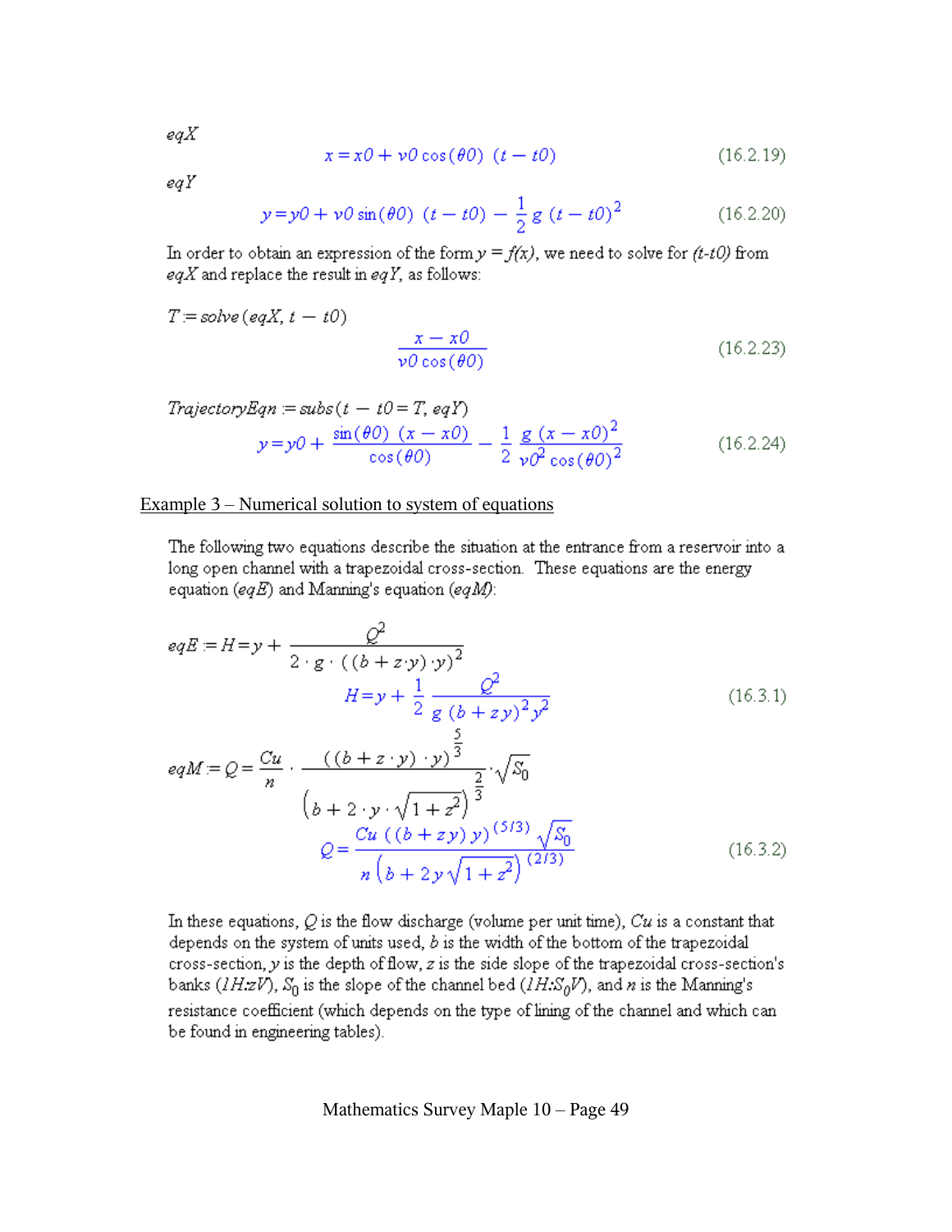*eqX*

$$x = x0 + v0\cos(\theta 0)\ (t - t0) \tag{16.2.19}$$

*eqY*

$$y = y0 + v0\sin(\theta 0)\ (t - t0) - \frac{1}{2}g\ (t - t0)^2 \tag{16.2.20}$$

In order to obtain an expression of the form $y = f(x)$, we need to solve for $(t\text{-}t0)$ from *eqX* and replace the result in *eqY*, as follows:

$T := solve(eqX, t - t0)$

$$\frac{x - x0}{v0\cos(\theta 0)} \tag{16.2.23}$$

$TrajectoryEqn := subs(t - t0 = T, eqY)$

$$y = y0 + \frac{\sin(\theta 0)\ (x - x0)}{\cos(\theta 0)} - \frac{1}{2}\frac{g\ (x - x0)^2}{v0^2\cos(\theta 0)^2} \tag{16.2.24}$$

<u>Example 3 – Numerical solution to system of equations</u>

The following two equations describe the situation at the entrance from a reservoir into a long open channel with a trapezoidal cross-section. These equations are the energy equation (*eqE*) and Manning's equation (*eqM*):

$$eqE := H = y + \frac{Q^2}{2\cdot g\cdot((b + z\cdot y)\cdot y)^2}$$

$$H = y + \frac{1}{2}\frac{Q^2}{g\ (b + z\,y)^2\,y^2} \tag{16.3.1}$$

$$eqM := Q = \frac{Cu}{n}\cdot\frac{((b + z\cdot y)\cdot y)^{\frac{5}{3}}}{\left(b + 2\cdot y\cdot\sqrt{1 + z^2}\right)^{\frac{2}{3}}}\cdot\sqrt{S_0}$$

$$Q = \frac{Cu\ ((b + z\,y)\,y)^{(5/3)}\sqrt{S_0}}{n\left(b + 2\,y\sqrt{1 + z^2}\right)^{(2/3)}} \tag{16.3.2}$$

In these equations, $Q$ is the flow discharge (volume per unit time), $Cu$ is a constant that depends on the system of units used, $b$ is the width of the bottom of the trapezoidal cross-section, $y$ is the depth of flow, $z$ is the side slope of the trapezoidal cross-section's banks ($1H{:}zV$), $S_0$ is the slope of the channel bed ($1H{:}S_0V$), and $n$ is the Manning's resistance coefficient (which depends on the type of lining of the channel and which can be found in engineering tables).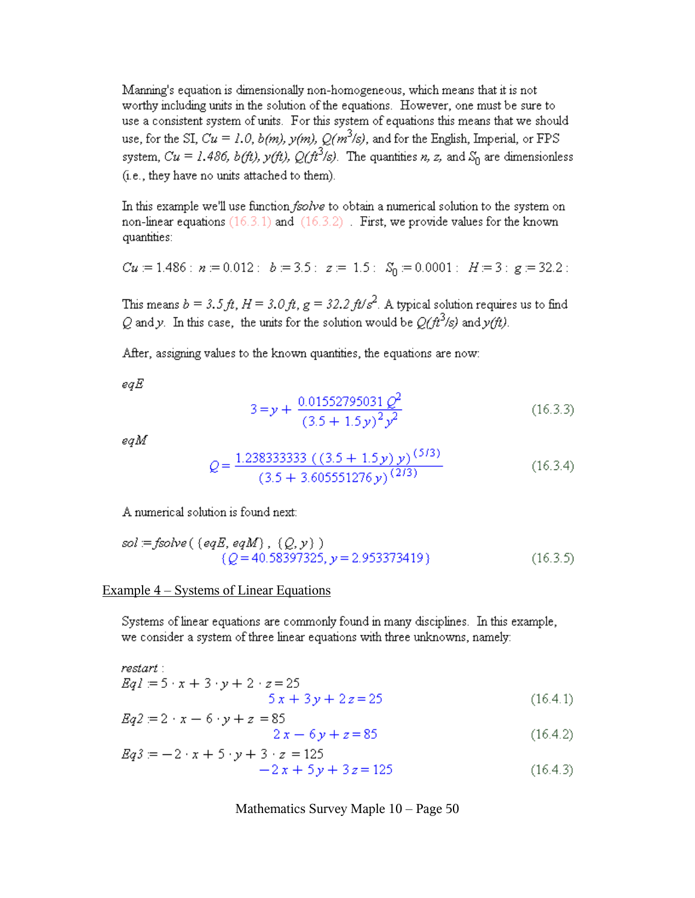Manning's equation is dimensionally non-homogeneous, which means that it is not worthy including units in the solution of the equations. However, one must be sure to use a consistent system of units. For this system of equations this means that we should use, for the SI, $Cu = 1.0$, $b(m)$, $y(m)$, $Q(m^3/s)$, and for the English, Imperial, or FPS system, $Cu = 1.486$, $b(ft)$, $y(ft)$, $Q(ft^3/s)$. The quantities $n$, $z$, and $S_0$ are dimensionless (i.e., they have no units attached to them).

In this example we'll use function *fsolve* to obtain a numerical solution to the system on non-linear equations (16.3.1) and (16.3.2) . First, we provide values for the known quantities:

$Cu := 1.486 : \; n := 0.012 : \; b := 3.5 : \; z := 1.5 : \; S_0 := 0.0001 : \; H := 3 : \; g := 32.2 :$

This means $b = 3.5\,ft$, $H = 3.0\,ft$, $g = 32.2\,ft/s^2$. A typical solution requires us to find $Q$ and $y$. In this case, the units for the solution would be $Q(ft^3/s)$ and $y(ft)$.

After, assigning values to the known quantities, the equations are now:

*eqE*

$$3 = y + \frac{0.01552795031\, Q^2}{(3.5 + 1.5\, y)^2\, y^2} \qquad (16.3.3)$$

*eqM*

$$Q = \frac{1.238333333\, ((3.5 + 1.5\, y)\, y)^{(5/3)}}{(3.5 + 3.605551276\, y)^{(2/3)}} \qquad (16.3.4)$$

A numerical solution is found next:

$sol := fsolve(\{eqE, eqM\}, \{Q, y\})$

$$\{Q = 40.58397325, y = 2.953373419\} \qquad (16.3.5)$$

## Example 4 – Systems of Linear Equations

Systems of linear equations are commonly found in many disciplines. In this example, we consider a system of three linear equations with three unknowns, namely:

*restart* :

$Eq1 := 5 \cdot x + 3 \cdot y + 2 \cdot z = 25$

$$5\, x + 3\, y + 2\, z = 25 \qquad (16.4.1)$$

$Eq2 := 2 \cdot x - 6 \cdot y + z = 85$

$$2\, x - 6\, y + z = 85 \qquad (16.4.2)$$

$Eq3 := -2 \cdot x + 5 \cdot y + 3 \cdot z = 125$

$$-2\, x + 5\, y + 3\, z = 125 \qquad (16.4.3)$$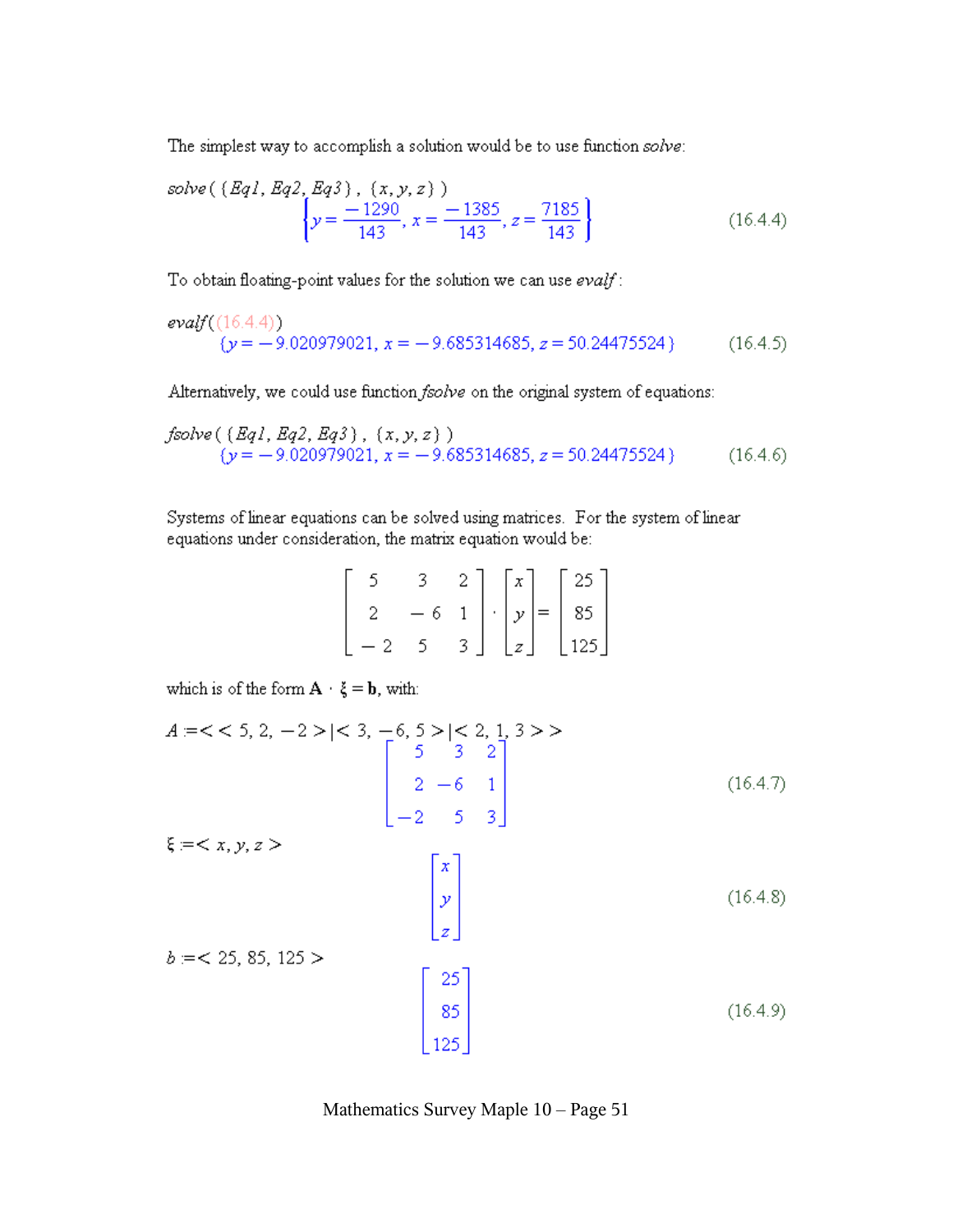The simplest way to accomplish a solution would be to use function *solve*:

```
solve( {Eq1, Eq2, Eq3}, {x, y, z} )
```

$$\left\{y = \frac{-1290}{143},\ x = \frac{-1385}{143},\ z = \frac{7185}{143}\right\} \tag{16.4.4}$$

To obtain floating-point values for the solution we can use *evalf*:

```
evalf((16.4.4))
```

$$\{y = -9.020979021,\ x = -9.685314685,\ z = 50.24475524\} \tag{16.4.5}$$

Alternatively, we could use function *fsolve* on the original system of equations:

```
fsolve( {Eq1, Eq2, Eq3}, {x, y, z} )
```

$$\{y = -9.020979021,\ x = -9.685314685,\ z = 50.24475524\} \tag{16.4.6}$$

Systems of linear equations can be solved using matrices. For the system of linear equations under consideration, the matrix equation would be:

$$\begin{bmatrix} 5 & 3 & 2 \\ 2 & -6 & 1 \\ -2 & 5 & 3 \end{bmatrix} \cdot \begin{bmatrix} x \\ y \\ z \end{bmatrix} = \begin{bmatrix} 25 \\ 85 \\ 125 \end{bmatrix}$$

which is of the form $\mathbf{A} \cdot \xi = \mathbf{b}$, with:

```
A := << 5, 2, -2 >|< 3, -6, 5 >|< 2, 1, 3 >>
```

$$\begin{bmatrix} 5 & 3 & 2 \\ 2 & -6 & 1 \\ -2 & 5 & 3 \end{bmatrix} \tag{16.4.7}$$

```
ξ := < x, y, z >
```

$$\begin{bmatrix} x \\ y \\ z \end{bmatrix} \tag{16.4.8}$$

```
b := < 25, 85, 125 >
```

$$\begin{bmatrix} 25 \\ 85 \\ 125 \end{bmatrix} \tag{16.4.9}$$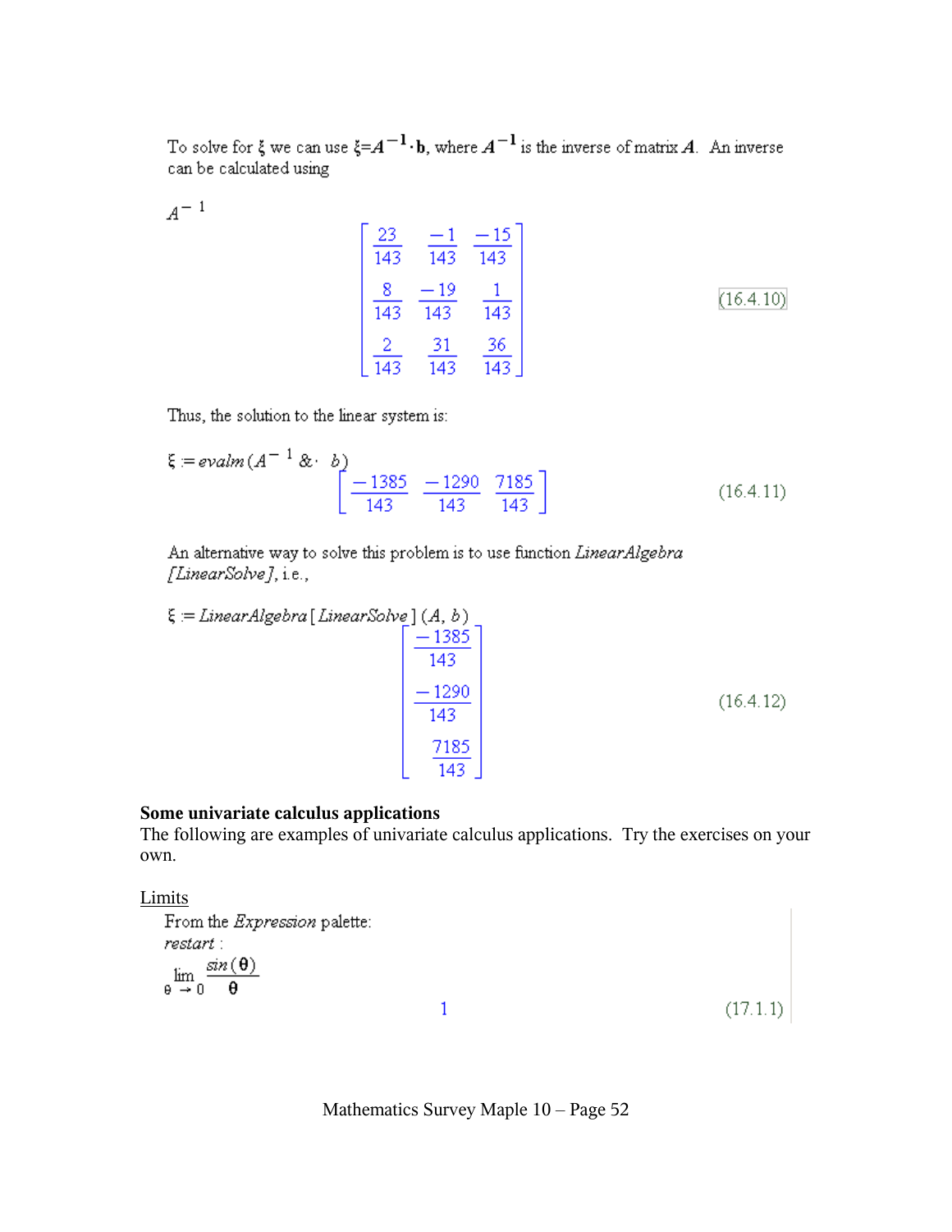To solve for $\xi$ we can use $\xi = \boldsymbol{A}^{-1} \cdot \mathbf{b}$, where $\boldsymbol{A}^{-1}$ is the inverse of matrix $\boldsymbol{A}$. An inverse can be calculated using

$A^{-1}$

$$\begin{bmatrix} \frac{23}{143} & \frac{-1}{143} & \frac{-15}{143} \\ \frac{8}{143} & \frac{-19}{143} & \frac{1}{143} \\ \frac{2}{143} & \frac{31}{143} & \frac{36}{143} \end{bmatrix} \qquad (16.4.10)$$

Thus, the solution to the linear system is:

$\xi := evalm(A^{-1} \&\cdot\ b)$

$$\begin{bmatrix} \frac{-1385}{143} & \frac{-1290}{143} & \frac{7185}{143} \end{bmatrix} \qquad (16.4.11)$$

An alternative way to solve this problem is to use function *LinearAlgebra [LinearSolve]*, i.e.,

$\xi := LinearAlgebra[LinearSolve](A, b)$

$$\begin{bmatrix} \frac{-1385}{143} \\ \frac{-1290}{143} \\ \frac{7185}{143} \end{bmatrix} \qquad (16.4.12)$$

**Some univariate calculus applications**

The following are examples of univariate calculus applications. Try the exercises on your own.

Limits

From the *Expression* palette:

*restart* :

$\lim_{\theta \to 0} \frac{\sin(\theta)}{\theta}$

$$1 \qquad (17.1.1)$$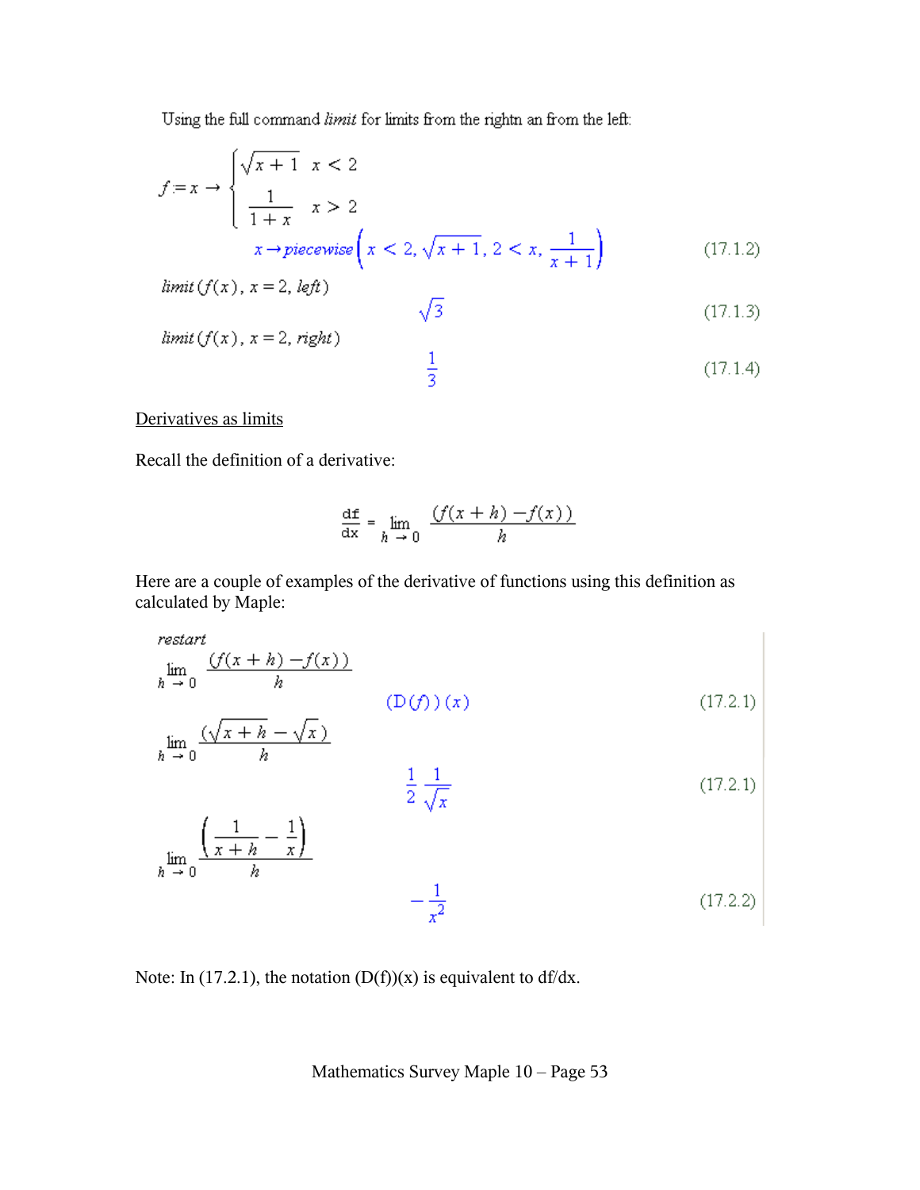Using the full command *limit* for limits from the rightn an from the left:

$$f := x \rightarrow \begin{cases} \sqrt{x+1} & x < 2 \\ \dfrac{1}{1+x} & x > 2 \end{cases}$$

$$x \rightarrow piecewise\left(x < 2, \sqrt{x+1}, 2 < x, \frac{1}{x+1}\right) \tag{17.1.2}$$

$limit(f(x), x = 2, left)$

$$\sqrt{3} \tag{17.1.3}$$

$limit(f(x), x = 2, right)$

$$\frac{1}{3} \tag{17.1.4}$$

<u>Derivatives as limits</u>

Recall the definition of a derivative:

$$\frac{df}{dx} = \lim_{h \to 0} \frac{(f(x+h) - f(x))}{h}$$

Here are a couple of examples of the derivative of functions using this definition as calculated by Maple:

$restart$

$\lim_{h \to 0} \frac{(f(x+h) - f(x))}{h}$

$$(\mathrm{D}(f))(x) \tag{17.2.1}$$

$\lim_{h \to 0} \frac{(\sqrt{x+h} - \sqrt{x})}{h}$

$$\frac{1}{2} \frac{1}{\sqrt{x}} \tag{17.2.1}$$

$\lim_{h \to 0} \frac{\left(\frac{1}{x+h} - \frac{1}{x}\right)}{h}$

$$-\frac{1}{x^2} \tag{17.2.2}$$

Note: In (17.2.1), the notation (D(f))(x) is equivalent to df/dx.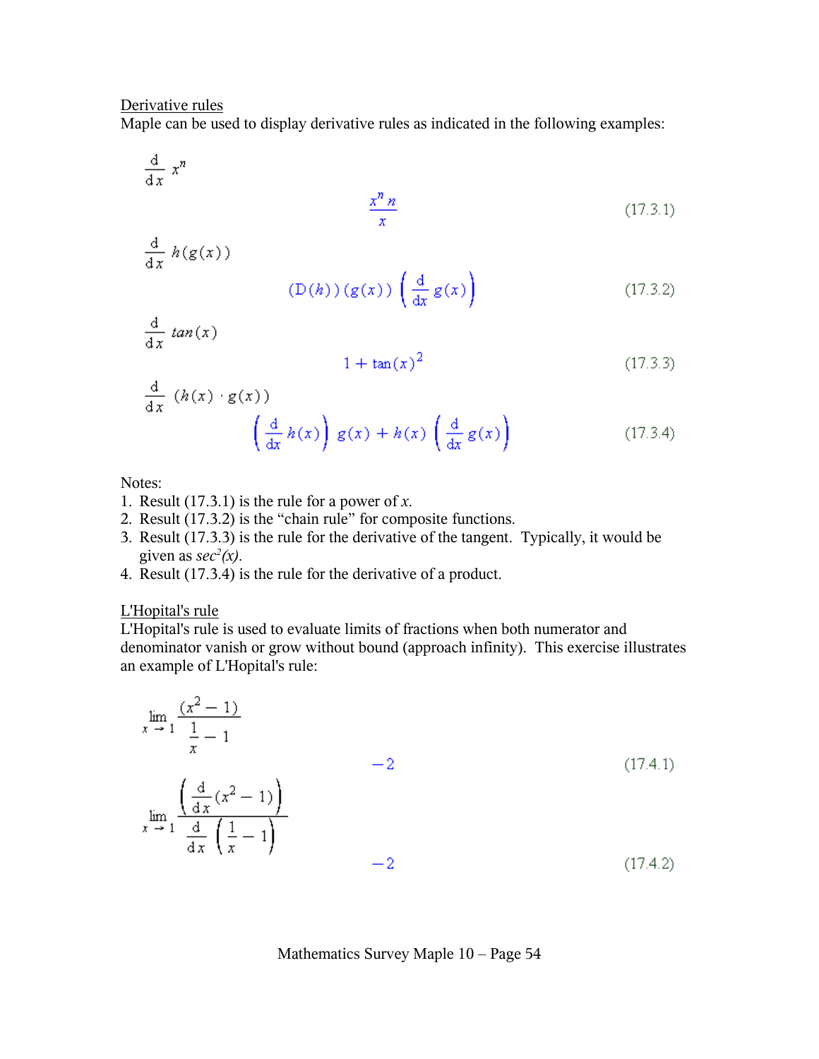Derivative rules

Maple can be used to display derivative rules as indicated in the following examples:

$$\frac{d}{dx} x^n$$

$$\frac{x^n n}{x} \tag{17.3.1}$$

$$\frac{d}{dx} h(g(x))$$

$$(D(h))(g(x)) \left(\frac{d}{dx} g(x)\right) \tag{17.3.2}$$

$$\frac{d}{dx} \tan(x)$$

$$1 + \tan(x)^2 \tag{17.3.3}$$

$$\frac{d}{dx} (h(x) \cdot g(x))$$

$$\left(\frac{d}{dx} h(x)\right) g(x) + h(x) \left(\frac{d}{dx} g(x)\right) \tag{17.3.4}$$

Notes:

1. Result (17.3.1) is the rule for a power of $x$.
2. Result (17.3.2) is the "chain rule" for composite functions.
3. Result (17.3.3) is the rule for the derivative of the tangent. Typically, it would be given as $sec^2(x)$.
4. Result (17.3.4) is the rule for the derivative of a product.

L'Hopital's rule

L'Hopital's rule is used to evaluate limits of fractions when both numerator and denominator vanish or grow without bound (approach infinity). This exercise illustrates an example of L'Hopital's rule:

$$\lim_{x \to 1} \frac{(x^2 - 1)}{\frac{1}{x} - 1}$$

$$-2 \tag{17.4.1}$$

$$\lim_{x \to 1} \frac{\left(\frac{d}{dx}(x^2 - 1)\right)}{\frac{d}{dx}\left(\frac{1}{x} - 1\right)}$$

$$-2 \tag{17.4.2}$$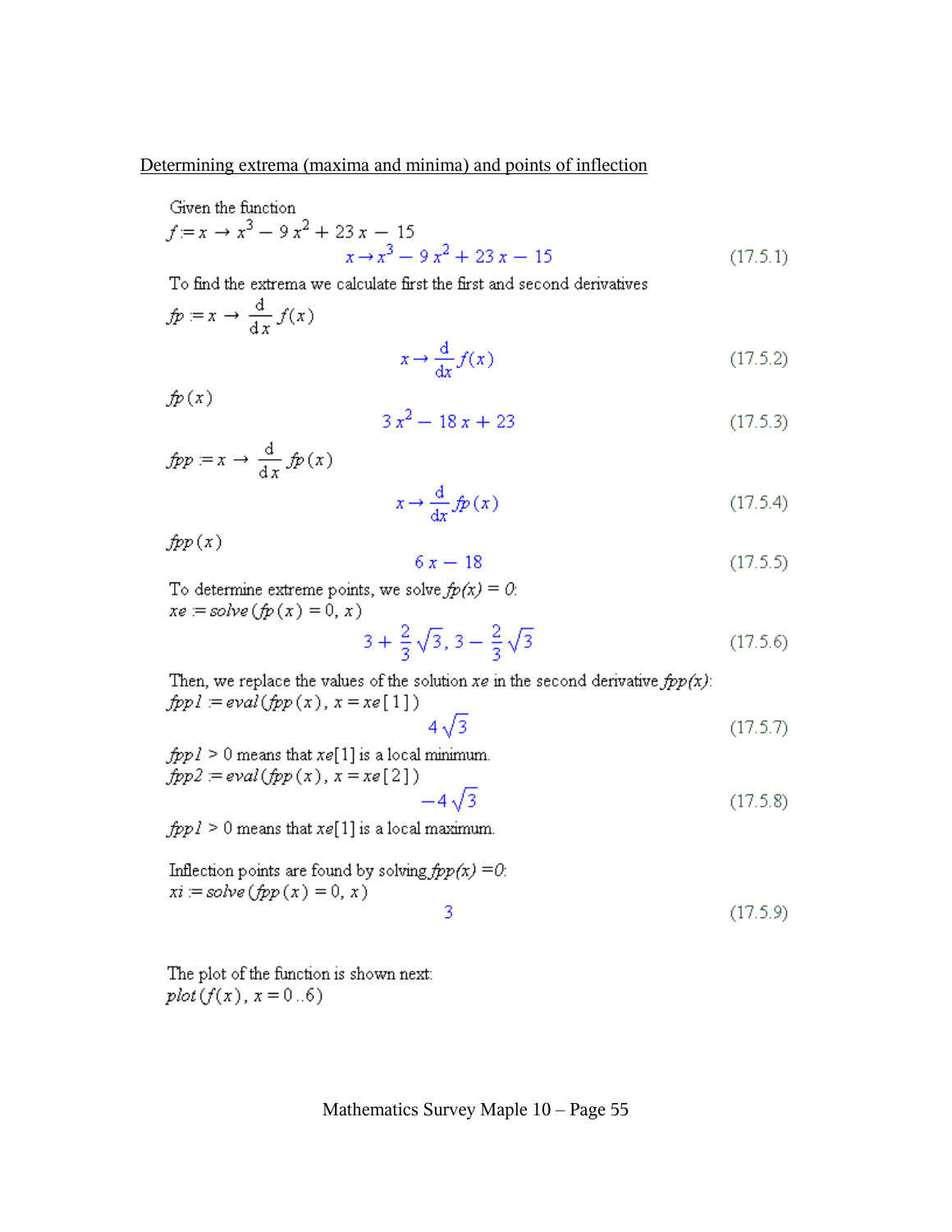## Determining extrema (maxima and minima) and points of inflection

Given the function

$f := x \rightarrow x^3 - 9x^2 + 23x - 15$

$$x \rightarrow x^3 - 9x^2 + 23x - 15 \qquad (17.5.1)$$

To find the extrema we calculate first the first and second derivatives

$fp := x \rightarrow \frac{d}{dx} f(x)$

$$x \rightarrow \frac{d}{dx} f(x) \qquad (17.5.2)$$

$fp(x)$

$$3x^2 - 18x + 23 \qquad (17.5.3)$$

$fpp := x \rightarrow \frac{d}{dx} fp(x)$

$$x \rightarrow \frac{d}{dx} fp(x) \qquad (17.5.4)$$

$fpp(x)$

$$6x - 18 \qquad (17.5.5)$$

To determine extreme points, we solve *fp(x) = 0*:

$xe := solve(fp(x) = 0, x)$

$$3 + \frac{2}{3}\sqrt{3},\ 3 - \frac{2}{3}\sqrt{3} \qquad (17.5.6)$$

Then, we replace the values of the solution *xe* in the second derivative *fpp(x)*:

$fpp1 := eval(fpp(x), x = xe[1])$

$$4\sqrt{3} \qquad (17.5.7)$$

$fpp1 > 0$ means that $xe[1]$ is a local minimum.

$fpp2 := eval(fpp(x), x = xe[2])$

$$-4\sqrt{3} \qquad (17.5.8)$$

$fpp1 > 0$ means that $xe[1]$ is a local maximum.

Inflection points are found by solving *fpp(x) = 0*:

$xi := solve(fpp(x) = 0, x)$

$$3 \qquad (17.5.9)$$

The plot of the function is shown next:

$plot(f(x), x = 0..6)$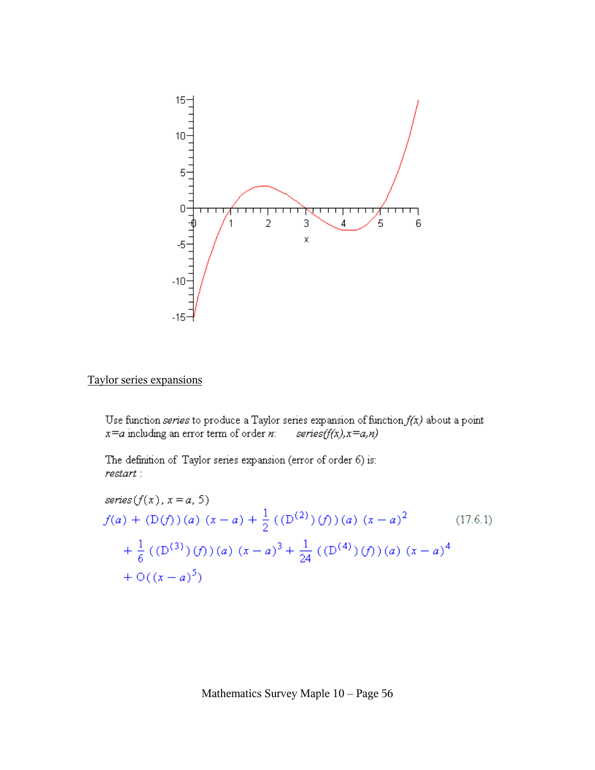## Taylor series expansions

Use function *series* to produce a Taylor series expansion of function *f(x)* about a point *x=a* including an error term of order *n*: *series(f(x),x=a,n)*

The definition of Taylor series expansion (error of order 6) is:
*restart* :

*series*$(f(x), x = a, 5)$

$$f(a) + (D(f))(a)\ (x-a) + \frac{1}{2}\left((D^{(2)})(f)\right)(a)\ (x-a)^2 + \frac{1}{6}\left((D^{(3)})(f)\right)(a)\ (x-a)^3 + \frac{1}{24}\left((D^{(4)})(f)\right)(a)\ (x-a)^4 + O\left((x-a)^5\right) \quad (17.6.1)$$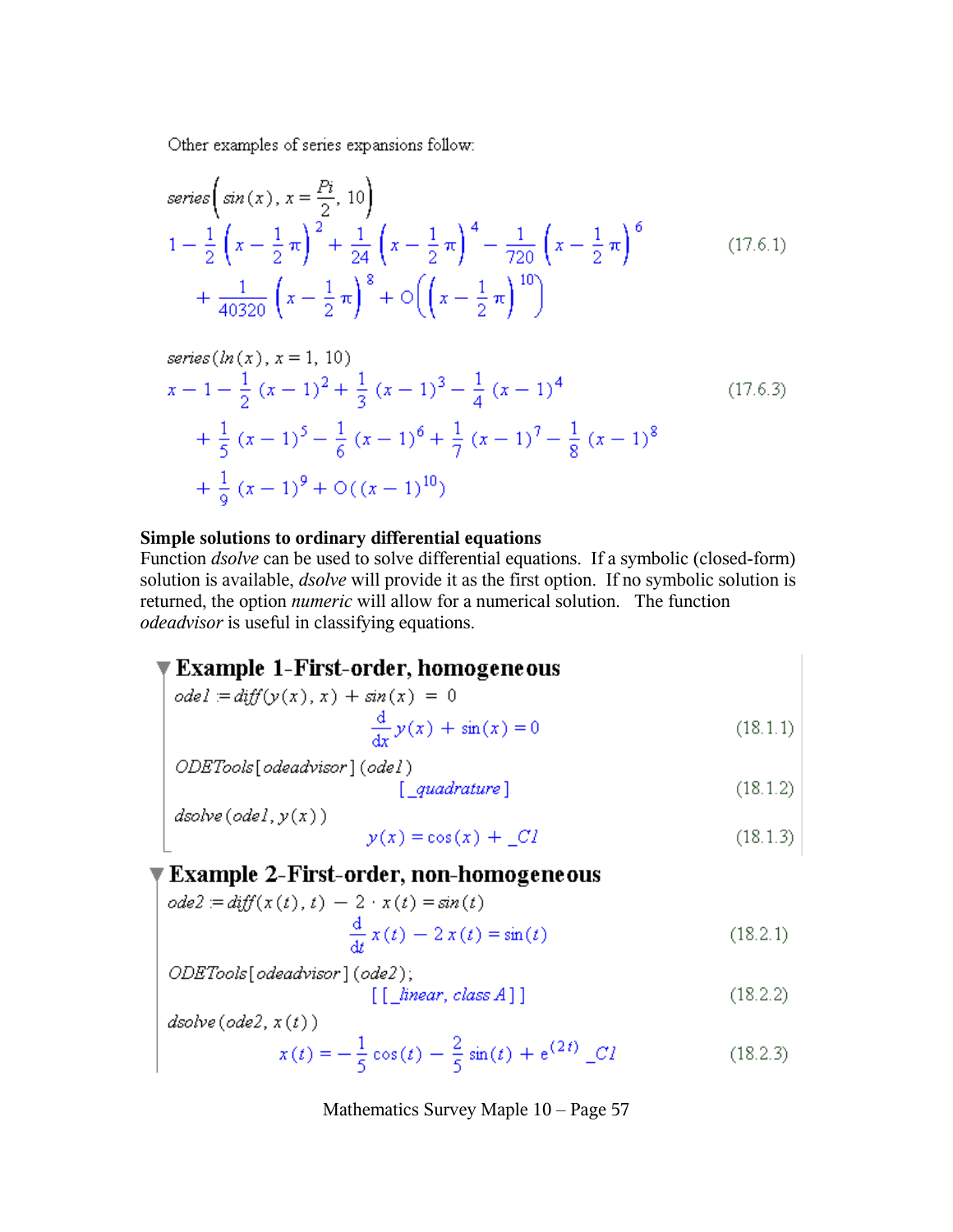Other examples of series expansions follow:

```
series(sin(x), x = Pi/2, 10)
```

$$1 - \frac{1}{2}\left(x - \frac{1}{2}\pi\right)^2 + \frac{1}{24}\left(x - \frac{1}{2}\pi\right)^4 - \frac{1}{720}\left(x - \frac{1}{2}\pi\right)^6 + \frac{1}{40320}\left(x - \frac{1}{2}\pi\right)^8 + O\left(\left(x - \frac{1}{2}\pi\right)^{10}\right) \quad (17.6.1)$$

```
series(ln(x), x = 1, 10)
```

$$x - 1 - \frac{1}{2}(x-1)^2 + \frac{1}{3}(x-1)^3 - \frac{1}{4}(x-1)^4 + \frac{1}{5}(x-1)^5 - \frac{1}{6}(x-1)^6 + \frac{1}{7}(x-1)^7 - \frac{1}{8}(x-1)^8 + \frac{1}{9}(x-1)^9 + O\left((x-1)^{10}\right) \quad (17.6.3)$$

**Simple solutions to ordinary differential equations**

Function *dsolve* can be used to solve differential equations. If a symbolic (closed-form) solution is available, *dsolve* will provide it as the first option. If no symbolic solution is returned, the option *numeric* will allow for a numerical solution. The function *odeadvisor* is useful in classifying equations.

## Example 1-First-order, homogeneous

```
ode1 := diff(y(x), x) + sin(x) = 0
```

$$\frac{d}{dx}y(x) + \sin(x) = 0 \quad (18.1.1)$$

```
ODETools[odeadvisor](ode1)
```

[_quadrature] (18.1.2)

```
dsolve(ode1, y(x))
```

$$y(x) = \cos(x) + \_C1 \quad (18.1.3)$$

## Example 2-First-order, non-homogeneous

```
ode2 := diff(x(t), t) - 2 · x(t) = sin(t)
```

$$\frac{d}{dt}x(t) - 2\,x(t) = \sin(t) \quad (18.2.1)$$

```
ODETools[odeadvisor](ode2);
```

[[_linear, class A]] (18.2.2)

```
dsolve(ode2, x(t))
```

$$x(t) = -\frac{1}{5}\cos(t) - \frac{2}{5}\sin(t) + e^{(2t)}\,\_C1 \quad (18.2.3)$$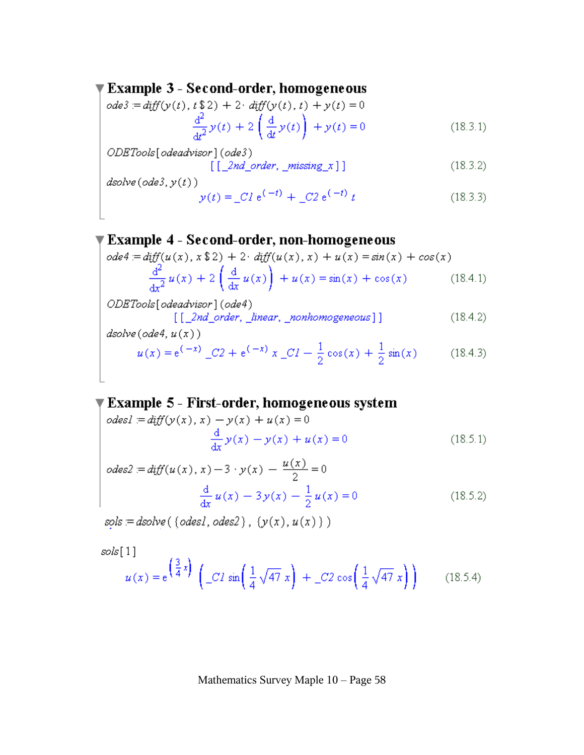## Example 3 - Second-order, homogeneous

```
ode3 := diff(y(t), t $ 2) + 2· diff(y(t), t) + y(t) = 0
```

$$\frac{d^2}{dt^2} y(t) + 2 \left( \frac{d}{dt} y(t) \right) + y(t) = 0 \tag{18.3.1}$$

```
ODETools[odeadvisor](ode3)
```

$$[[\_2nd\_order, \_missing\_x]] \tag{18.3.2}$$

```
dsolve(ode3, y(t))
```

$$y(t) = \_C1\, e^{(-t)} + \_C2\, e^{(-t)}\, t \tag{18.3.3}$$

## Example 4 - Second-order, non-homogeneous

```
ode4 := diff(u(x), x $ 2) + 2· diff(u(x), x) + u(x) = sin(x) + cos(x)
```

$$\frac{d^2}{dx^2} u(x) + 2 \left( \frac{d}{dx} u(x) \right) + u(x) = \sin(x) + \cos(x) \tag{18.4.1}$$

```
ODETools[odeadvisor](ode4)
```

$$[[\_2nd\_order, \_linear, \_nonhomogeneous]] \tag{18.4.2}$$

```
dsolve(ode4, u(x))
```

$$u(x) = e^{(-x)}\, \_C2 + e^{(-x)}\, x\, \_C1 - \frac{1}{2}\cos(x) + \frac{1}{2}\sin(x) \tag{18.4.3}$$

## Example 5 - First-order, homogeneous system

```
odes1 := diff(y(x), x) − y(x) + u(x) = 0
```

$$\frac{d}{dx} y(x) - y(x) + u(x) = 0 \tag{18.5.1}$$

```
odes2 := diff(u(x), x) − 3 · y(x) − u(x)/2 = 0
```

$$\frac{d}{dx} u(x) - 3\, y(x) - \frac{1}{2} u(x) = 0 \tag{18.5.2}$$

```
sols := dsolve({odes1, odes2}, {y(x), u(x)})
```

```
sols[1]
```

$$u(x) = e^{\left(\frac{3}{4} x\right)} \left( \_C1 \sin\left( \frac{1}{4}\sqrt{47}\, x \right) + \_C2 \cos\left( \frac{1}{4}\sqrt{47}\, x \right) \right) \tag{18.5.4}$$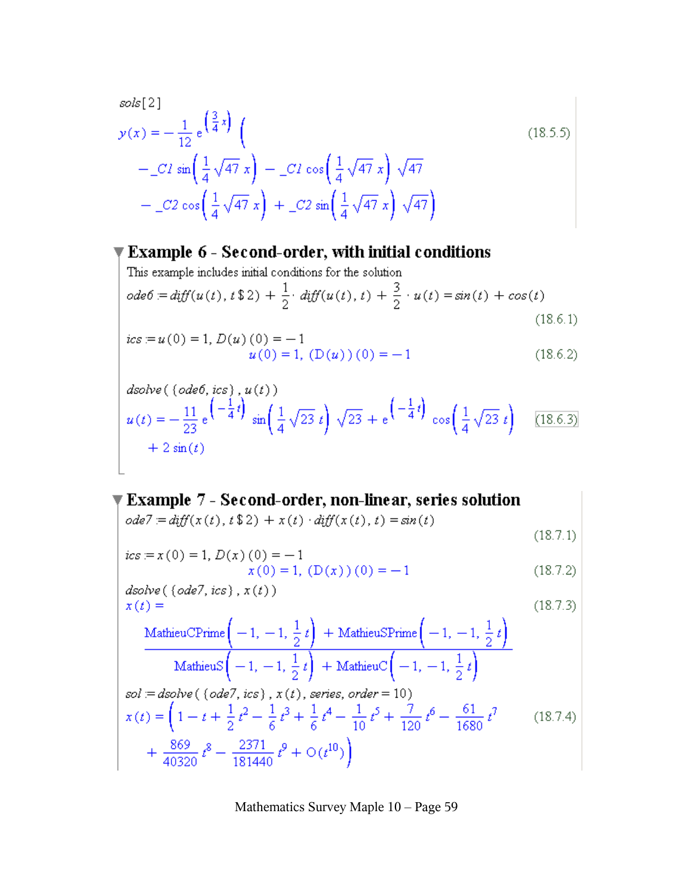```
sols[2]
```

$$y(x) = -\frac{1}{12} e^{\left(\frac{3}{4}x\right)} \left( -\_C1 \sin\left(\frac{1}{4}\sqrt{47}\,x\right) - \_C1 \cos\left(\frac{1}{4}\sqrt{47}\,x\right)\sqrt{47} - \_C2 \cos\left(\frac{1}{4}\sqrt{47}\,x\right) + \_C2 \sin\left(\frac{1}{4}\sqrt{47}\,x\right)\sqrt{47} \right) \quad (18.5.5)$$

## Example 6 - Second-order, with initial conditions

This example includes initial conditions for the solution

```
ode6 := diff(u(t), t$2) + 1/2 · diff(u(t), t) + 3/2 · u(t) = sin(t) + cos(t)
```

$$(18.6.1)$$

```
ics := u(0) = 1, D(u)(0) = -1
```

$$u(0) = 1,\ (D(u))(0) = -1 \quad (18.6.2)$$

```
dsolve({ode6, ics}, u(t))
```

$$u(t) = -\frac{11}{23} e^{\left(-\frac{1}{4}t\right)} \sin\left(\frac{1}{4}\sqrt{23}\,t\right)\sqrt{23} + e^{\left(-\frac{1}{4}t\right)} \cos\left(\frac{1}{4}\sqrt{23}\,t\right) + 2\sin(t) \quad (18.6.3)$$

## Example 7 - Second-order, non-linear, series solution

```
ode7 := diff(x(t), t$2) + x(t) · diff(x(t), t) = sin(t)
```

$$(18.7.1)$$

```
ics := x(0) = 1, D(x)(0) = -1
```

$$x(0) = 1,\ (D(x))(0) = -1 \quad (18.7.2)$$

```
dsolve({ode7, ics}, x(t))
```

$$x(t) = \frac{\text{MathieuCPrime}\left(-1, -1, \frac{1}{2}t\right) + \text{MathieuSPrime}\left(-1, -1, \frac{1}{2}t\right)}{\text{MathieuS}\left(-1, -1, \frac{1}{2}t\right) + \text{MathieuC}\left(-1, -1, \frac{1}{2}t\right)} \quad (18.7.3)$$

```
sol := dsolve({ode7, ics}, x(t), series, order = 10)
```

$$x(t) = \left(1 - t + \frac{1}{2}t^2 - \frac{1}{6}t^3 + \frac{1}{6}t^4 - \frac{1}{10}t^5 + \frac{7}{120}t^6 - \frac{61}{1680}t^7 + \frac{869}{40320}t^8 - \frac{2371}{181440}t^9 + O(t^{10})\right) \quad (18.7.4)$$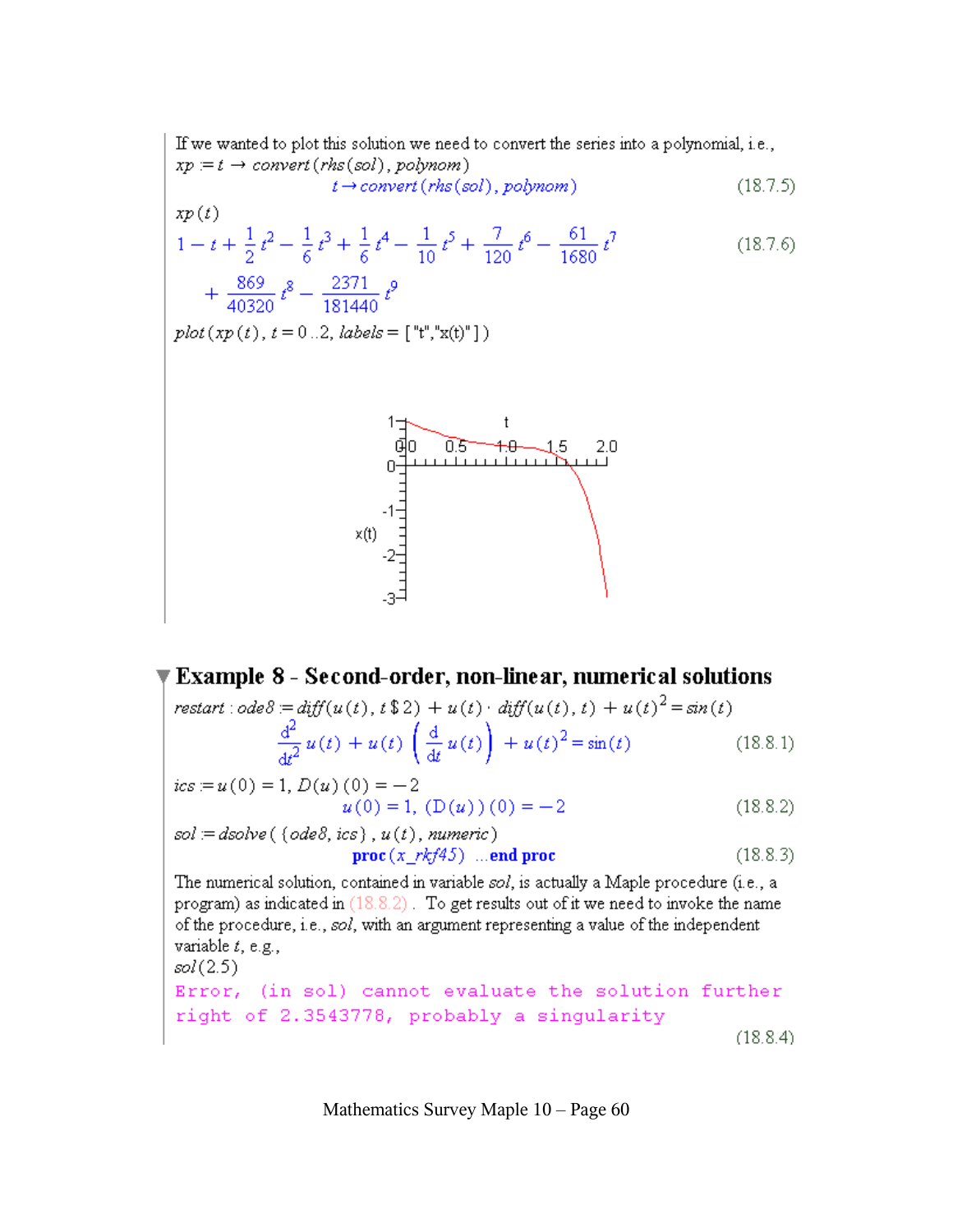If we wanted to plot this solution we need to convert the series into a polynomial, i.e.,

*xp* := *t* → *convert*(*rhs*(*sol*), *polynom*)

$$t \rightarrow convert(rhs(sol), polynom) \qquad (18.7.5)$$

*xp*(*t*)

$$1 - t + \frac{1}{2}t^2 - \frac{1}{6}t^3 + \frac{1}{6}t^4 - \frac{1}{10}t^5 + \frac{7}{120}t^6 - \frac{61}{1680}t^7 + \frac{869}{40320}t^8 - \frac{2371}{181440}t^9 \qquad (18.7.6)$$

*plot*(*xp*(*t*), *t* = 0 ..2, *labels* = ["t","x(t)"])

## Example 8 - Second-order, non-linear, numerical solutions

*restart* : *ode8* := *diff*(*u*(*t*), *t* $ 2) + *u*(*t*) · *diff*(*u*(*t*), *t*) + *u*(*t*)^2 = *sin*(*t*)

$$\frac{d^2}{dt^2}u(t) + u(t)\left(\frac{d}{dt}u(t)\right) + u(t)^2 = \sin(t) \qquad (18.8.1)$$

*ics* := *u*(0) = 1, *D*(*u*)(0) = −2

$$u(0) = 1, (D(u))(0) = -2 \qquad (18.8.2)$$

*sol* := *dsolve*({*ode8*, *ics*}, *u*(*t*), *numeric*)

**proc**(*x_rkf45*) ...**end proc** (18.8.3)

The numerical solution, contained in variable *sol*, is actually a Maple procedure (i.e., a program) as indicated in (18.8.2). To get results out of it we need to invoke the name of the procedure, i.e., *sol*, with an argument representing a value of the independent variable *t*, e.g.,

*sol*(2.5)

```
Error, (in sol) cannot evaluate the solution further
right of 2.3543778, probably a singularity
```

(18.8.4)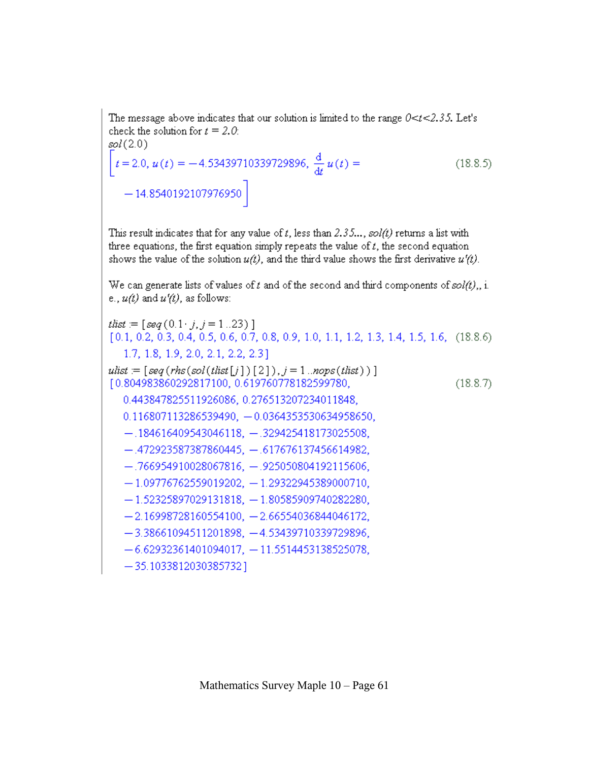The message above indicates that our solution is limited to the range *0<t<2.35*. Let's check the solution for $t$ = *2.0*:

```
sol(2.0)
```

$$\left[t = 2.0,\ u(t) = -4.53439710339729896,\ \frac{d}{dt}\,u(t) = -14.8540192107976950\right] \quad (18.8.5)$$

This result indicates that for any value of $t$, less than *2.35...*, *sol(t)* returns a list with three equations, the first equation simply repeats the value of $t$, the second equation shows the value of the solution *u(t)*, and the third value shows the first derivative *u'(t)*.

We can generate lists of values of $t$ and of the second and third components of *sol(t)*,, i. e., *u(t)* and *u'(t)*, as follows:

```
tlist := [seq(0.1·j, j = 1..23)]
```

$$[0.1, 0.2, 0.3, 0.4, 0.5, 0.6, 0.7, 0.8, 0.9, 1.0, 1.1, 1.2, 1.3, 1.4, 1.5, 1.6, 1.7, 1.8, 1.9, 2.0, 2.1, 2.2, 2.3] \quad (18.8.6)$$

```
ulist := [seq(rhs(sol(tlist[j])[2]), j = 1..nops(tlist))]
```

$$[0.804983860292817100, 0.619760778182599780, 0.443847825511926086, 0.276513207234011848, 0.116807113286539490, -0.0364353530634958650, -.184616409543046118, -.329425418173025508, -.472923587387860445, -.617676137456614982, -.766954910028067816, -.925050804192115606, -1.09776762559019202, -1.29322945389000710, -1.52325897029131818, -1.80585909740282280, -2.16998728160554100, -2.66554036844046172, -3.38661094511201898, -4.53439710339729896, -6.62932361401094017, -11.5514453138525078, -35.1033812030385732] \quad (18.8.7)$$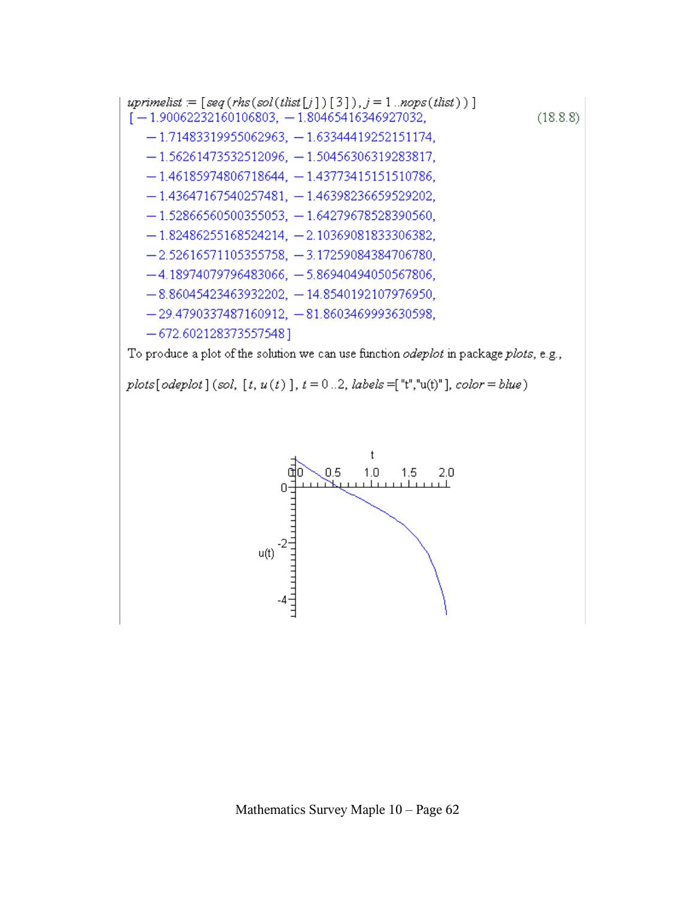$uprimelist := [seq(rhs(sol(tlist[j])[3]), j = 1..nops(tlist))]$

[−1.90062232160106803, −1.80465416346927032, −1.71483319955062963, −1.63344419252151174, −1.56261473532512096, −1.50456306319283817, −1.46185974806718644, −1.43773415151510786, −1.43647167540257481, −1.46398236659529202, −1.52866560500355053, −1.64279678528390560, −1.82486255168524214, −2.10369081833306382, −2.52616571105355758, −3.17259084384706780, −4.18974079796483066, −5.86940494050567806, −8.86045423463932202, −14.8540192107976950, −29.4790337487160912, −81.8603469993630598, −672.602128373557548] (18.8.8)

To produce a plot of the solution we can use function *odeplot* in package *plots*, e.g.,

$plots[odeplot](sol, [t, u(t)], t = 0..2, labels = ["t","u(t)"], color = blue)$

t

0.0 0.5 1.0 1.5 2.0

0

-2

u(t)

-4